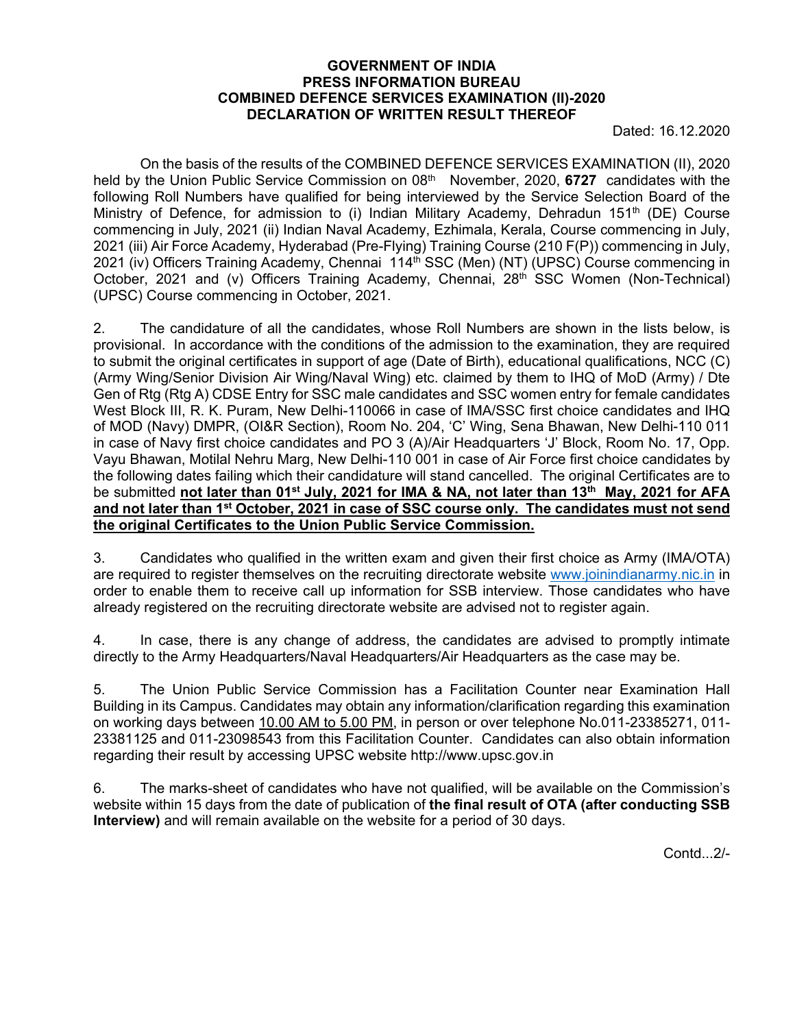**GOVERNMENT OF INDIA**
**PRESS INFORMATION BUREAU**
**COMBINED DEFENCE SERVICES EXAMINATION (II)-2020**
**DECLARATION OF WRITTEN RESULT THEREOF**

Dated: 16.12.2020

On the basis of the results of the COMBINED DEFENCE SERVICES EXAMINATION (II), 2020 held by the Union Public Service Commission on 08th November, 2020, **6727** candidates with the following Roll Numbers have qualified for being interviewed by the Service Selection Board of the Ministry of Defence, for admission to (i) Indian Military Academy, Dehradun 151th (DE) Course commencing in July, 2021 (ii) Indian Naval Academy, Ezhimala, Kerala, Course commencing in July, 2021 (iii) Air Force Academy, Hyderabad (Pre-Flying) Training Course (210 F(P)) commencing in July, 2021 (iv) Officers Training Academy, Chennai 114th SSC (Men) (NT) (UPSC) Course commencing in October, 2021 and (v) Officers Training Academy, Chennai, 28th SSC Women (Non-Technical) (UPSC) Course commencing in October, 2021.

2. The candidature of all the candidates, whose Roll Numbers are shown in the lists below, is provisional. In accordance with the conditions of the admission to the examination, they are required to submit the original certificates in support of age (Date of Birth), educational qualifications, NCC (C) (Army Wing/Senior Division Air Wing/Naval Wing) etc. claimed by them to IHQ of MoD (Army) / Dte Gen of Rtg (Rtg A) CDSE Entry for SSC male candidates and SSC women entry for female candidates West Block III, R. K. Puram, New Delhi-110066 in case of IMA/SSC first choice candidates and IHQ of MOD (Navy) DMPR, (OI&R Section), Room No. 204, 'C' Wing, Sena Bhawan, New Delhi-110 011 in case of Navy first choice candidates and PO 3 (A)/Air Headquarters 'J' Block, Room No. 17, Opp. Vayu Bhawan, Motilal Nehru Marg, New Delhi-110 001 in case of Air Force first choice candidates by the following dates failing which their candidature will stand cancelled. The original Certificates are to be submitted **not later than 01st July, 2021 for IMA & NA, not later than 13th May, 2021 for AFA and not later than 1st October, 2021 in case of SSC course only. The candidates must not send the original Certificates to the Union Public Service Commission.**

3. Candidates who qualified in the written exam and given their first choice as Army (IMA/OTA) are required to register themselves on the recruiting directorate website www.joinindianarmy.nic.in in order to enable them to receive call up information for SSB interview. Those candidates who have already registered on the recruiting directorate website are advised not to register again.

4. In case, there is any change of address, the candidates are advised to promptly intimate directly to the Army Headquarters/Naval Headquarters/Air Headquarters as the case may be.

5. The Union Public Service Commission has a Facilitation Counter near Examination Hall Building in its Campus. Candidates may obtain any information/clarification regarding this examination on working days between 10.00 AM to 5.00 PM, in person or over telephone No.011-23385271, 011-23381125 and 011-23098543 from this Facilitation Counter. Candidates can also obtain information regarding their result by accessing UPSC website http://www.upsc.gov.in

6. The marks-sheet of candidates who have not qualified, will be available on the Commission's website within 15 days from the date of publication of **the final result of OTA (after conducting SSB Interview)** and will remain available on the website for a period of 30 days.

Contd...2/-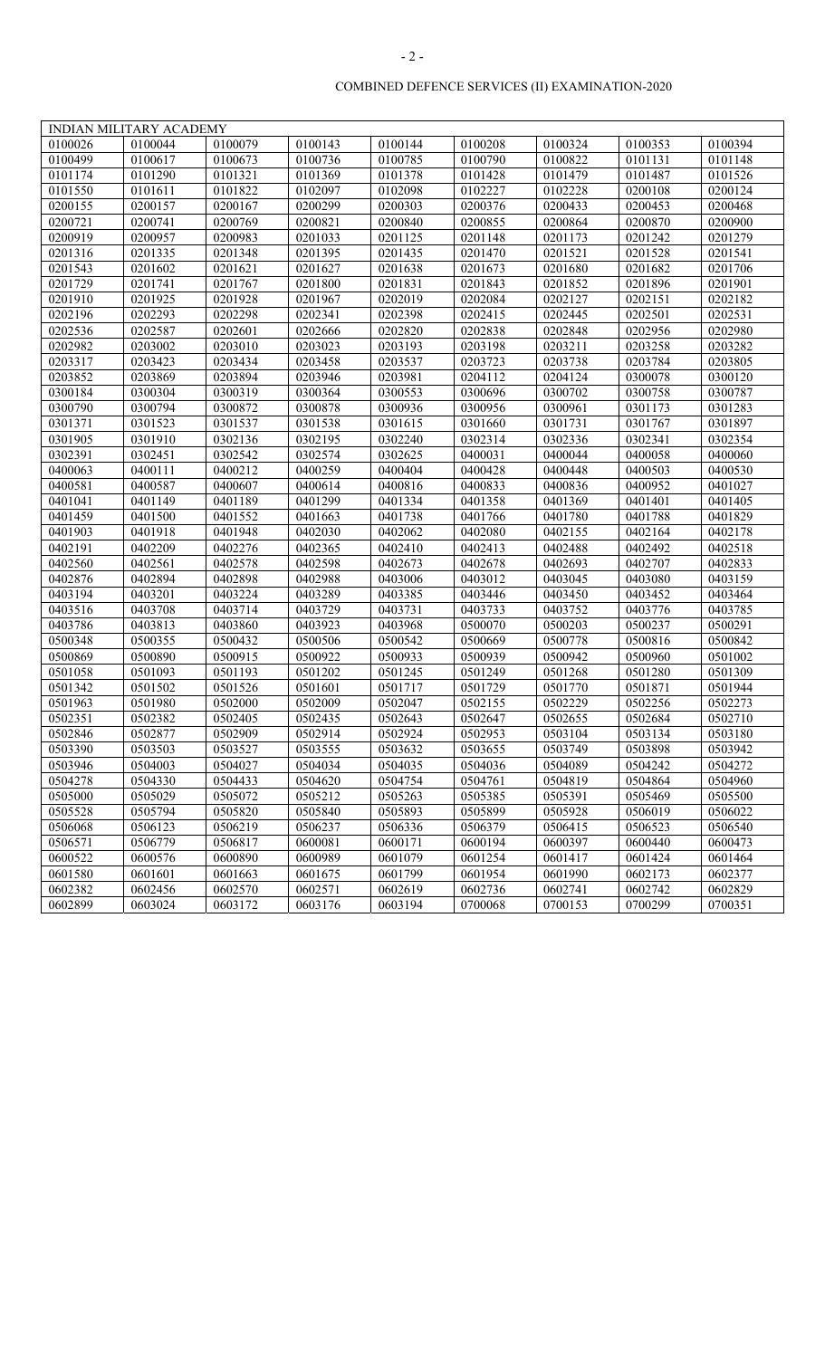COMBINED DEFENCE SERVICES (II) EXAMINATION-2020

| INDIAN MILITARY ACADEMY | | | | | | | | |
|---|---|---|---|---|---|---|---|---|
| 0100026 | 0100044 | 0100079 | 0100143 | 0100144 | 0100208 | 0100324 | 0100353 | 0100394 |
| 0100499 | 0100617 | 0100673 | 0100736 | 0100785 | 0100790 | 0100822 | 0101131 | 0101148 |
| 0101174 | 0101290 | 0101321 | 0101369 | 0101378 | 0101428 | 0101479 | 0101487 | 0101526 |
| 0101550 | 0101611 | 0101822 | 0102097 | 0102098 | 0102227 | 0102228 | 0200108 | 0200124 |
| 0200155 | 0200157 | 0200167 | 0200299 | 0200303 | 0200376 | 0200433 | 0200453 | 0200468 |
| 0200721 | 0200741 | 0200769 | 0200821 | 0200840 | 0200855 | 0200864 | 0200870 | 0200900 |
| 0200919 | 0200957 | 0200983 | 0201033 | 0201125 | 0201148 | 0201173 | 0201242 | 0201279 |
| 0201316 | 0201335 | 0201348 | 0201395 | 0201435 | 0201470 | 0201521 | 0201528 | 0201541 |
| 0201543 | 0201602 | 0201621 | 0201627 | 0201638 | 0201673 | 0201680 | 0201682 | 0201706 |
| 0201729 | 0201741 | 0201767 | 0201800 | 0201831 | 0201843 | 0201852 | 0201896 | 0201901 |
| 0201910 | 0201925 | 0201928 | 0201967 | 0202019 | 0202084 | 0202127 | 0202151 | 0202182 |
| 0202196 | 0202293 | 0202298 | 0202341 | 0202398 | 0202415 | 0202445 | 0202501 | 0202531 |
| 0202536 | 0202587 | 0202601 | 0202666 | 0202820 | 0202838 | 0202848 | 0202956 | 0202980 |
| 0202982 | 0203002 | 0203010 | 0203023 | 0203193 | 0203198 | 0203211 | 0203258 | 0203282 |
| 0203317 | 0203423 | 0203434 | 0203458 | 0203537 | 0203723 | 0203738 | 0203784 | 0203805 |
| 0203852 | 0203869 | 0203894 | 0203946 | 0203981 | 0204112 | 0204124 | 0300078 | 0300120 |
| 0300184 | 0300304 | 0300319 | 0300364 | 0300553 | 0300696 | 0300702 | 0300758 | 0300787 |
| 0300790 | 0300794 | 0300872 | 0300878 | 0300936 | 0300956 | 0300961 | 0301173 | 0301283 |
| 0301371 | 0301523 | 0301537 | 0301538 | 0301615 | 0301660 | 0301731 | 0301767 | 0301897 |
| 0301905 | 0301910 | 0302136 | 0302195 | 0302240 | 0302314 | 0302336 | 0302341 | 0302354 |
| 0302391 | 0302451 | 0302542 | 0302574 | 0302625 | 0400031 | 0400044 | 0400058 | 0400060 |
| 0400063 | 0400111 | 0400212 | 0400259 | 0400404 | 0400428 | 0400448 | 0400503 | 0400530 |
| 0400581 | 0400587 | 0400607 | 0400614 | 0400816 | 0400833 | 0400836 | 0400952 | 0401027 |
| 0401041 | 0401149 | 0401189 | 0401299 | 0401334 | 0401358 | 0401369 | 0401401 | 0401405 |
| 0401459 | 0401500 | 0401552 | 0401663 | 0401738 | 0401766 | 0401780 | 0401788 | 0401829 |
| 0401903 | 0401918 | 0401948 | 0402030 | 0402062 | 0402080 | 0402155 | 0402164 | 0402178 |
| 0402191 | 0402209 | 0402276 | 0402365 | 0402410 | 0402413 | 0402488 | 0402492 | 0402518 |
| 0402560 | 0402561 | 0402578 | 0402598 | 0402673 | 0402678 | 0402693 | 0402707 | 0402833 |
| 0402876 | 0402894 | 0402898 | 0402988 | 0403006 | 0403012 | 0403045 | 0403080 | 0403159 |
| 0403194 | 0403201 | 0403224 | 0403289 | 0403385 | 0403446 | 0403450 | 0403452 | 0403464 |
| 0403516 | 0403708 | 0403714 | 0403729 | 0403731 | 0403733 | 0403752 | 0403776 | 0403785 |
| 0403786 | 0403813 | 0403860 | 0403923 | 0403968 | 0500070 | 0500203 | 0500237 | 0500291 |
| 0500348 | 0500355 | 0500432 | 0500506 | 0500542 | 0500669 | 0500778 | 0500816 | 0500842 |
| 0500869 | 0500890 | 0500915 | 0500922 | 0500933 | 0500939 | 0500942 | 0500960 | 0501002 |
| 0501058 | 0501093 | 0501193 | 0501202 | 0501245 | 0501249 | 0501268 | 0501280 | 0501309 |
| 0501342 | 0501502 | 0501526 | 0501601 | 0501717 | 0501729 | 0501770 | 0501871 | 0501944 |
| 0501963 | 0501980 | 0502000 | 0502009 | 0502047 | 0502155 | 0502229 | 0502256 | 0502273 |
| 0502351 | 0502382 | 0502405 | 0502435 | 0502643 | 0502647 | 0502655 | 0502684 | 0502710 |
| 0502846 | 0502877 | 0502909 | 0502914 | 0502924 | 0502953 | 0503104 | 0503134 | 0503180 |
| 0503390 | 0503503 | 0503527 | 0503555 | 0503632 | 0503655 | 0503749 | 0503898 | 0503942 |
| 0503946 | 0504003 | 0504027 | 0504034 | 0504035 | 0504036 | 0504089 | 0504242 | 0504272 |
| 0504278 | 0504330 | 0504433 | 0504620 | 0504754 | 0504761 | 0504819 | 0504864 | 0504960 |
| 0505000 | 0505029 | 0505072 | 0505212 | 0505263 | 0505385 | 0505391 | 0505469 | 0505500 |
| 0505528 | 0505794 | 0505820 | 0505840 | 0505893 | 0505899 | 0505928 | 0506019 | 0506022 |
| 0506068 | 0506123 | 0506219 | 0506237 | 0506336 | 0506379 | 0506415 | 0506523 | 0506540 |
| 0506571 | 0506779 | 0506817 | 0600081 | 0600171 | 0600194 | 0600397 | 0600440 | 0600473 |
| 0600522 | 0600576 | 0600890 | 0600989 | 0601079 | 0601254 | 0601417 | 0601424 | 0601464 |
| 0601580 | 0601601 | 0601663 | 0601675 | 0601799 | 0601954 | 0601990 | 0602173 | 0602377 |
| 0602382 | 0602456 | 0602570 | 0602571 | 0602619 | 0602736 | 0602741 | 0602742 | 0602829 |
| 0602899 | 0603024 | 0603172 | 0603176 | 0603194 | 0700068 | 0700153 | 0700299 | 0700351 |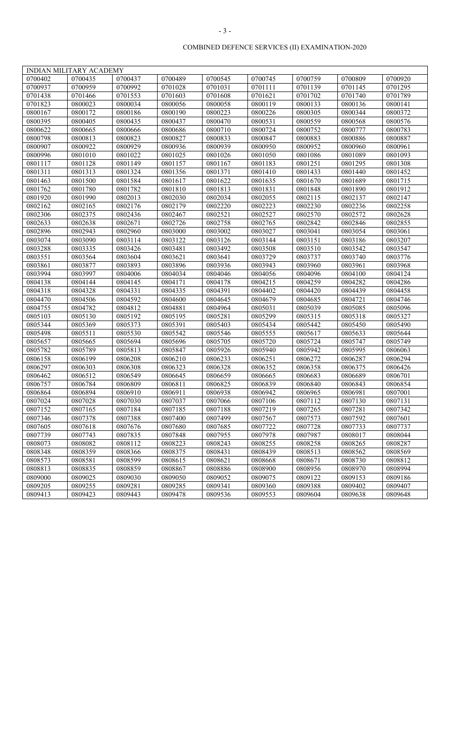COMBINED DEFENCE SERVICES (II) EXAMINATION-2020

| INDIAN MILITARY ACADEMY | | | | | | | | |
|---|---|---|---|---|---|---|---|---|
| 0700402 | 0700435 | 0700437 | 0700489 | 0700545 | 0700745 | 0700759 | 0700809 | 0700920 |
| 0700937 | 0700959 | 0700992 | 0701028 | 0701031 | 0701111 | 0701139 | 0701145 | 0701295 |
| 0701438 | 0701466 | 0701553 | 0701603 | 0701608 | 0701621 | 0701702 | 0701740 | 0701789 |
| 0701823 | 0800023 | 0800034 | 0800056 | 0800058 | 0800119 | 0800133 | 0800136 | 0800141 |
| 0800167 | 0800172 | 0800186 | 0800190 | 0800223 | 0800226 | 0800305 | 0800344 | 0800372 |
| 0800395 | 0800405 | 0800435 | 0800437 | 0800470 | 0800531 | 0800559 | 0800568 | 0800576 |
| 0800622 | 0800665 | 0800666 | 0800686 | 0800710 | 0800724 | 0800752 | 0800777 | 0800783 |
| 0800798 | 0800813 | 0800823 | 0800827 | 0800833 | 0800847 | 0800883 | 0800886 | 0800887 |
| 0800907 | 0800922 | 0800929 | 0800936 | 0800939 | 0800950 | 0800952 | 0800960 | 0800961 |
| 0800996 | 0801010 | 0801022 | 0801025 | 0801026 | 0801050 | 0801086 | 0801089 | 0801093 |
| 0801117 | 0801128 | 0801149 | 0801157 | 0801167 | 0801183 | 0801251 | 0801295 | 0801308 |
| 0801311 | 0801313 | 0801324 | 0801356 | 0801371 | 0801410 | 0801433 | 0801440 | 0801452 |
| 0801463 | 0801500 | 0801584 | 0801617 | 0801622 | 0801635 | 0801670 | 0801689 | 0801715 |
| 0801762 | 0801780 | 0801782 | 0801810 | 0801813 | 0801831 | 0801848 | 0801890 | 0801912 |
| 0801920 | 0801990 | 0802013 | 0802030 | 0802034 | 0802055 | 0802115 | 0802137 | 0802147 |
| 0802162 | 0802165 | 0802176 | 0802179 | 0802220 | 0802223 | 0802230 | 0802236 | 0802258 |
| 0802306 | 0802375 | 0802436 | 0802467 | 0802521 | 0802527 | 0802570 | 0802572 | 0802628 |
| 0802633 | 0802638 | 0802671 | 0802726 | 0802758 | 0802765 | 0802842 | 0802846 | 0802855 |
| 0802896 | 0802943 | 0802960 | 0803000 | 0803002 | 0803027 | 0803041 | 0803054 | 0803061 |
| 0803074 | 0803090 | 0803114 | 0803122 | 0803126 | 0803144 | 0803151 | 0803186 | 0803207 |
| 0803288 | 0803335 | 0803426 | 0803481 | 0803492 | 0803508 | 0803510 | 0803542 | 0803547 |
| 0803551 | 0803564 | 0803604 | 0803621 | 0803641 | 0803729 | 0803737 | 0803740 | 0803776 |
| 0803861 | 0803877 | 0803893 | 0803896 | 0803936 | 0803943 | 0803960 | 0803961 | 0803968 |
| 0803994 | 0803997 | 0804006 | 0804034 | 0804046 | 0804056 | 0804096 | 0804100 | 0804124 |
| 0804138 | 0804144 | 0804145 | 0804171 | 0804178 | 0804215 | 0804259 | 0804282 | 0804286 |
| 0804318 | 0804328 | 0804331 | 0804335 | 0804391 | 0804402 | 0804420 | 0804439 | 0804458 |
| 0804470 | 0804506 | 0804592 | 0804600 | 0804645 | 0804679 | 0804685 | 0804721 | 0804746 |
| 0804755 | 0804782 | 0804812 | 0804881 | 0804964 | 0805031 | 0805039 | 0805085 | 0805096 |
| 0805103 | 0805130 | 0805192 | 0805195 | 0805281 | 0805299 | 0805315 | 0805318 | 0805327 |
| 0805344 | 0805369 | 0805373 | 0805391 | 0805403 | 0805434 | 0805442 | 0805450 | 0805490 |
| 0805498 | 0805511 | 0805530 | 0805542 | 0805546 | 0805555 | 0805617 | 0805633 | 0805644 |
| 0805657 | 0805665 | 0805694 | 0805696 | 0805705 | 0805720 | 0805724 | 0805747 | 0805749 |
| 0805782 | 0805789 | 0805813 | 0805847 | 0805926 | 0805940 | 0805942 | 0805995 | 0806063 |
| 0806158 | 0806199 | 0806208 | 0806210 | 0806233 | 0806251 | 0806272 | 0806287 | 0806294 |
| 0806297 | 0806303 | 0806308 | 0806323 | 0806328 | 0806352 | 0806358 | 0806375 | 0806426 |
| 0806462 | 0806512 | 0806549 | 0806645 | 0806659 | 0806665 | 0806683 | 0806689 | 0806701 |
| 0806757 | 0806784 | 0806809 | 0806811 | 0806825 | 0806839 | 0806840 | 0806843 | 0806854 |
| 0806864 | 0806894 | 0806910 | 0806911 | 0806938 | 0806942 | 0806965 | 0806981 | 0807001 |
| 0807024 | 0807028 | 0807030 | 0807037 | 0807066 | 0807106 | 0807112 | 0807130 | 0807131 |
| 0807152 | 0807165 | 0807184 | 0807185 | 0807188 | 0807219 | 0807265 | 0807281 | 0807342 |
| 0807346 | 0807378 | 0807388 | 0807400 | 0807499 | 0807567 | 0807573 | 0807592 | 0807601 |
| 0807605 | 0807618 | 0807676 | 0807680 | 0807685 | 0807722 | 0807728 | 0807733 | 0807737 |
| 0807739 | 0807743 | 0807835 | 0807848 | 0807955 | 0807978 | 0807987 | 0808017 | 0808044 |
| 0808073 | 0808082 | 0808112 | 0808223 | 0808243 | 0808255 | 0808258 | 0808265 | 0808287 |
| 0808348 | 0808359 | 0808366 | 0808375 | 0808431 | 0808439 | 0808513 | 0808562 | 0808569 |
| 0808573 | 0808581 | 0808599 | 0808615 | 0808621 | 0808668 | 0808671 | 0808730 | 0808812 |
| 0808813 | 0808835 | 0808859 | 0808867 | 0808886 | 0808900 | 0808956 | 0808970 | 0808994 |
| 0809000 | 0809025 | 0809030 | 0809050 | 0809052 | 0809075 | 0809122 | 0809153 | 0809186 |
| 0809205 | 0809255 | 0809281 | 0809285 | 0809341 | 0809360 | 0809388 | 0809402 | 0809407 |
| 0809413 | 0809423 | 0809443 | 0809478 | 0809536 | 0809553 | 0809604 | 0809638 | 0809648 |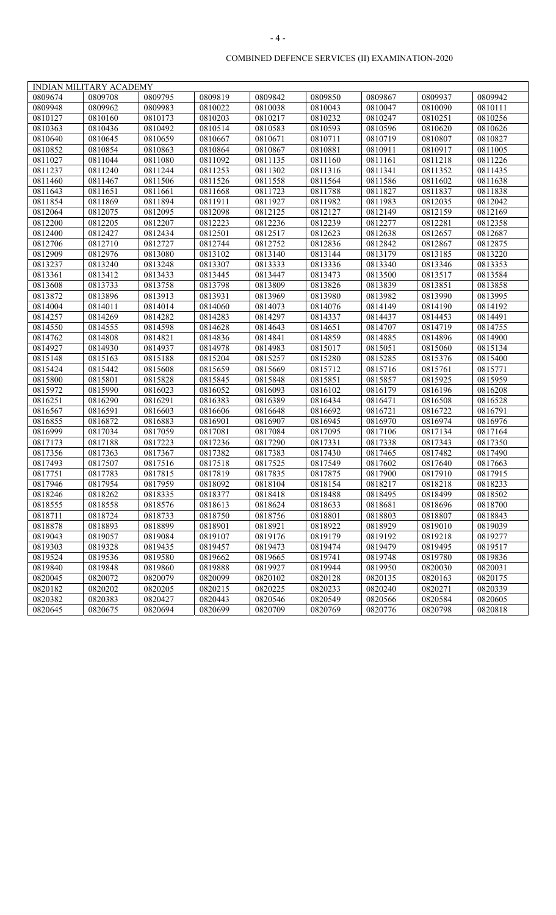COMBINED DEFENCE SERVICES (II) EXAMINATION-2020

| INDIAN MILITARY ACADEMY | | | | | | | | |
|---|---|---|---|---|---|---|---|---|
| 0809674 | 0809708 | 0809795 | 0809819 | 0809842 | 0809850 | 0809867 | 0809937 | 0809942 |
| 0809948 | 0809962 | 0809983 | 0810022 | 0810038 | 0810043 | 0810047 | 0810090 | 0810111 |
| 0810127 | 0810160 | 0810173 | 0810203 | 0810217 | 0810232 | 0810247 | 0810251 | 0810256 |
| 0810363 | 0810436 | 0810492 | 0810514 | 0810583 | 0810593 | 0810596 | 0810620 | 0810626 |
| 0810640 | 0810645 | 0810659 | 0810667 | 0810671 | 0810711 | 0810719 | 0810807 | 0810827 |
| 0810852 | 0810854 | 0810863 | 0810864 | 0810867 | 0810881 | 0810911 | 0810917 | 0811005 |
| 0811027 | 0811044 | 0811080 | 0811092 | 0811135 | 0811160 | 0811161 | 0811218 | 0811226 |
| 0811237 | 0811240 | 0811244 | 0811253 | 0811302 | 0811316 | 0811341 | 0811352 | 0811435 |
| 0811460 | 0811467 | 0811506 | 0811526 | 0811558 | 0811564 | 0811586 | 0811602 | 0811638 |
| 0811643 | 0811651 | 0811661 | 0811668 | 0811723 | 0811788 | 0811827 | 0811837 | 0811838 |
| 0811854 | 0811869 | 0811894 | 0811911 | 0811927 | 0811982 | 0811983 | 0812035 | 0812042 |
| 0812064 | 0812075 | 0812095 | 0812098 | 0812125 | 0812127 | 0812149 | 0812159 | 0812169 |
| 0812200 | 0812205 | 0812207 | 0812223 | 0812236 | 0812239 | 0812277 | 0812281 | 0812358 |
| 0812400 | 0812427 | 0812434 | 0812501 | 0812517 | 0812623 | 0812638 | 0812657 | 0812687 |
| 0812706 | 0812710 | 0812727 | 0812744 | 0812752 | 0812836 | 0812842 | 0812867 | 0812875 |
| 0812909 | 0812976 | 0813080 | 0813102 | 0813140 | 0813144 | 0813179 | 0813185 | 0813220 |
| 0813237 | 0813240 | 0813248 | 0813307 | 0813333 | 0813336 | 0813340 | 0813346 | 0813353 |
| 0813361 | 0813412 | 0813433 | 0813445 | 0813447 | 0813473 | 0813500 | 0813517 | 0813584 |
| 0813608 | 0813733 | 0813758 | 0813798 | 0813809 | 0813826 | 0813839 | 0813851 | 0813858 |
| 0813872 | 0813896 | 0813913 | 0813931 | 0813969 | 0813980 | 0813982 | 0813990 | 0813995 |
| 0814004 | 0814011 | 0814014 | 0814060 | 0814073 | 0814076 | 0814149 | 0814190 | 0814192 |
| 0814257 | 0814269 | 0814282 | 0814283 | 0814297 | 0814337 | 0814437 | 0814453 | 0814491 |
| 0814550 | 0814555 | 0814598 | 0814628 | 0814643 | 0814651 | 0814707 | 0814719 | 0814755 |
| 0814762 | 0814808 | 0814821 | 0814836 | 0814841 | 0814859 | 0814885 | 0814896 | 0814900 |
| 0814927 | 0814930 | 0814937 | 0814978 | 0814983 | 0815017 | 0815051 | 0815060 | 0815134 |
| 0815148 | 0815163 | 0815188 | 0815204 | 0815257 | 0815280 | 0815285 | 0815376 | 0815400 |
| 0815424 | 0815442 | 0815608 | 0815659 | 0815669 | 0815712 | 0815716 | 0815761 | 0815771 |
| 0815800 | 0815801 | 0815828 | 0815845 | 0815848 | 0815851 | 0815857 | 0815925 | 0815959 |
| 0815972 | 0815990 | 0816023 | 0816052 | 0816093 | 0816102 | 0816179 | 0816196 | 0816208 |
| 0816251 | 0816290 | 0816291 | 0816383 | 0816389 | 0816434 | 0816471 | 0816508 | 0816528 |
| 0816567 | 0816591 | 0816603 | 0816606 | 0816648 | 0816692 | 0816721 | 0816722 | 0816791 |
| 0816855 | 0816872 | 0816883 | 0816901 | 0816907 | 0816945 | 0816970 | 0816974 | 0816976 |
| 0816999 | 0817034 | 0817059 | 0817081 | 0817084 | 0817095 | 0817106 | 0817134 | 0817164 |
| 0817173 | 0817188 | 0817223 | 0817236 | 0817290 | 0817331 | 0817338 | 0817343 | 0817350 |
| 0817356 | 0817363 | 0817367 | 0817382 | 0817383 | 0817430 | 0817465 | 0817482 | 0817490 |
| 0817493 | 0817507 | 0817516 | 0817518 | 0817525 | 0817549 | 0817602 | 0817640 | 0817663 |
| 0817751 | 0817783 | 0817815 | 0817819 | 0817835 | 0817875 | 0817900 | 0817910 | 0817915 |
| 0817946 | 0817954 | 0817959 | 0818092 | 0818104 | 0818154 | 0818217 | 0818218 | 0818233 |
| 0818246 | 0818262 | 0818335 | 0818377 | 0818418 | 0818488 | 0818495 | 0818499 | 0818502 |
| 0818555 | 0818558 | 0818576 | 0818613 | 0818624 | 0818633 | 0818681 | 0818696 | 0818700 |
| 0818711 | 0818724 | 0818733 | 0818750 | 0818756 | 0818801 | 0818803 | 0818807 | 0818843 |
| 0818878 | 0818893 | 0818899 | 0818901 | 0818921 | 0818922 | 0818929 | 0819010 | 0819039 |
| 0819043 | 0819057 | 0819084 | 0819107 | 0819176 | 0819179 | 0819192 | 0819218 | 0819277 |
| 0819303 | 0819328 | 0819435 | 0819457 | 0819473 | 0819474 | 0819479 | 0819495 | 0819517 |
| 0819524 | 0819536 | 0819580 | 0819662 | 0819665 | 0819741 | 0819748 | 0819780 | 0819836 |
| 0819840 | 0819848 | 0819860 | 0819888 | 0819927 | 0819944 | 0819950 | 0820030 | 0820031 |
| 0820045 | 0820072 | 0820079 | 0820099 | 0820102 | 0820128 | 0820135 | 0820163 | 0820175 |
| 0820182 | 0820202 | 0820205 | 0820215 | 0820225 | 0820233 | 0820240 | 0820271 | 0820339 |
| 0820382 | 0820383 | 0820427 | 0820443 | 0820546 | 0820549 | 0820566 | 0820584 | 0820605 |
| 0820645 | 0820675 | 0820694 | 0820699 | 0820709 | 0820769 | 0820776 | 0820798 | 0820818 |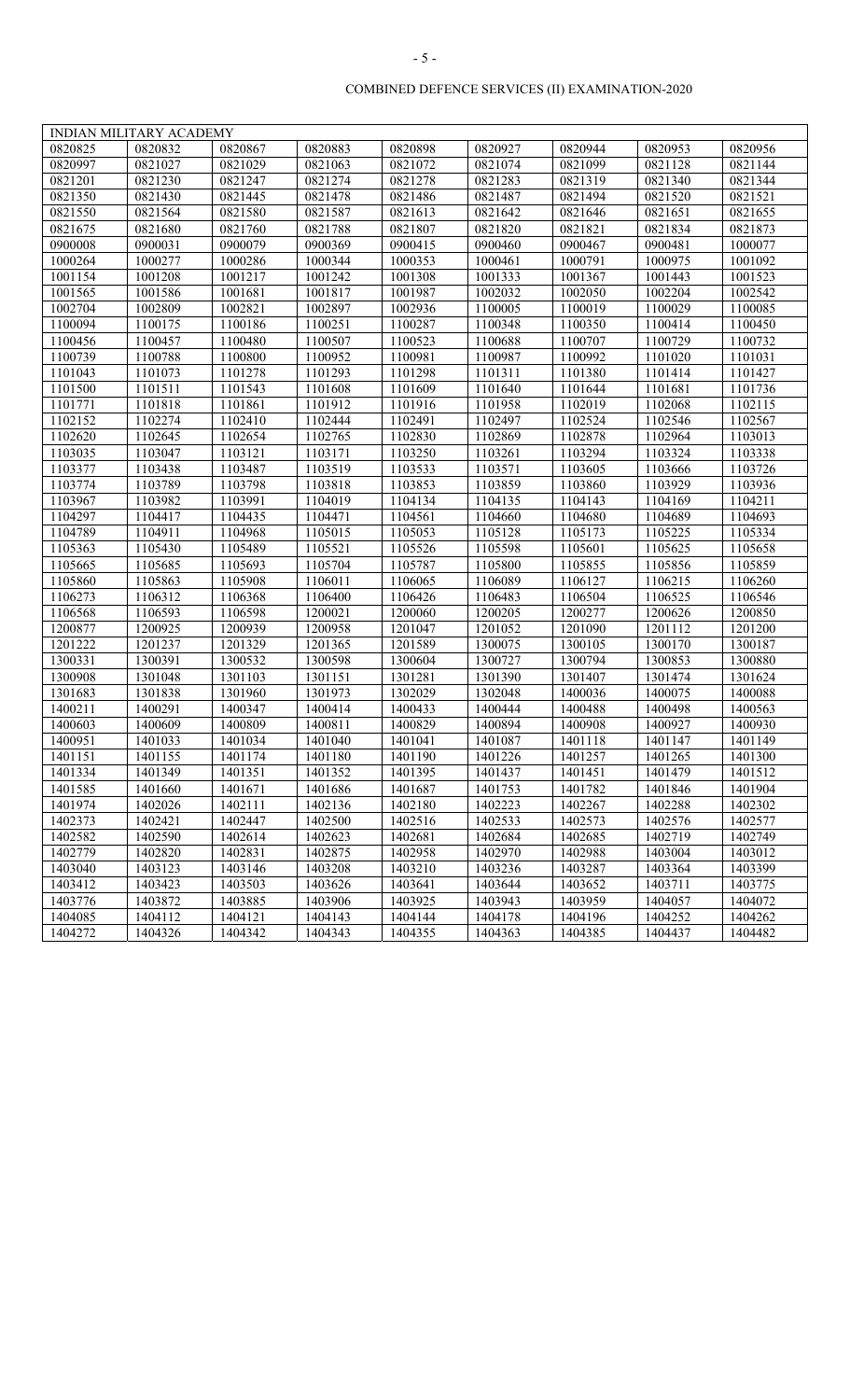COMBINED DEFENCE SERVICES (II) EXAMINATION-2020

| INDIAN MILITARY ACADEMY | | | | | | | | |
|---|---|---|---|---|---|---|---|---|
| 0820825 | 0820832 | 0820867 | 0820883 | 0820898 | 0820927 | 0820944 | 0820953 | 0820956 |
| 0820997 | 0821027 | 0821029 | 0821063 | 0821072 | 0821074 | 0821099 | 0821128 | 0821144 |
| 0821201 | 0821230 | 0821247 | 0821274 | 0821278 | 0821283 | 0821319 | 0821340 | 0821344 |
| 0821350 | 0821430 | 0821445 | 0821478 | 0821486 | 0821487 | 0821494 | 0821520 | 0821521 |
| 0821550 | 0821564 | 0821580 | 0821587 | 0821613 | 0821642 | 0821646 | 0821651 | 0821655 |
| 0821675 | 0821680 | 0821760 | 0821788 | 0821807 | 0821820 | 0821821 | 0821834 | 0821873 |
| 0900008 | 0900031 | 0900079 | 0900369 | 0900415 | 0900460 | 0900467 | 0900481 | 1000077 |
| 1000264 | 1000277 | 1000286 | 1000344 | 1000353 | 1000461 | 1000791 | 1000975 | 1001092 |
| 1001154 | 1001208 | 1001217 | 1001242 | 1001308 | 1001333 | 1001367 | 1001443 | 1001523 |
| 1001565 | 1001586 | 1001681 | 1001817 | 1001987 | 1002032 | 1002050 | 1002204 | 1002542 |
| 1002704 | 1002809 | 1002821 | 1002897 | 1002936 | 1100005 | 1100019 | 1100029 | 1100085 |
| 1100094 | 1100175 | 1100186 | 1100251 | 1100287 | 1100348 | 1100350 | 1100414 | 1100450 |
| 1100456 | 1100457 | 1100480 | 1100507 | 1100523 | 1100688 | 1100707 | 1100729 | 1100732 |
| 1100739 | 1100788 | 1100800 | 1100952 | 1100981 | 1100987 | 1100992 | 1101020 | 1101031 |
| 1101043 | 1101073 | 1101278 | 1101293 | 1101298 | 1101311 | 1101380 | 1101414 | 1101427 |
| 1101500 | 1101511 | 1101543 | 1101608 | 1101609 | 1101640 | 1101644 | 1101681 | 1101736 |
| 1101771 | 1101818 | 1101861 | 1101912 | 1101916 | 1101958 | 1102019 | 1102068 | 1102115 |
| 1102152 | 1102274 | 1102410 | 1102444 | 1102491 | 1102497 | 1102524 | 1102546 | 1102567 |
| 1102620 | 1102645 | 1102654 | 1102765 | 1102830 | 1102869 | 1102878 | 1102964 | 1103013 |
| 1103035 | 1103047 | 1103121 | 1103171 | 1103250 | 1103261 | 1103294 | 1103324 | 1103338 |
| 1103377 | 1103438 | 1103487 | 1103519 | 1103533 | 1103571 | 1103605 | 1103666 | 1103726 |
| 1103774 | 1103789 | 1103798 | 1103818 | 1103853 | 1103859 | 1103860 | 1103929 | 1103936 |
| 1103967 | 1103982 | 1103991 | 1104019 | 1104134 | 1104135 | 1104143 | 1104169 | 1104211 |
| 1104297 | 1104417 | 1104435 | 1104471 | 1104561 | 1104660 | 1104680 | 1104689 | 1104693 |
| 1104789 | 1104911 | 1104968 | 1105015 | 1105053 | 1105128 | 1105173 | 1105225 | 1105334 |
| 1105363 | 1105430 | 1105489 | 1105521 | 1105526 | 1105598 | 1105601 | 1105625 | 1105658 |
| 1105665 | 1105685 | 1105693 | 1105704 | 1105787 | 1105800 | 1105855 | 1105856 | 1105859 |
| 1105860 | 1105863 | 1105908 | 1106011 | 1106065 | 1106089 | 1106127 | 1106215 | 1106260 |
| 1106273 | 1106312 | 1106368 | 1106400 | 1106426 | 1106483 | 1106504 | 1106525 | 1106546 |
| 1106568 | 1106593 | 1106598 | 1200021 | 1200060 | 1200205 | 1200277 | 1200626 | 1200850 |
| 1200877 | 1200925 | 1200939 | 1200958 | 1201047 | 1201052 | 1201090 | 1201112 | 1201200 |
| 1201222 | 1201237 | 1201329 | 1201365 | 1201589 | 1300075 | 1300105 | 1300170 | 1300187 |
| 1300331 | 1300391 | 1300532 | 1300598 | 1300604 | 1300727 | 1300794 | 1300853 | 1300880 |
| 1300908 | 1301048 | 1301103 | 1301151 | 1301281 | 1301390 | 1301407 | 1301474 | 1301624 |
| 1301683 | 1301838 | 1301960 | 1301973 | 1302029 | 1302048 | 1400036 | 1400075 | 1400088 |
| 1400211 | 1400291 | 1400347 | 1400414 | 1400433 | 1400444 | 1400488 | 1400498 | 1400563 |
| 1400603 | 1400609 | 1400809 | 1400811 | 1400829 | 1400894 | 1400908 | 1400927 | 1400930 |
| 1400951 | 1401033 | 1401034 | 1401040 | 1401041 | 1401087 | 1401118 | 1401147 | 1401149 |
| 1401151 | 1401155 | 1401174 | 1401180 | 1401190 | 1401226 | 1401257 | 1401265 | 1401300 |
| 1401334 | 1401349 | 1401351 | 1401352 | 1401395 | 1401437 | 1401451 | 1401479 | 1401512 |
| 1401585 | 1401660 | 1401671 | 1401686 | 1401687 | 1401753 | 1401782 | 1401846 | 1401904 |
| 1401974 | 1402026 | 1402111 | 1402136 | 1402180 | 1402223 | 1402267 | 1402288 | 1402302 |
| 1402373 | 1402421 | 1402447 | 1402500 | 1402516 | 1402533 | 1402573 | 1402576 | 1402577 |
| 1402582 | 1402590 | 1402614 | 1402623 | 1402681 | 1402684 | 1402685 | 1402719 | 1402749 |
| 1402779 | 1402820 | 1402831 | 1402875 | 1402958 | 1402970 | 1402988 | 1403004 | 1403012 |
| 1403040 | 1403123 | 1403146 | 1403208 | 1403210 | 1403236 | 1403287 | 1403364 | 1403399 |
| 1403412 | 1403423 | 1403503 | 1403626 | 1403641 | 1403644 | 1403652 | 1403711 | 1403775 |
| 1403776 | 1403872 | 1403885 | 1403906 | 1403925 | 1403943 | 1403959 | 1404057 | 1404072 |
| 1404085 | 1404112 | 1404121 | 1404143 | 1404144 | 1404178 | 1404196 | 1404252 | 1404262 |
| 1404272 | 1404326 | 1404342 | 1404343 | 1404355 | 1404363 | 1404385 | 1404437 | 1404482 |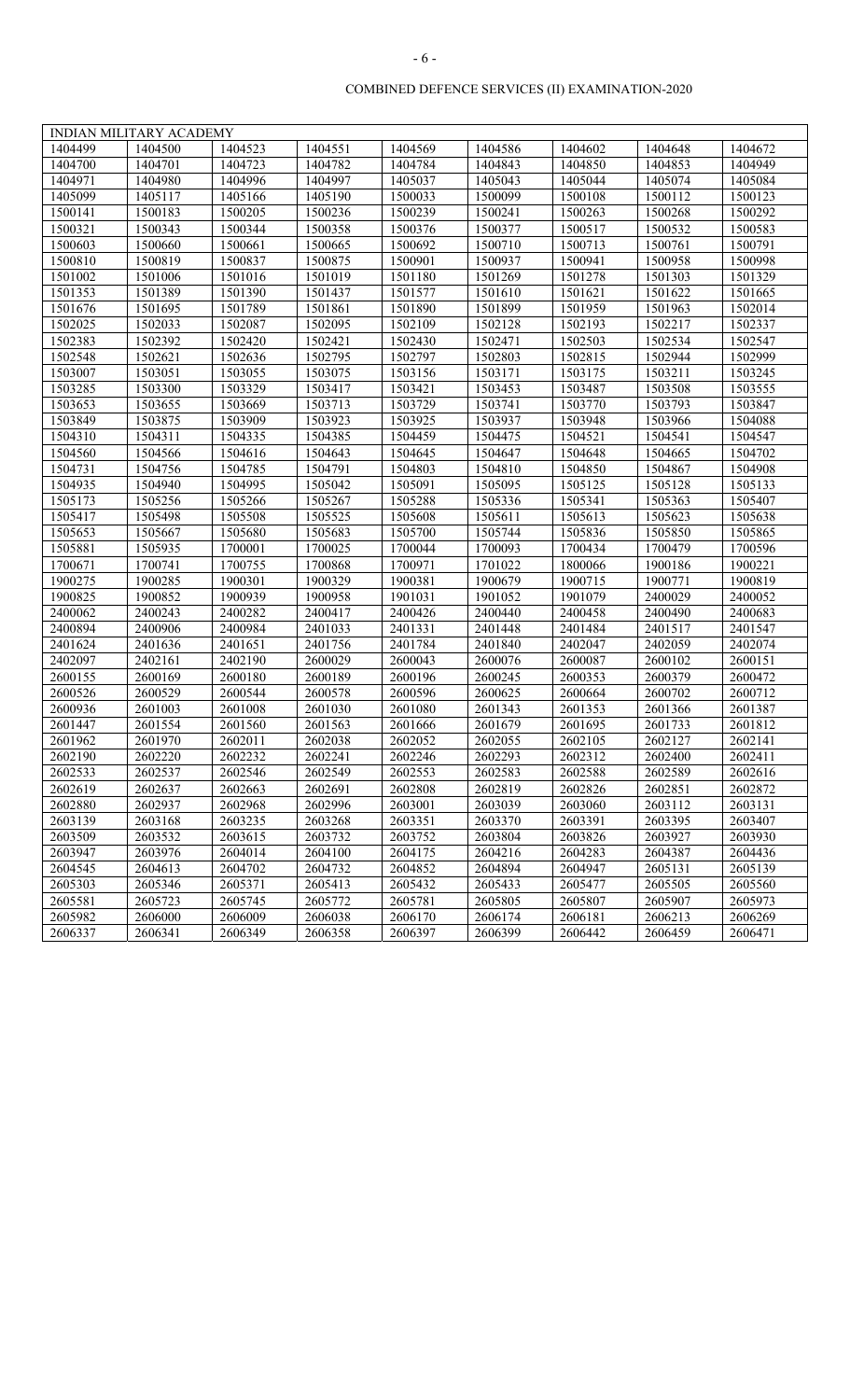# COMBINED DEFENCE SERVICES (II) EXAMINATION-2020

| INDIAN MILITARY ACADEMY | | | | | | | | |
|---|---|---|---|---|---|---|---|---|
| 1404499 | 1404500 | 1404523 | 1404551 | 1404569 | 1404586 | 1404602 | 1404648 | 1404672 |
| 1404700 | 1404701 | 1404723 | 1404782 | 1404784 | 1404843 | 1404850 | 1404853 | 1404949 |
| 1404971 | 1404980 | 1404996 | 1404997 | 1405037 | 1405043 | 1405044 | 1405074 | 1405084 |
| 1405099 | 1405117 | 1405166 | 1405190 | 1500033 | 1500099 | 1500108 | 1500112 | 1500123 |
| 1500141 | 1500183 | 1500205 | 1500236 | 1500239 | 1500241 | 1500263 | 1500268 | 1500292 |
| 1500321 | 1500343 | 1500344 | 1500358 | 1500376 | 1500377 | 1500517 | 1500532 | 1500583 |
| 1500603 | 1500660 | 1500661 | 1500665 | 1500692 | 1500710 | 1500713 | 1500761 | 1500791 |
| 1500810 | 1500819 | 1500837 | 1500875 | 1500901 | 1500937 | 1500941 | 1500958 | 1500998 |
| 1501002 | 1501006 | 1501016 | 1501019 | 1501180 | 1501269 | 1501278 | 1501303 | 1501329 |
| 1501353 | 1501389 | 1501390 | 1501437 | 1501577 | 1501610 | 1501621 | 1501622 | 1501665 |
| 1501676 | 1501695 | 1501789 | 1501861 | 1501890 | 1501899 | 1501959 | 1501963 | 1502014 |
| 1502025 | 1502033 | 1502087 | 1502095 | 1502109 | 1502128 | 1502193 | 1502217 | 1502337 |
| 1502383 | 1502392 | 1502420 | 1502421 | 1502430 | 1502471 | 1502503 | 1502534 | 1502547 |
| 1502548 | 1502621 | 1502636 | 1502795 | 1502797 | 1502803 | 1502815 | 1502944 | 1502999 |
| 1503007 | 1503051 | 1503055 | 1503075 | 1503156 | 1503171 | 1503175 | 1503211 | 1503245 |
| 1503285 | 1503300 | 1503329 | 1503417 | 1503421 | 1503453 | 1503487 | 1503508 | 1503555 |
| 1503653 | 1503655 | 1503669 | 1503713 | 1503729 | 1503741 | 1503770 | 1503793 | 1503847 |
| 1503849 | 1503875 | 1503909 | 1503923 | 1503925 | 1503937 | 1503948 | 1503966 | 1504088 |
| 1504310 | 1504311 | 1504335 | 1504385 | 1504459 | 1504475 | 1504521 | 1504541 | 1504547 |
| 1504560 | 1504566 | 1504616 | 1504643 | 1504645 | 1504647 | 1504648 | 1504665 | 1504702 |
| 1504731 | 1504756 | 1504785 | 1504791 | 1504803 | 1504810 | 1504850 | 1504867 | 1504908 |
| 1504935 | 1504940 | 1504995 | 1505042 | 1505091 | 1505095 | 1505125 | 1505128 | 1505133 |
| 1505173 | 1505256 | 1505266 | 1505267 | 1505288 | 1505336 | 1505341 | 1505363 | 1505407 |
| 1505417 | 1505498 | 1505508 | 1505525 | 1505608 | 1505611 | 1505613 | 1505623 | 1505638 |
| 1505653 | 1505667 | 1505680 | 1505683 | 1505700 | 1505744 | 1505836 | 1505850 | 1505865 |
| 1505881 | 1505935 | 1700001 | 1700025 | 1700044 | 1700093 | 1700434 | 1700479 | 1700596 |
| 1700671 | 1700741 | 1700755 | 1700868 | 1700971 | 1701022 | 1800066 | 1900186 | 1900221 |
| 1900275 | 1900285 | 1900301 | 1900329 | 1900381 | 1900679 | 1900715 | 1900771 | 1900819 |
| 1900825 | 1900852 | 1900939 | 1900958 | 1901031 | 1901052 | 1901079 | 2400029 | 2400052 |
| 2400062 | 2400243 | 2400282 | 2400417 | 2400426 | 2400440 | 2400458 | 2400490 | 2400683 |
| 2400894 | 2400906 | 2400984 | 2401033 | 2401331 | 2401448 | 2401484 | 2401517 | 2401547 |
| 2401624 | 2401636 | 2401651 | 2401756 | 2401784 | 2401840 | 2402047 | 2402059 | 2402074 |
| 2402097 | 2402161 | 2402190 | 2600029 | 2600043 | 2600076 | 2600087 | 2600102 | 2600151 |
| 2600155 | 2600169 | 2600180 | 2600189 | 2600196 | 2600245 | 2600353 | 2600379 | 2600472 |
| 2600526 | 2600529 | 2600544 | 2600578 | 2600596 | 2600625 | 2600664 | 2600702 | 2600712 |
| 2600936 | 2601003 | 2601008 | 2601030 | 2601080 | 2601343 | 2601353 | 2601366 | 2601387 |
| 2601447 | 2601554 | 2601560 | 2601563 | 2601666 | 2601679 | 2601695 | 2601733 | 2601812 |
| 2601962 | 2601970 | 2602011 | 2602038 | 2602052 | 2602055 | 2602105 | 2602127 | 2602141 |
| 2602190 | 2602220 | 2602232 | 2602241 | 2602246 | 2602293 | 2602312 | 2602400 | 2602411 |
| 2602533 | 2602537 | 2602546 | 2602549 | 2602553 | 2602583 | 2602588 | 2602589 | 2602616 |
| 2602619 | 2602637 | 2602663 | 2602691 | 2602808 | 2602819 | 2602826 | 2602851 | 2602872 |
| 2602880 | 2602937 | 2602968 | 2602996 | 2603001 | 2603039 | 2603060 | 2603112 | 2603131 |
| 2603139 | 2603168 | 2603235 | 2603268 | 2603351 | 2603370 | 2603391 | 2603395 | 2603407 |
| 2603509 | 2603532 | 2603615 | 2603732 | 2603752 | 2603804 | 2603826 | 2603927 | 2603930 |
| 2603947 | 2603976 | 2604014 | 2604100 | 2604175 | 2604216 | 2604283 | 2604387 | 2604436 |
| 2604545 | 2604613 | 2604702 | 2604732 | 2604852 | 2604894 | 2604947 | 2605131 | 2605139 |
| 2605303 | 2605346 | 2605371 | 2605413 | 2605432 | 2605433 | 2605477 | 2605505 | 2605560 |
| 2605581 | 2605723 | 2605745 | 2605772 | 2605781 | 2605805 | 2605807 | 2605907 | 2605973 |
| 2605982 | 2606000 | 2606009 | 2606038 | 2606170 | 2606174 | 2606181 | 2606213 | 2606269 |
| 2606337 | 2606341 | 2606349 | 2606358 | 2606397 | 2606399 | 2606442 | 2606459 | 2606471 |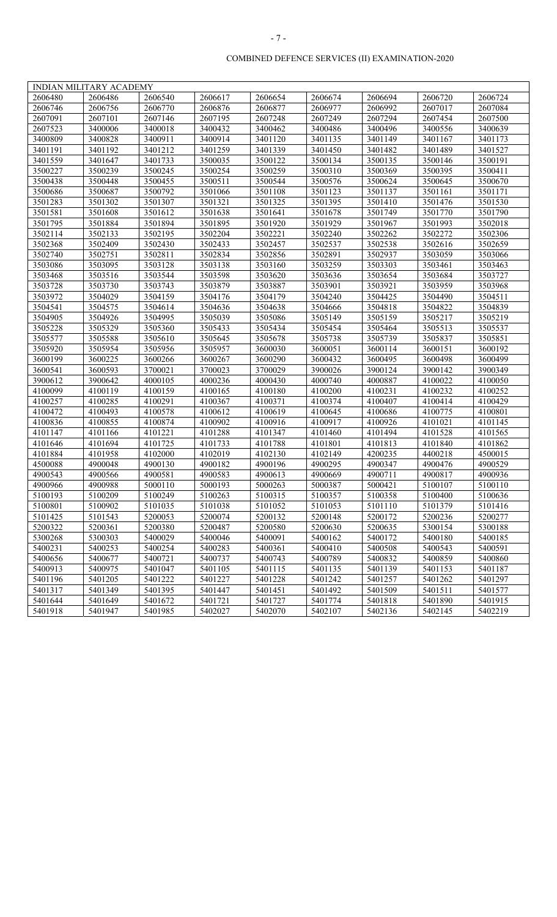COMBINED DEFENCE SERVICES (II) EXAMINATION-2020

| INDIAN MILITARY ACADEMY | | | | | | | | |
|---|---|---|---|---|---|---|---|---|
| 2606480 | 2606486 | 2606540 | 2606617 | 2606654 | 2606674 | 2606694 | 2606720 | 2606724 |
| 2606746 | 2606756 | 2606770 | 2606876 | 2606877 | 2606977 | 2606992 | 2607017 | 2607084 |
| 2607091 | 2607101 | 2607146 | 2607195 | 2607248 | 2607249 | 2607294 | 2607454 | 2607500 |
| 2607523 | 3400006 | 3400018 | 3400432 | 3400462 | 3400486 | 3400496 | 3400556 | 3400639 |
| 3400809 | 3400828 | 3400911 | 3400914 | 3401120 | 3401135 | 3401149 | 3401167 | 3401173 |
| 3401191 | 3401192 | 3401212 | 3401259 | 3401339 | 3401450 | 3401482 | 3401489 | 3401527 |
| 3401559 | 3401647 | 3401733 | 3500035 | 3500122 | 3500134 | 3500135 | 3500146 | 3500191 |
| 3500227 | 3500239 | 3500245 | 3500254 | 3500259 | 3500310 | 3500369 | 3500395 | 3500411 |
| 3500438 | 3500448 | 3500455 | 3500511 | 3500544 | 3500576 | 3500624 | 3500645 | 3500670 |
| 3500686 | 3500687 | 3500792 | 3501066 | 3501108 | 3501123 | 3501137 | 3501161 | 3501171 |
| 3501283 | 3501302 | 3501307 | 3501321 | 3501325 | 3501395 | 3501410 | 3501476 | 3501530 |
| 3501581 | 3501608 | 3501612 | 3501638 | 3501641 | 3501678 | 3501749 | 3501770 | 3501790 |
| 3501795 | 3501884 | 3501894 | 3501895 | 3501920 | 3501929 | 3501967 | 3501993 | 3502018 |
| 3502114 | 3502133 | 3502195 | 3502204 | 3502221 | 3502240 | 3502262 | 3502272 | 3502306 |
| 3502368 | 3502409 | 3502430 | 3502433 | 3502457 | 3502537 | 3502538 | 3502616 | 3502659 |
| 3502740 | 3502751 | 3502811 | 3502834 | 3502856 | 3502891 | 3502937 | 3503059 | 3503066 |
| 3503086 | 3503095 | 3503128 | 3503138 | 3503160 | 3503259 | 3503303 | 3503461 | 3503463 |
| 3503468 | 3503516 | 3503544 | 3503598 | 3503620 | 3503636 | 3503654 | 3503684 | 3503727 |
| 3503728 | 3503730 | 3503743 | 3503879 | 3503887 | 3503901 | 3503921 | 3503959 | 3503968 |
| 3503972 | 3504029 | 3504159 | 3504176 | 3504179 | 3504240 | 3504425 | 3504490 | 3504511 |
| 3504541 | 3504575 | 3504614 | 3504636 | 3504638 | 3504666 | 3504818 | 3504822 | 3504839 |
| 3504905 | 3504926 | 3504995 | 3505039 | 3505086 | 3505149 | 3505159 | 3505217 | 3505219 |
| 3505228 | 3505329 | 3505360 | 3505433 | 3505434 | 3505454 | 3505464 | 3505513 | 3505537 |
| 3505577 | 3505588 | 3505610 | 3505645 | 3505678 | 3505738 | 3505739 | 3505837 | 3505851 |
| 3505920 | 3505954 | 3505956 | 3505957 | 3600030 | 3600051 | 3600114 | 3600151 | 3600192 |
| 3600199 | 3600225 | 3600266 | 3600267 | 3600290 | 3600432 | 3600495 | 3600498 | 3600499 |
| 3600541 | 3600593 | 3700021 | 3700023 | 3700029 | 3900026 | 3900124 | 3900142 | 3900349 |
| 3900612 | 3900642 | 4000105 | 4000236 | 4000430 | 4000740 | 4000887 | 4100022 | 4100050 |
| 4100099 | 4100119 | 4100159 | 4100165 | 4100180 | 4100200 | 4100231 | 4100232 | 4100252 |
| 4100257 | 4100285 | 4100291 | 4100367 | 4100371 | 4100374 | 4100407 | 4100414 | 4100429 |
| 4100472 | 4100493 | 4100578 | 4100612 | 4100619 | 4100645 | 4100686 | 4100775 | 4100801 |
| 4100836 | 4100855 | 4100874 | 4100902 | 4100916 | 4100917 | 4100926 | 4101021 | 4101145 |
| 4101147 | 4101166 | 4101221 | 4101288 | 4101347 | 4101460 | 4101494 | 4101528 | 4101565 |
| 4101646 | 4101694 | 4101725 | 4101733 | 4101788 | 4101801 | 4101813 | 4101840 | 4101862 |
| 4101884 | 4101958 | 4102000 | 4102019 | 4102130 | 4102149 | 4200235 | 4400218 | 4500015 |
| 4500088 | 4900048 | 4900130 | 4900182 | 4900196 | 4900295 | 4900347 | 4900476 | 4900529 |
| 4900543 | 4900566 | 4900581 | 4900583 | 4900613 | 4900669 | 4900711 | 4900817 | 4900936 |
| 4900966 | 4900988 | 5000110 | 5000193 | 5000263 | 5000387 | 5000421 | 5100107 | 5100110 |
| 5100193 | 5100209 | 5100249 | 5100263 | 5100315 | 5100357 | 5100358 | 5100400 | 5100636 |
| 5100801 | 5100902 | 5101035 | 5101038 | 5101052 | 5101053 | 5101110 | 5101379 | 5101416 |
| 5101425 | 5101543 | 5200053 | 5200074 | 5200132 | 5200148 | 5200172 | 5200236 | 5200277 |
| 5200322 | 5200361 | 5200380 | 5200487 | 5200580 | 5200630 | 5200635 | 5300154 | 5300188 |
| 5300268 | 5300303 | 5400029 | 5400046 | 5400091 | 5400162 | 5400172 | 5400180 | 5400185 |
| 5400231 | 5400253 | 5400254 | 5400283 | 5400361 | 5400410 | 5400508 | 5400543 | 5400591 |
| 5400656 | 5400677 | 5400721 | 5400737 | 5400743 | 5400789 | 5400832 | 5400859 | 5400860 |
| 5400913 | 5400975 | 5401047 | 5401105 | 5401115 | 5401135 | 5401139 | 5401153 | 5401187 |
| 5401196 | 5401205 | 5401222 | 5401227 | 5401228 | 5401242 | 5401257 | 5401262 | 5401297 |
| 5401317 | 5401349 | 5401395 | 5401447 | 5401451 | 5401492 | 5401509 | 5401511 | 5401577 |
| 5401644 | 5401649 | 5401672 | 5401721 | 5401727 | 5401774 | 5401818 | 5401890 | 5401915 |
| 5401918 | 5401947 | 5401985 | 5402027 | 5402070 | 5402107 | 5402136 | 5402145 | 5402219 |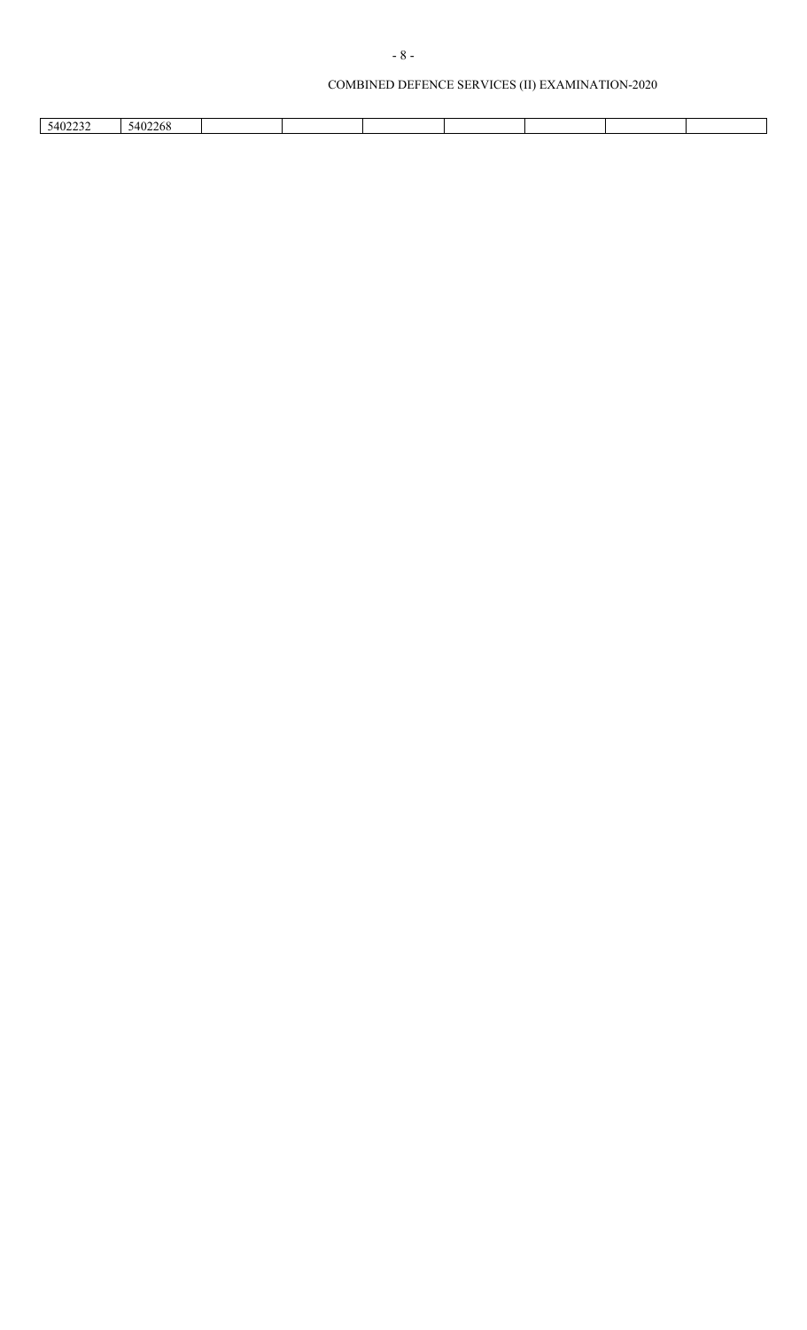| 5402232 | 5402268 | | | | | | | |
|---|---|---|---|---|---|---|---|---|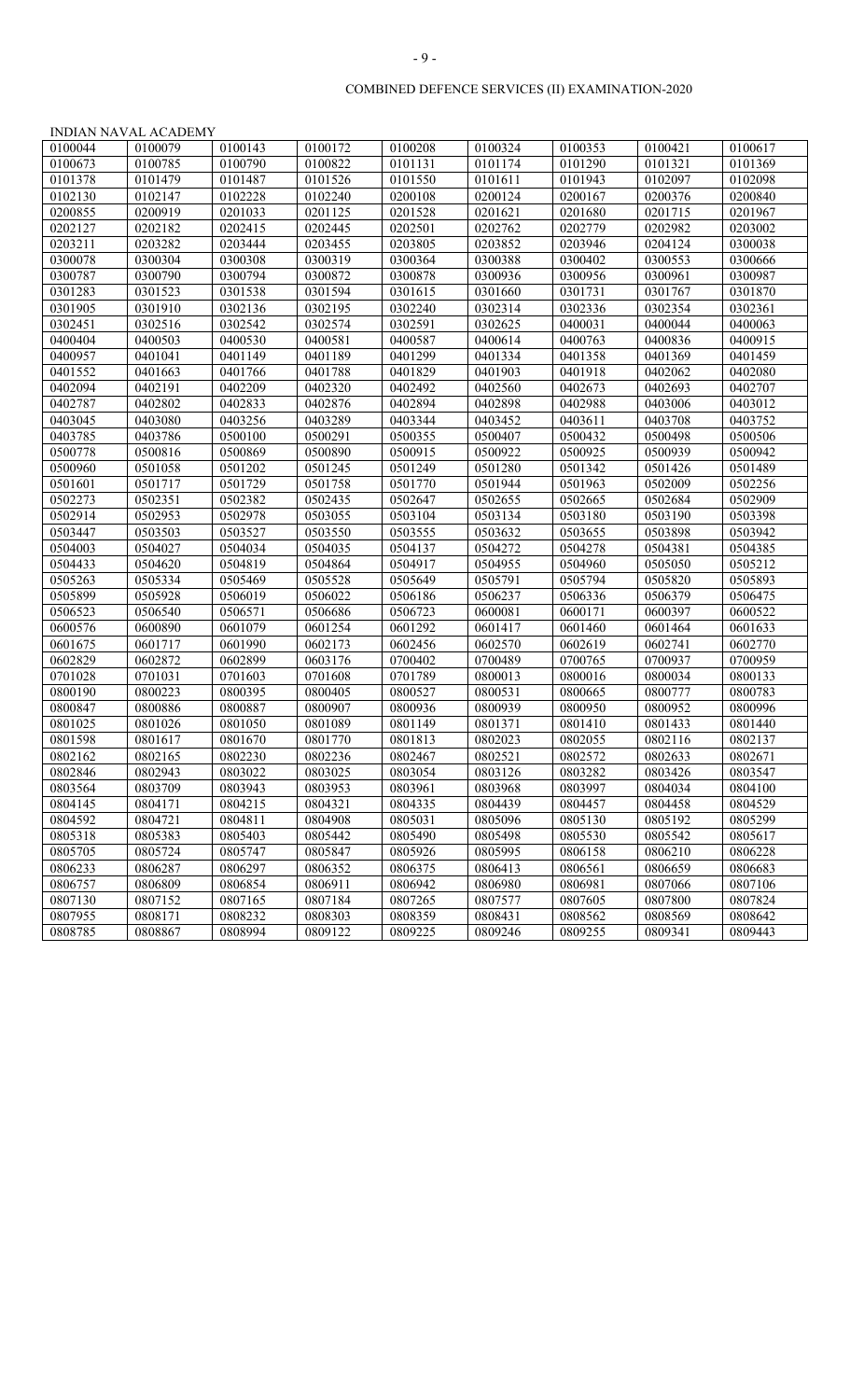# COMBINED DEFENCE SERVICES (II) EXAMINATION-2020

## INDIAN NAVAL ACADEMY

| | | | | | | | | |
|---|---|---|---|---|---|---|---|---|
| 0100044 | 0100079 | 0100143 | 0100172 | 0100208 | 0100324 | 0100353 | 0100421 | 0100617 |
| 0100673 | 0100785 | 0100790 | 0100822 | 0101131 | 0101174 | 0101290 | 0101321 | 0101369 |
| 0101378 | 0101479 | 0101487 | 0101526 | 0101550 | 0101611 | 0101943 | 0102097 | 0102098 |
| 0102130 | 0102147 | 0102228 | 0102240 | 0200108 | 0200124 | 0200167 | 0200376 | 0200840 |
| 0200855 | 0200919 | 0201033 | 0201125 | 0201528 | 0201621 | 0201680 | 0201715 | 0201967 |
| 0202127 | 0202182 | 0202415 | 0202445 | 0202501 | 0202762 | 0202779 | 0202982 | 0203002 |
| 0203211 | 0203282 | 0203444 | 0203455 | 0203805 | 0203852 | 0203946 | 0204124 | 0300038 |
| 0300078 | 0300304 | 0300308 | 0300319 | 0300364 | 0300388 | 0300402 | 0300553 | 0300666 |
| 0300787 | 0300790 | 0300794 | 0300872 | 0300878 | 0300936 | 0300956 | 0300961 | 0300987 |
| 0301283 | 0301523 | 0301538 | 0301594 | 0301615 | 0301660 | 0301731 | 0301767 | 0301870 |
| 0301905 | 0301910 | 0302136 | 0302195 | 0302240 | 0302314 | 0302336 | 0302354 | 0302361 |
| 0302451 | 0302516 | 0302542 | 0302574 | 0302591 | 0302625 | 0400031 | 0400044 | 0400063 |
| 0400404 | 0400503 | 0400530 | 0400581 | 0400587 | 0400614 | 0400763 | 0400836 | 0400915 |
| 0400957 | 0401041 | 0401149 | 0401189 | 0401299 | 0401334 | 0401358 | 0401369 | 0401459 |
| 0401552 | 0401663 | 0401766 | 0401788 | 0401829 | 0401903 | 0401918 | 0402062 | 0402080 |
| 0402094 | 0402191 | 0402209 | 0402320 | 0402492 | 0402560 | 0402673 | 0402693 | 0402707 |
| 0402787 | 0402802 | 0402833 | 0402876 | 0402894 | 0402898 | 0402988 | 0403006 | 0403012 |
| 0403045 | 0403080 | 0403256 | 0403289 | 0403344 | 0403452 | 0403611 | 0403708 | 0403752 |
| 0403785 | 0403786 | 0500100 | 0500291 | 0500355 | 0500407 | 0500432 | 0500498 | 0500506 |
| 0500778 | 0500816 | 0500869 | 0500890 | 0500915 | 0500922 | 0500925 | 0500939 | 0500942 |
| 0500960 | 0501058 | 0501202 | 0501245 | 0501249 | 0501280 | 0501342 | 0501426 | 0501489 |
| 0501601 | 0501717 | 0501729 | 0501758 | 0501770 | 0501944 | 0501963 | 0502009 | 0502256 |
| 0502273 | 0502351 | 0502382 | 0502435 | 0502647 | 0502655 | 0502665 | 0502684 | 0502909 |
| 0502914 | 0502953 | 0502978 | 0503055 | 0503104 | 0503134 | 0503180 | 0503190 | 0503398 |
| 0503447 | 0503503 | 0503527 | 0503550 | 0503555 | 0503632 | 0503655 | 0503898 | 0503942 |
| 0504003 | 0504027 | 0504034 | 0504035 | 0504137 | 0504272 | 0504278 | 0504381 | 0504385 |
| 0504433 | 0504620 | 0504819 | 0504864 | 0504917 | 0504955 | 0504960 | 0505050 | 0505212 |
| 0505263 | 0505334 | 0505469 | 0505528 | 0505649 | 0505791 | 0505794 | 0505820 | 0505893 |
| 0505899 | 0505928 | 0506019 | 0506022 | 0506186 | 0506237 | 0506336 | 0506379 | 0506475 |
| 0506523 | 0506540 | 0506571 | 0506686 | 0506723 | 0600081 | 0600171 | 0600397 | 0600522 |
| 0600576 | 0600890 | 0601079 | 0601254 | 0601292 | 0601417 | 0601460 | 0601464 | 0601633 |
| 0601675 | 0601717 | 0601990 | 0602173 | 0602456 | 0602570 | 0602619 | 0602741 | 0602770 |
| 0602829 | 0602872 | 0602899 | 0603176 | 0700402 | 0700489 | 0700765 | 0700937 | 0700959 |
| 0701028 | 0701031 | 0701603 | 0701608 | 0701789 | 0800013 | 0800016 | 0800034 | 0800133 |
| 0800190 | 0800223 | 0800395 | 0800405 | 0800527 | 0800531 | 0800665 | 0800777 | 0800783 |
| 0800847 | 0800886 | 0800887 | 0800907 | 0800936 | 0800939 | 0800950 | 0800952 | 0800996 |
| 0801025 | 0801026 | 0801050 | 0801089 | 0801149 | 0801371 | 0801410 | 0801433 | 0801440 |
| 0801598 | 0801617 | 0801670 | 0801770 | 0801813 | 0802023 | 0802055 | 0802116 | 0802137 |
| 0802162 | 0802165 | 0802230 | 0802236 | 0802467 | 0802521 | 0802572 | 0802633 | 0802671 |
| 0802846 | 0802943 | 0803022 | 0803025 | 0803054 | 0803126 | 0803282 | 0803426 | 0803547 |
| 0803564 | 0803709 | 0803943 | 0803953 | 0803961 | 0803968 | 0803997 | 0804034 | 0804100 |
| 0804145 | 0804171 | 0804215 | 0804321 | 0804335 | 0804439 | 0804457 | 0804458 | 0804529 |
| 0804592 | 0804721 | 0804811 | 0804908 | 0805031 | 0805096 | 0805130 | 0805192 | 0805299 |
| 0805318 | 0805383 | 0805403 | 0805442 | 0805490 | 0805498 | 0805530 | 0805542 | 0805617 |
| 0805705 | 0805724 | 0805747 | 0805847 | 0805926 | 0805995 | 0806158 | 0806210 | 0806228 |
| 0806233 | 0806287 | 0806297 | 0806352 | 0806375 | 0806413 | 0806561 | 0806659 | 0806683 |
| 0806757 | 0806809 | 0806854 | 0806911 | 0806942 | 0806980 | 0806981 | 0807066 | 0807106 |
| 0807130 | 0807152 | 0807165 | 0807184 | 0807265 | 0807577 | 0807605 | 0807800 | 0807824 |
| 0807955 | 0808171 | 0808232 | 0808303 | 0808359 | 0808431 | 0808562 | 0808569 | 0808642 |
| 0808785 | 0808867 | 0808994 | 0809122 | 0809225 | 0809246 | 0809255 | 0809341 | 0809443 |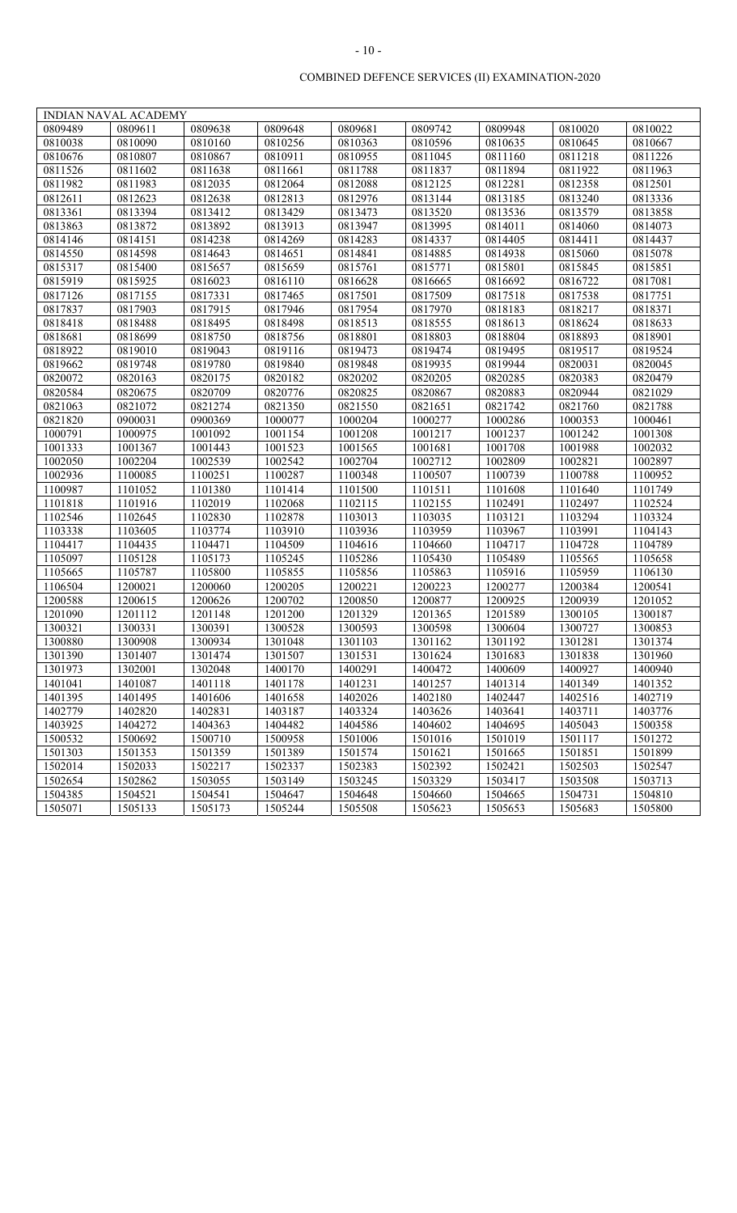## COMBINED DEFENCE SERVICES (II) EXAMINATION-2020

| INDIAN NAVAL ACADEMY | | | | | | | | |
|---|---|---|---|---|---|---|---|---|
| 0809489 | 0809611 | 0809638 | 0809648 | 0809681 | 0809742 | 0809948 | 0810020 | 0810022 |
| 0810038 | 0810090 | 0810160 | 0810256 | 0810363 | 0810596 | 0810635 | 0810645 | 0810667 |
| 0810676 | 0810807 | 0810867 | 0810911 | 0810955 | 0811045 | 0811160 | 0811218 | 0811226 |
| 0811526 | 0811602 | 0811638 | 0811661 | 0811788 | 0811837 | 0811894 | 0811922 | 0811963 |
| 0811982 | 0811983 | 0812035 | 0812064 | 0812088 | 0812125 | 0812281 | 0812358 | 0812501 |
| 0812611 | 0812623 | 0812638 | 0812813 | 0812976 | 0813144 | 0813185 | 0813240 | 0813336 |
| 0813361 | 0813394 | 0813412 | 0813429 | 0813473 | 0813520 | 0813536 | 0813579 | 0813858 |
| 0813863 | 0813872 | 0813892 | 0813913 | 0813947 | 0813995 | 0814011 | 0814060 | 0814073 |
| 0814146 | 0814151 | 0814238 | 0814269 | 0814283 | 0814337 | 0814405 | 0814411 | 0814437 |
| 0814550 | 0814598 | 0814643 | 0814651 | 0814841 | 0814885 | 0814938 | 0815060 | 0815078 |
| 0815317 | 0815400 | 0815657 | 0815659 | 0815761 | 0815771 | 0815801 | 0815845 | 0815851 |
| 0815919 | 0815925 | 0816023 | 0816110 | 0816628 | 0816665 | 0816692 | 0816722 | 0817081 |
| 0817126 | 0817155 | 0817331 | 0817465 | 0817501 | 0817509 | 0817518 | 0817538 | 0817751 |
| 0817837 | 0817903 | 0817915 | 0817946 | 0817954 | 0817970 | 0818183 | 0818217 | 0818371 |
| 0818418 | 0818488 | 0818495 | 0818498 | 0818513 | 0818555 | 0818613 | 0818624 | 0818633 |
| 0818681 | 0818699 | 0818750 | 0818756 | 0818801 | 0818803 | 0818804 | 0818893 | 0818901 |
| 0818922 | 0819010 | 0819043 | 0819116 | 0819473 | 0819474 | 0819495 | 0819517 | 0819524 |
| 0819662 | 0819748 | 0819780 | 0819840 | 0819848 | 0819935 | 0819944 | 0820031 | 0820045 |
| 0820072 | 0820163 | 0820175 | 0820182 | 0820202 | 0820205 | 0820285 | 0820383 | 0820479 |
| 0820584 | 0820675 | 0820709 | 0820776 | 0820825 | 0820867 | 0820883 | 0820944 | 0821029 |
| 0821063 | 0821072 | 0821274 | 0821350 | 0821550 | 0821651 | 0821742 | 0821760 | 0821788 |
| 0821820 | 0900031 | 0900369 | 1000077 | 1000204 | 1000277 | 1000286 | 1000353 | 1000461 |
| 1000791 | 1000975 | 1001092 | 1001154 | 1001208 | 1001217 | 1001237 | 1001242 | 1001308 |
| 1001333 | 1001367 | 1001443 | 1001523 | 1001565 | 1001681 | 1001708 | 1001988 | 1002032 |
| 1002050 | 1002204 | 1002539 | 1002542 | 1002704 | 1002712 | 1002809 | 1002821 | 1002897 |
| 1002936 | 1100085 | 1100251 | 1100287 | 1100348 | 1100507 | 1100739 | 1100788 | 1100952 |
| 1100987 | 1101052 | 1101380 | 1101414 | 1101500 | 1101511 | 1101608 | 1101640 | 1101749 |
| 1101818 | 1101916 | 1102019 | 1102068 | 1102115 | 1102155 | 1102491 | 1102497 | 1102524 |
| 1102546 | 1102645 | 1102830 | 1102878 | 1103013 | 1103035 | 1103121 | 1103294 | 1103324 |
| 1103338 | 1103605 | 1103774 | 1103910 | 1103936 | 1103959 | 1103967 | 1103991 | 1104143 |
| 1104417 | 1104435 | 1104471 | 1104509 | 1104616 | 1104660 | 1104717 | 1104728 | 1104789 |
| 1105097 | 1105128 | 1105173 | 1105245 | 1105286 | 1105430 | 1105489 | 1105565 | 1105658 |
| 1105665 | 1105787 | 1105800 | 1105855 | 1105856 | 1105863 | 1105916 | 1105959 | 1106130 |
| 1106504 | 1200021 | 1200060 | 1200205 | 1200221 | 1200223 | 1200277 | 1200384 | 1200541 |
| 1200588 | 1200615 | 1200626 | 1200702 | 1200850 | 1200877 | 1200925 | 1200939 | 1201052 |
| 1201090 | 1201112 | 1201148 | 1201200 | 1201329 | 1201365 | 1201589 | 1300105 | 1300187 |
| 1300321 | 1300331 | 1300391 | 1300528 | 1300593 | 1300598 | 1300604 | 1300727 | 1300853 |
| 1300880 | 1300908 | 1300934 | 1301048 | 1301103 | 1301162 | 1301192 | 1301281 | 1301374 |
| 1301390 | 1301407 | 1301474 | 1301507 | 1301531 | 1301624 | 1301683 | 1301838 | 1301960 |
| 1301973 | 1302001 | 1302048 | 1400170 | 1400291 | 1400472 | 1400609 | 1400927 | 1400940 |
| 1401041 | 1401087 | 1401118 | 1401178 | 1401231 | 1401257 | 1401314 | 1401349 | 1401352 |
| 1401395 | 1401495 | 1401606 | 1401658 | 1402026 | 1402180 | 1402447 | 1402516 | 1402719 |
| 1402779 | 1402820 | 1402831 | 1403187 | 1403324 | 1403626 | 1403641 | 1403711 | 1403776 |
| 1403925 | 1404272 | 1404363 | 1404482 | 1404586 | 1404602 | 1404695 | 1405043 | 1500358 |
| 1500532 | 1500692 | 1500710 | 1500958 | 1501006 | 1501016 | 1501019 | 1501117 | 1501272 |
| 1501303 | 1501353 | 1501359 | 1501389 | 1501574 | 1501621 | 1501665 | 1501851 | 1501899 |
| 1502014 | 1502033 | 1502217 | 1502337 | 1502383 | 1502392 | 1502421 | 1502503 | 1502547 |
| 1502654 | 1502862 | 1503055 | 1503149 | 1503245 | 1503329 | 1503417 | 1503508 | 1503713 |
| 1504385 | 1504521 | 1504541 | 1504647 | 1504648 | 1504660 | 1504665 | 1504731 | 1504810 |
| 1505071 | 1505133 | 1505173 | 1505244 | 1505508 | 1505623 | 1505653 | 1505683 | 1505800 |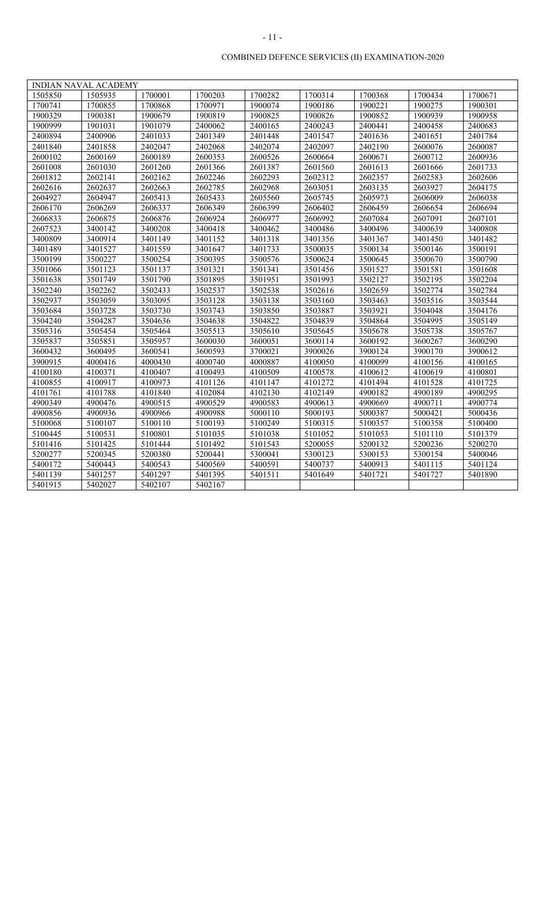COMBINED DEFENCE SERVICES (II) EXAMINATION-2020

| INDIAN NAVAL ACADEMY | | | | | | | | |
|---|---|---|---|---|---|---|---|---|
| 1505850 | 1505935 | 1700001 | 1700203 | 1700282 | 1700314 | 1700368 | 1700434 | 1700671 |
| 1700741 | 1700855 | 1700868 | 1700971 | 1900074 | 1900186 | 1900221 | 1900275 | 1900301 |
| 1900329 | 1900381 | 1900679 | 1900819 | 1900825 | 1900826 | 1900852 | 1900939 | 1900958 |
| 1900999 | 1901031 | 1901079 | 2400062 | 2400165 | 2400243 | 2400441 | 2400458 | 2400683 |
| 2400894 | 2400906 | 2401033 | 2401349 | 2401448 | 2401547 | 2401636 | 2401651 | 2401784 |
| 2401840 | 2401858 | 2402047 | 2402068 | 2402074 | 2402097 | 2402190 | 2600076 | 2600087 |
| 2600102 | 2600169 | 2600189 | 2600353 | 2600526 | 2600664 | 2600671 | 2600712 | 2600936 |
| 2601008 | 2601030 | 2601260 | 2601366 | 2601387 | 2601560 | 2601613 | 2601666 | 2601733 |
| 2601812 | 2602141 | 2602162 | 2602246 | 2602293 | 2602312 | 2602357 | 2602583 | 2602606 |
| 2602616 | 2602637 | 2602663 | 2602785 | 2602968 | 2603051 | 2603135 | 2603927 | 2604175 |
| 2604927 | 2604947 | 2605413 | 2605433 | 2605560 | 2605745 | 2605973 | 2606009 | 2606038 |
| 2606170 | 2606269 | 2606337 | 2606349 | 2606399 | 2606402 | 2606459 | 2606654 | 2606694 |
| 2606833 | 2606875 | 2606876 | 2606924 | 2606977 | 2606992 | 2607084 | 2607091 | 2607101 |
| 2607523 | 3400142 | 3400208 | 3400418 | 3400462 | 3400486 | 3400496 | 3400639 | 3400808 |
| 3400809 | 3400914 | 3401149 | 3401152 | 3401318 | 3401356 | 3401367 | 3401450 | 3401482 |
| 3401489 | 3401527 | 3401559 | 3401647 | 3401733 | 3500035 | 3500134 | 3500146 | 3500191 |
| 3500199 | 3500227 | 3500254 | 3500395 | 3500576 | 3500624 | 3500645 | 3500670 | 3500790 |
| 3501066 | 3501123 | 3501137 | 3501321 | 3501341 | 3501456 | 3501527 | 3501581 | 3501608 |
| 3501638 | 3501749 | 3501790 | 3501895 | 3501951 | 3501993 | 3502127 | 3502195 | 3502204 |
| 3502240 | 3502262 | 3502433 | 3502537 | 3502538 | 3502616 | 3502659 | 3502774 | 3502784 |
| 3502937 | 3503059 | 3503095 | 3503128 | 3503138 | 3503160 | 3503463 | 3503516 | 3503544 |
| 3503684 | 3503728 | 3503730 | 3503743 | 3503850 | 3503887 | 3503921 | 3504048 | 3504176 |
| 3504240 | 3504287 | 3504636 | 3504638 | 3504822 | 3504839 | 3504864 | 3504995 | 3505149 |
| 3505316 | 3505454 | 3505464 | 3505513 | 3505610 | 3505645 | 3505678 | 3505738 | 3505767 |
| 3505837 | 3505851 | 3505957 | 3600030 | 3600051 | 3600114 | 3600192 | 3600267 | 3600290 |
| 3600432 | 3600495 | 3600541 | 3600593 | 3700021 | 3900026 | 3900124 | 3900170 | 3900612 |
| 3900915 | 4000416 | 4000430 | 4000740 | 4000887 | 4100050 | 4100099 | 4100156 | 4100165 |
| 4100180 | 4100371 | 4100407 | 4100493 | 4100509 | 4100578 | 4100612 | 4100619 | 4100801 |
| 4100855 | 4100917 | 4100973 | 4101126 | 4101147 | 4101272 | 4101494 | 4101528 | 4101725 |
| 4101761 | 4101788 | 4101840 | 4102084 | 4102130 | 4102149 | 4900182 | 4900189 | 4900295 |
| 4900349 | 4900476 | 4900515 | 4900529 | 4900583 | 4900613 | 4900669 | 4900711 | 4900774 |
| 4900856 | 4900936 | 4900966 | 4900988 | 5000110 | 5000193 | 5000387 | 5000421 | 5000436 |
| 5100068 | 5100107 | 5100110 | 5100193 | 5100249 | 5100315 | 5100357 | 5100358 | 5100400 |
| 5100445 | 5100531 | 5100801 | 5101035 | 5101038 | 5101052 | 5101053 | 5101110 | 5101379 |
| 5101416 | 5101425 | 5101444 | 5101492 | 5101543 | 5200055 | 5200132 | 5200236 | 5200270 |
| 5200277 | 5200345 | 5200380 | 5200441 | 5300041 | 5300123 | 5300153 | 5300154 | 5400046 |
| 5400172 | 5400443 | 5400543 | 5400569 | 5400591 | 5400737 | 5400913 | 5401115 | 5401124 |
| 5401139 | 5401257 | 5401297 | 5401395 | 5401511 | 5401649 | 5401721 | 5401727 | 5401890 |
| 5401915 | 5402027 | 5402107 | 5402167 | | | | | |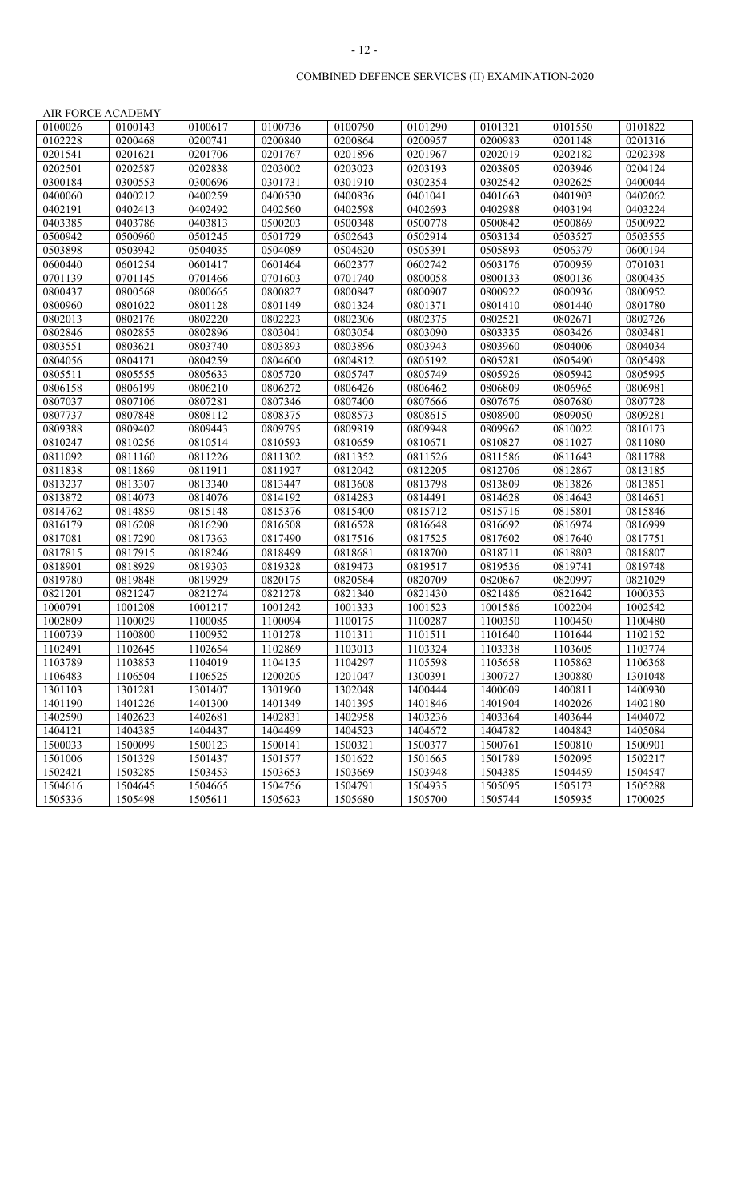COMBINED DEFENCE SERVICES (II) EXAMINATION-2020

AIR FORCE ACADEMY

| | | | | | | | | |
|---|---|---|---|---|---|---|---|---|
| 0100026 | 0100143 | 0100617 | 0100736 | 0100790 | 0101290 | 0101321 | 0101550 | 0101822 |
| 0102228 | 0200468 | 0200741 | 0200840 | 0200864 | 0200957 | 0200983 | 0201148 | 0201316 |
| 0201541 | 0201621 | 0201706 | 0201767 | 0201896 | 0201967 | 0202019 | 0202182 | 0202398 |
| 0202501 | 0202587 | 0202838 | 0203002 | 0203023 | 0203193 | 0203805 | 0203946 | 0204124 |
| 0300184 | 0300553 | 0300696 | 0301731 | 0301910 | 0302354 | 0302542 | 0302625 | 0400044 |
| 0400060 | 0400212 | 0400259 | 0400530 | 0400836 | 0401041 | 0401663 | 0401903 | 0402062 |
| 0402191 | 0402413 | 0402492 | 0402560 | 0402598 | 0402693 | 0402988 | 0403194 | 0403224 |
| 0403385 | 0403786 | 0403813 | 0500203 | 0500348 | 0500778 | 0500842 | 0500869 | 0500922 |
| 0500942 | 0500960 | 0501245 | 0501729 | 0502643 | 0502914 | 0503134 | 0503527 | 0503555 |
| 0503898 | 0503942 | 0504035 | 0504089 | 0504620 | 0505391 | 0505893 | 0506379 | 0600194 |
| 0600440 | 0601254 | 0601417 | 0601464 | 0602377 | 0602742 | 0603176 | 0700959 | 0701031 |
| 0701139 | 0701145 | 0701466 | 0701603 | 0701740 | 0800058 | 0800133 | 0800136 | 0800435 |
| 0800437 | 0800568 | 0800665 | 0800827 | 0800847 | 0800907 | 0800922 | 0800936 | 0800952 |
| 0800960 | 0801022 | 0801128 | 0801149 | 0801324 | 0801371 | 0801410 | 0801440 | 0801780 |
| 0802013 | 0802176 | 0802220 | 0802223 | 0802306 | 0802375 | 0802521 | 0802671 | 0802726 |
| 0802846 | 0802855 | 0802896 | 0803041 | 0803054 | 0803090 | 0803335 | 0803426 | 0803481 |
| 0803551 | 0803621 | 0803740 | 0803893 | 0803896 | 0803943 | 0803960 | 0804006 | 0804034 |
| 0804056 | 0804171 | 0804259 | 0804600 | 0804812 | 0805192 | 0805281 | 0805490 | 0805498 |
| 0805511 | 0805555 | 0805633 | 0805720 | 0805747 | 0805749 | 0805926 | 0805942 | 0805995 |
| 0806158 | 0806199 | 0806210 | 0806272 | 0806426 | 0806462 | 0806809 | 0806965 | 0806981 |
| 0807037 | 0807106 | 0807281 | 0807346 | 0807400 | 0807666 | 0807676 | 0807680 | 0807728 |
| 0807737 | 0807848 | 0808112 | 0808375 | 0808573 | 0808615 | 0808900 | 0809050 | 0809281 |
| 0809388 | 0809402 | 0809443 | 0809795 | 0809819 | 0809948 | 0809962 | 0810022 | 0810173 |
| 0810247 | 0810256 | 0810514 | 0810593 | 0810659 | 0810671 | 0810827 | 0811027 | 0811080 |
| 0811092 | 0811160 | 0811226 | 0811302 | 0811352 | 0811526 | 0811586 | 0811643 | 0811788 |
| 0811838 | 0811869 | 0811911 | 0811927 | 0812042 | 0812205 | 0812706 | 0812867 | 0813185 |
| 0813237 | 0813307 | 0813340 | 0813447 | 0813608 | 0813798 | 0813809 | 0813826 | 0813851 |
| 0813872 | 0814073 | 0814076 | 0814192 | 0814283 | 0814491 | 0814628 | 0814643 | 0814651 |
| 0814762 | 0814859 | 0815148 | 0815376 | 0815400 | 0815712 | 0815716 | 0815801 | 0815846 |
| 0816179 | 0816208 | 0816290 | 0816508 | 0816528 | 0816648 | 0816692 | 0816974 | 0816999 |
| 0817081 | 0817290 | 0817363 | 0817490 | 0817516 | 0817525 | 0817602 | 0817640 | 0817751 |
| 0817815 | 0817915 | 0818246 | 0818499 | 0818681 | 0818700 | 0818711 | 0818803 | 0818807 |
| 0818901 | 0818929 | 0819303 | 0819328 | 0819473 | 0819517 | 0819536 | 0819741 | 0819748 |
| 0819780 | 0819848 | 0819929 | 0820175 | 0820584 | 0820709 | 0820867 | 0820997 | 0821029 |
| 0821201 | 0821247 | 0821274 | 0821278 | 0821340 | 0821430 | 0821486 | 0821642 | 1000353 |
| 1000791 | 1001208 | 1001217 | 1001242 | 1001333 | 1001523 | 1001586 | 1002204 | 1002542 |
| 1002809 | 1100029 | 1100085 | 1100094 | 1100175 | 1100287 | 1100350 | 1100450 | 1100480 |
| 1100739 | 1100800 | 1100952 | 1101278 | 1101311 | 1101511 | 1101640 | 1101644 | 1102152 |
| 1102491 | 1102645 | 1102654 | 1102869 | 1103013 | 1103324 | 1103338 | 1103605 | 1103774 |
| 1103789 | 1103853 | 1104019 | 1104135 | 1104297 | 1105598 | 1105658 | 1105863 | 1106368 |
| 1106483 | 1106504 | 1106525 | 1200205 | 1201047 | 1300391 | 1300727 | 1300880 | 1301048 |
| 1301103 | 1301281 | 1301407 | 1301960 | 1302048 | 1400444 | 1400609 | 1400811 | 1400930 |
| 1401190 | 1401226 | 1401300 | 1401349 | 1401395 | 1401846 | 1401904 | 1402026 | 1402180 |
| 1402590 | 1402623 | 1402681 | 1402831 | 1402958 | 1403236 | 1403364 | 1403644 | 1404072 |
| 1404121 | 1404385 | 1404437 | 1404499 | 1404523 | 1404672 | 1404782 | 1404843 | 1405084 |
| 1500033 | 1500099 | 1500123 | 1500141 | 1500321 | 1500377 | 1500761 | 1500810 | 1500901 |
| 1501006 | 1501329 | 1501437 | 1501577 | 1501622 | 1501665 | 1501789 | 1502095 | 1502217 |
| 1502421 | 1503285 | 1503453 | 1503653 | 1503669 | 1503948 | 1504385 | 1504459 | 1504547 |
| 1504616 | 1504645 | 1504665 | 1504756 | 1504791 | 1504935 | 1505095 | 1505173 | 1505288 |
| 1505336 | 1505498 | 1505611 | 1505623 | 1505680 | 1505700 | 1505744 | 1505935 | 1700025 |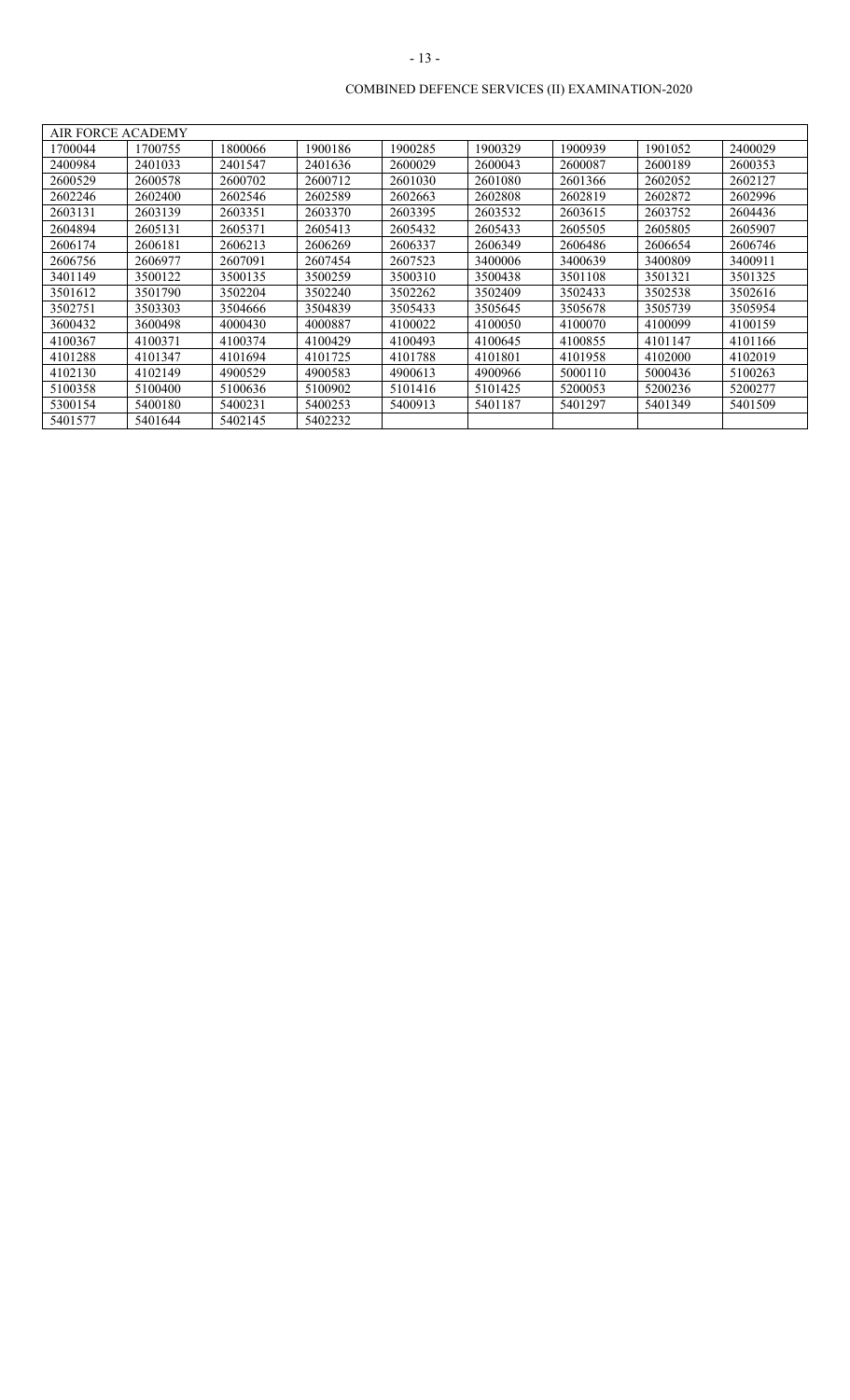COMBINED DEFENCE SERVICES (II) EXAMINATION-2020

| AIR FORCE ACADEMY | | | | | | | | |
|---|---|---|---|---|---|---|---|---|
| 1700044 | 1700755 | 1800066 | 1900186 | 1900285 | 1900329 | 1900939 | 1901052 | 2400029 |
| 2400984 | 2401033 | 2401547 | 2401636 | 2600029 | 2600043 | 2600087 | 2600189 | 2600353 |
| 2600529 | 2600578 | 2600702 | 2600712 | 2601030 | 2601080 | 2601366 | 2602052 | 2602127 |
| 2602246 | 2602400 | 2602546 | 2602589 | 2602663 | 2602808 | 2602819 | 2602872 | 2602996 |
| 2603131 | 2603139 | 2603351 | 2603370 | 2603395 | 2603532 | 2603615 | 2603752 | 2604436 |
| 2604894 | 2605131 | 2605371 | 2605413 | 2605432 | 2605433 | 2605505 | 2605805 | 2605907 |
| 2606174 | 2606181 | 2606213 | 2606269 | 2606337 | 2606349 | 2606486 | 2606654 | 2606746 |
| 2606756 | 2606977 | 2607091 | 2607454 | 2607523 | 3400006 | 3400639 | 3400809 | 3400911 |
| 3401149 | 3500122 | 3500135 | 3500259 | 3500310 | 3500438 | 3501108 | 3501321 | 3501325 |
| 3501612 | 3501790 | 3502204 | 3502240 | 3502262 | 3502409 | 3502433 | 3502538 | 3502616 |
| 3502751 | 3503303 | 3504666 | 3504839 | 3505433 | 3505645 | 3505678 | 3505739 | 3505954 |
| 3600432 | 3600498 | 4000430 | 4000887 | 4100022 | 4100050 | 4100070 | 4100099 | 4100159 |
| 4100367 | 4100371 | 4100374 | 4100429 | 4100493 | 4100645 | 4100855 | 4101147 | 4101166 |
| 4101288 | 4101347 | 4101694 | 4101725 | 4101788 | 4101801 | 4101958 | 4102000 | 4102019 |
| 4102130 | 4102149 | 4900529 | 4900583 | 4900613 | 4900966 | 5000110 | 5000436 | 5100263 |
| 5100358 | 5100400 | 5100636 | 5100902 | 5101416 | 5101425 | 5200053 | 5200236 | 5200277 |
| 5300154 | 5400180 | 5400231 | 5400253 | 5400913 | 5401187 | 5401297 | 5401349 | 5401509 |
| 5401577 | 5401644 | 5402145 | 5402232 | | | | | |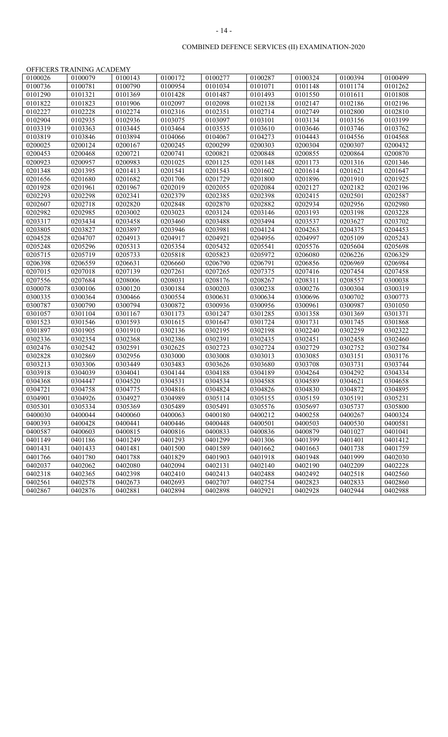COMBINED DEFENCE SERVICES (II) EXAMINATION-2020

OFFICERS TRAINING ACADEMY

| | | | | | | | | |
|---|---|---|---|---|---|---|---|---|
| 0100026 | 0100079 | 0100143 | 0100172 | 0100277 | 0100287 | 0100324 | 0100394 | 0100499 |
| 0100736 | 0100781 | 0100790 | 0100954 | 0101034 | 0101071 | 0101148 | 0101174 | 0101262 |
| 0101290 | 0101321 | 0101369 | 0101428 | 0101487 | 0101493 | 0101550 | 0101611 | 0101808 |
| 0101822 | 0101823 | 0101906 | 0102097 | 0102098 | 0102138 | 0102147 | 0102186 | 0102196 |
| 0102227 | 0102228 | 0102274 | 0102316 | 0102351 | 0102714 | 0102749 | 0102800 | 0102810 |
| 0102904 | 0102935 | 0102936 | 0103075 | 0103097 | 0103101 | 0103134 | 0103156 | 0103199 |
| 0103319 | 0103363 | 0103445 | 0103464 | 0103535 | 0103610 | 0103646 | 0103746 | 0103762 |
| 0103819 | 0103846 | 0103894 | 0104066 | 0104067 | 0104273 | 0104443 | 0104556 | 0104568 |
| 0200025 | 0200124 | 0200167 | 0200245 | 0200299 | 0200303 | 0200304 | 0200307 | 0200432 |
| 0200453 | 0200468 | 0200721 | 0200741 | 0200821 | 0200848 | 0200855 | 0200864 | 0200870 |
| 0200923 | 0200957 | 0200983 | 0201025 | 0201125 | 0201148 | 0201173 | 0201316 | 0201346 |
| 0201348 | 0201395 | 0201413 | 0201541 | 0201543 | 0201602 | 0201614 | 0201621 | 0201647 |
| 0201656 | 0201680 | 0201682 | 0201706 | 0201729 | 0201800 | 0201896 | 0201910 | 0201925 |
| 0201928 | 0201961 | 0201967 | 0202019 | 0202055 | 0202084 | 0202127 | 0202182 | 0202196 |
| 0202293 | 0202298 | 0202341 | 0202379 | 0202385 | 0202398 | 0202415 | 0202501 | 0202587 |
| 0202607 | 0202718 | 0202820 | 0202848 | 0202870 | 0202882 | 0202934 | 0202956 | 0202980 |
| 0202982 | 0202985 | 0203002 | 0203023 | 0203124 | 0203146 | 0203193 | 0203198 | 0203228 |
| 0203317 | 0203434 | 0203458 | 0203460 | 0203488 | 0203494 | 0203537 | 0203627 | 0203702 |
| 0203805 | 0203827 | 0203897 | 0203946 | 0203981 | 0204124 | 0204263 | 0204375 | 0204453 |
| 0204528 | 0204707 | 0204913 | 0204917 | 0204921 | 0204956 | 0204997 | 0205109 | 0205243 |
| 0205248 | 0205296 | 0205313 | 0205354 | 0205432 | 0205541 | 0205576 | 0205604 | 0205698 |
| 0205715 | 0205719 | 0205733 | 0205818 | 0205823 | 0205972 | 0206080 | 0206226 | 0206329 |
| 0206398 | 0206559 | 0206631 | 0206660 | 0206790 | 0206791 | 0206856 | 0206969 | 0206984 |
| 0207015 | 0207018 | 0207139 | 0207261 | 0207265 | 0207375 | 0207416 | 0207454 | 0207458 |
| 0207556 | 0207684 | 0208006 | 0208031 | 0208176 | 0208267 | 0208311 | 0208557 | 0300038 |
| 0300078 | 0300106 | 0300120 | 0300184 | 0300203 | 0300238 | 0300276 | 0300304 | 0300319 |
| 0300335 | 0300364 | 0300466 | 0300554 | 0300631 | 0300634 | 0300696 | 0300702 | 0300773 |
| 0300787 | 0300790 | 0300794 | 0300872 | 0300936 | 0300956 | 0300961 | 0300987 | 0301050 |
| 0301057 | 0301104 | 0301167 | 0301173 | 0301247 | 0301285 | 0301358 | 0301369 | 0301371 |
| 0301523 | 0301546 | 0301593 | 0301615 | 0301647 | 0301724 | 0301731 | 0301745 | 0301868 |
| 0301897 | 0301905 | 0301910 | 0302136 | 0302195 | 0302198 | 0302240 | 0302259 | 0302322 |
| 0302336 | 0302354 | 0302368 | 0302386 | 0302391 | 0302435 | 0302451 | 0302458 | 0302460 |
| 0302476 | 0302542 | 0302591 | 0302625 | 0302723 | 0302724 | 0302729 | 0302752 | 0302784 |
| 0302828 | 0302869 | 0302956 | 0303000 | 0303008 | 0303013 | 0303085 | 0303151 | 0303176 |
| 0303213 | 0303306 | 0303449 | 0303483 | 0303626 | 0303680 | 0303708 | 0303731 | 0303744 |
| 0303918 | 0304039 | 0304041 | 0304144 | 0304188 | 0304189 | 0304264 | 0304292 | 0304334 |
| 0304368 | 0304447 | 0304520 | 0304531 | 0304534 | 0304588 | 0304589 | 0304621 | 0304658 |
| 0304721 | 0304758 | 0304775 | 0304816 | 0304824 | 0304826 | 0304830 | 0304872 | 0304895 |
| 0304901 | 0304926 | 0304927 | 0304989 | 0305114 | 0305155 | 0305159 | 0305191 | 0305231 |
| 0305301 | 0305334 | 0305369 | 0305489 | 0305491 | 0305576 | 0305697 | 0305737 | 0305800 |
| 0400030 | 0400044 | 0400060 | 0400063 | 0400180 | 0400212 | 0400258 | 0400267 | 0400324 |
| 0400393 | 0400428 | 0400441 | 0400446 | 0400448 | 0400501 | 0400503 | 0400530 | 0400581 |
| 0400587 | 0400603 | 0400815 | 0400816 | 0400833 | 0400836 | 0400879 | 0401027 | 0401041 |
| 0401149 | 0401186 | 0401249 | 0401293 | 0401299 | 0401306 | 0401399 | 0401401 | 0401412 |
| 0401431 | 0401433 | 0401481 | 0401500 | 0401589 | 0401662 | 0401663 | 0401738 | 0401759 |
| 0401766 | 0401780 | 0401788 | 0401829 | 0401903 | 0401918 | 0401948 | 0401999 | 0402030 |
| 0402037 | 0402062 | 0402080 | 0402094 | 0402131 | 0402140 | 0402190 | 0402209 | 0402228 |
| 0402318 | 0402365 | 0402398 | 0402410 | 0402413 | 0402488 | 0402492 | 0402518 | 0402560 |
| 0402561 | 0402578 | 0402673 | 0402693 | 0402707 | 0402754 | 0402823 | 0402833 | 0402860 |
| 0402867 | 0402876 | 0402881 | 0402894 | 0402898 | 0402921 | 0402928 | 0402944 | 0402988 |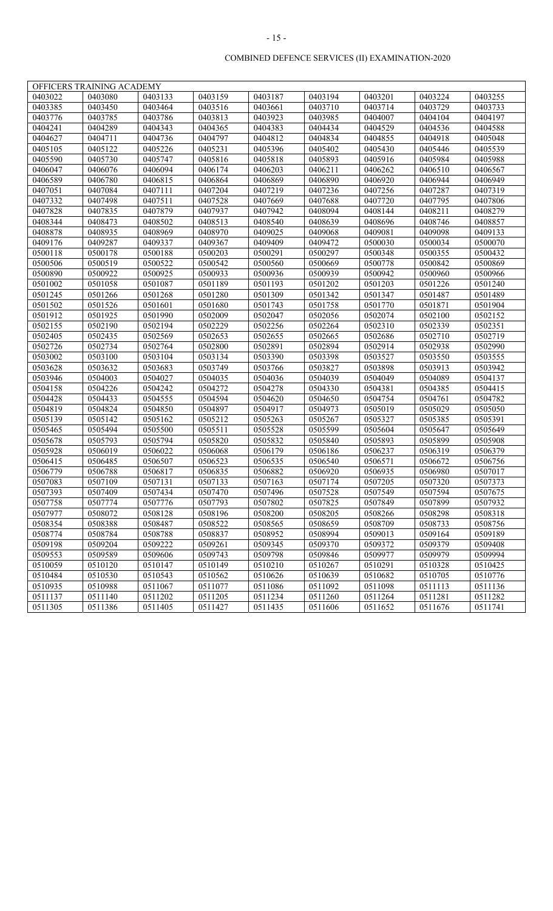COMBINED DEFENCE SERVICES (II) EXAMINATION-2020

| OFFICERS TRAINING ACADEMY | | | | | | | | |
|---|---|---|---|---|---|---|---|---|
| 0403022 | 0403080 | 0403133 | 0403159 | 0403187 | 0403194 | 0403201 | 0403224 | 0403255 |
| 0403385 | 0403450 | 0403464 | 0403516 | 0403661 | 0403710 | 0403714 | 0403729 | 0403733 |
| 0403776 | 0403785 | 0403786 | 0403813 | 0403923 | 0403985 | 0404007 | 0404104 | 0404197 |
| 0404241 | 0404289 | 0404343 | 0404365 | 0404383 | 0404434 | 0404529 | 0404536 | 0404588 |
| 0404627 | 0404711 | 0404736 | 0404797 | 0404812 | 0404834 | 0404855 | 0404918 | 0405048 |
| 0405105 | 0405122 | 0405226 | 0405231 | 0405396 | 0405402 | 0405430 | 0405446 | 0405539 |
| 0405590 | 0405730 | 0405747 | 0405816 | 0405818 | 0405893 | 0405916 | 0405984 | 0405988 |
| 0406047 | 0406076 | 0406094 | 0406174 | 0406203 | 0406211 | 0406262 | 0406510 | 0406567 |
| 0406589 | 0406780 | 0406815 | 0406864 | 0406869 | 0406890 | 0406920 | 0406944 | 0406949 |
| 0407051 | 0407084 | 0407111 | 0407204 | 0407219 | 0407236 | 0407256 | 0407287 | 0407319 |
| 0407332 | 0407498 | 0407511 | 0407528 | 0407669 | 0407688 | 0407720 | 0407795 | 0407806 |
| 0407828 | 0407835 | 0407879 | 0407937 | 0407942 | 0408094 | 0408144 | 0408211 | 0408279 |
| 0408344 | 0408473 | 0408502 | 0408513 | 0408540 | 0408639 | 0408696 | 0408746 | 0408857 |
| 0408878 | 0408935 | 0408969 | 0408970 | 0409025 | 0409068 | 0409081 | 0409098 | 0409133 |
| 0409176 | 0409287 | 0409337 | 0409367 | 0409409 | 0409472 | 0500030 | 0500034 | 0500070 |
| 0500118 | 0500178 | 0500188 | 0500203 | 0500291 | 0500297 | 0500348 | 0500355 | 0500432 |
| 0500506 | 0500519 | 0500522 | 0500542 | 0500560 | 0500669 | 0500778 | 0500842 | 0500869 |
| 0500890 | 0500922 | 0500925 | 0500933 | 0500936 | 0500939 | 0500942 | 0500960 | 0500966 |
| 0501002 | 0501058 | 0501087 | 0501189 | 0501193 | 0501202 | 0501203 | 0501226 | 0501240 |
| 0501245 | 0501266 | 0501268 | 0501280 | 0501309 | 0501342 | 0501347 | 0501487 | 0501489 |
| 0501502 | 0501526 | 0501601 | 0501680 | 0501743 | 0501758 | 0501770 | 0501871 | 0501904 |
| 0501912 | 0501925 | 0501990 | 0502009 | 0502047 | 0502056 | 0502074 | 0502100 | 0502152 |
| 0502155 | 0502190 | 0502194 | 0502229 | 0502256 | 0502264 | 0502310 | 0502339 | 0502351 |
| 0502405 | 0502435 | 0502569 | 0502653 | 0502655 | 0502665 | 0502686 | 0502710 | 0502719 |
| 0502726 | 0502734 | 0502764 | 0502800 | 0502891 | 0502894 | 0502914 | 0502938 | 0502990 |
| 0503002 | 0503100 | 0503104 | 0503134 | 0503390 | 0503398 | 0503527 | 0503550 | 0503555 |
| 0503628 | 0503632 | 0503683 | 0503749 | 0503766 | 0503827 | 0503898 | 0503913 | 0503942 |
| 0503946 | 0504003 | 0504027 | 0504035 | 0504036 | 0504039 | 0504049 | 0504089 | 0504137 |
| 0504158 | 0504226 | 0504242 | 0504272 | 0504278 | 0504330 | 0504381 | 0504385 | 0504415 |
| 0504428 | 0504433 | 0504555 | 0504594 | 0504620 | 0504650 | 0504754 | 0504761 | 0504782 |
| 0504819 | 0504824 | 0504850 | 0504897 | 0504917 | 0504973 | 0505019 | 0505029 | 0505050 |
| 0505139 | 0505142 | 0505162 | 0505212 | 0505263 | 0505267 | 0505327 | 0505385 | 0505391 |
| 0505465 | 0505494 | 0505500 | 0505511 | 0505528 | 0505599 | 0505604 | 0505647 | 0505649 |
| 0505678 | 0505793 | 0505794 | 0505820 | 0505832 | 0505840 | 0505893 | 0505899 | 0505908 |
| 0505928 | 0506019 | 0506022 | 0506068 | 0506179 | 0506186 | 0506237 | 0506319 | 0506379 |
| 0506415 | 0506485 | 0506507 | 0506523 | 0506535 | 0506540 | 0506571 | 0506672 | 0506756 |
| 0506779 | 0506788 | 0506817 | 0506835 | 0506882 | 0506920 | 0506935 | 0506980 | 0507017 |
| 0507083 | 0507109 | 0507131 | 0507133 | 0507163 | 0507174 | 0507205 | 0507320 | 0507373 |
| 0507393 | 0507409 | 0507434 | 0507470 | 0507496 | 0507528 | 0507549 | 0507594 | 0507675 |
| 0507758 | 0507774 | 0507776 | 0507793 | 0507802 | 0507825 | 0507849 | 0507899 | 0507932 |
| 0507977 | 0508072 | 0508128 | 0508196 | 0508200 | 0508205 | 0508266 | 0508298 | 0508318 |
| 0508354 | 0508388 | 0508487 | 0508522 | 0508565 | 0508659 | 0508709 | 0508733 | 0508756 |
| 0508774 | 0508784 | 0508788 | 0508837 | 0508952 | 0508994 | 0509013 | 0509164 | 0509189 |
| 0509198 | 0509204 | 0509222 | 0509261 | 0509345 | 0509370 | 0509372 | 0509379 | 0509408 |
| 0509553 | 0509589 | 0509606 | 0509743 | 0509798 | 0509846 | 0509977 | 0509979 | 0509994 |
| 0510059 | 0510120 | 0510147 | 0510149 | 0510210 | 0510267 | 0510291 | 0510328 | 0510425 |
| 0510484 | 0510530 | 0510543 | 0510562 | 0510626 | 0510639 | 0510682 | 0510705 | 0510776 |
| 0510935 | 0510988 | 0511067 | 0511077 | 0511086 | 0511092 | 0511098 | 0511113 | 0511136 |
| 0511137 | 0511140 | 0511202 | 0511205 | 0511234 | 0511260 | 0511264 | 0511281 | 0511282 |
| 0511305 | 0511386 | 0511405 | 0511427 | 0511435 | 0511606 | 0511652 | 0511676 | 0511741 |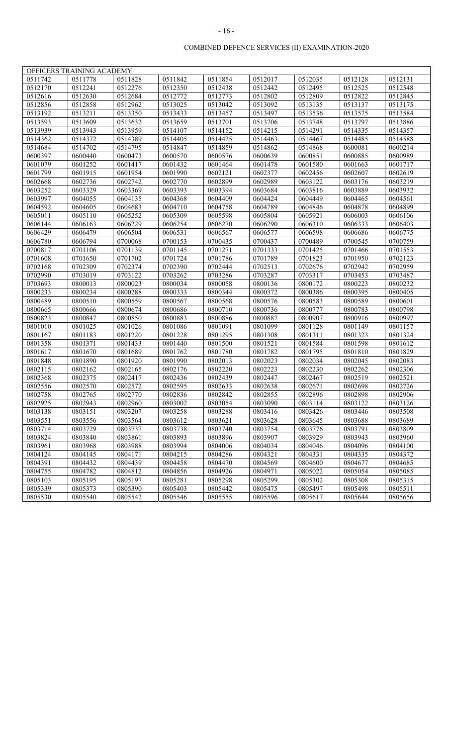COMBINED DEFENCE SERVICES (II) EXAMINATION-2020

| OFFICERS TRAINING ACADEMY | | | | | | | | |
|---|---|---|---|---|---|---|---|---|
| 0511742 | 0511778 | 0511828 | 0511842 | 0511854 | 0512017 | 0512035 | 0512128 | 0512131 |
| 0512170 | 0512241 | 0512276 | 0512350 | 0512438 | 0512442 | 0512495 | 0512525 | 0512548 |
| 0512616 | 0512630 | 0512684 | 0512772 | 0512773 | 0512802 | 0512809 | 0512822 | 0512845 |
| 0512856 | 0512858 | 0512962 | 0513025 | 0513042 | 0513092 | 0513135 | 0513137 | 0513175 |
| 0513192 | 0513211 | 0513350 | 0513433 | 0513457 | 0513497 | 0513536 | 0513575 | 0513584 |
| 0513593 | 0513609 | 0513632 | 0513659 | 0513701 | 0513706 | 0513748 | 0513797 | 0513886 |
| 0513939 | 0513943 | 0513959 | 0514107 | 0514152 | 0514215 | 0514291 | 0514335 | 0514357 |
| 0514362 | 0514372 | 0514389 | 0514405 | 0514425 | 0514463 | 0514467 | 0514485 | 0514588 |
| 0514684 | 0514702 | 0514795 | 0514847 | 0514859 | 0514862 | 0514868 | 0600081 | 0600214 |
| 0600397 | 0600440 | 0600473 | 0600570 | 0600576 | 0600639 | 0600851 | 0600885 | 0600989 |
| 0601079 | 0601252 | 0601417 | 0601432 | 0601464 | 0601478 | 0601580 | 0601663 | 0601717 |
| 0601799 | 0601915 | 0601954 | 0601990 | 0602121 | 0602377 | 0602456 | 0602607 | 0602619 |
| 0602668 | 0602736 | 0602742 | 0602770 | 0602899 | 0602989 | 0603122 | 0603176 | 0603219 |
| 0603252 | 0603329 | 0603369 | 0603393 | 0603394 | 0603684 | 0603816 | 0603889 | 0603932 |
| 0603997 | 0604055 | 0604135 | 0604368 | 0604409 | 0604424 | 0604449 | 0604465 | 0604561 |
| 0604592 | 0604605 | 0604683 | 0604710 | 0604758 | 0604789 | 0604846 | 0604878 | 0604899 |
| 0605011 | 0605110 | 0605252 | 0605309 | 0605598 | 0605804 | 0605921 | 0606003 | 0606106 |
| 0606144 | 0606163 | 0606229 | 0606254 | 0606270 | 0606290 | 0606310 | 0606333 | 0606403 |
| 0606429 | 0606479 | 0606504 | 0606531 | 0606567 | 0606577 | 0606598 | 0606686 | 0606775 |
| 0606780 | 0606794 | 0700068 | 0700153 | 0700435 | 0700437 | 0700489 | 0700545 | 0700759 |
| 0700817 | 0701106 | 0701139 | 0701145 | 0701271 | 0701333 | 0701425 | 0701466 | 0701553 |
| 0701608 | 0701650 | 0701702 | 0701724 | 0701786 | 0701789 | 0701823 | 0701950 | 0702123 |
| 0702168 | 0702309 | 0702374 | 0702390 | 0702444 | 0702513 | 0702676 | 0702942 | 0702959 |
| 0702990 | 0703019 | 0703122 | 0703262 | 0703286 | 0703287 | 0703317 | 0703453 | 0703487 |
| 0703693 | 0800013 | 0800023 | 0800034 | 0800058 | 0800136 | 0800172 | 0800223 | 0800232 |
| 0800233 | 0800234 | 0800288 | 0800333 | 0800344 | 0800372 | 0800386 | 0800395 | 0800405 |
| 0800489 | 0800510 | 0800559 | 0800567 | 0800568 | 0800576 | 0800583 | 0800589 | 0800601 |
| 0800665 | 0800666 | 0800674 | 0800686 | 0800710 | 0800736 | 0800777 | 0800783 | 0800798 |
| 0800823 | 0800847 | 0800850 | 0800883 | 0800886 | 0800887 | 0800907 | 0800916 | 0800997 |
| 0801010 | 0801025 | 0801026 | 0801086 | 0801091 | 0801099 | 0801128 | 0801149 | 0801157 |
| 0801167 | 0801183 | 0801220 | 0801228 | 0801295 | 0801308 | 0801311 | 0801323 | 0801324 |
| 0801358 | 0801371 | 0801433 | 0801440 | 0801500 | 0801521 | 0801584 | 0801598 | 0801612 |
| 0801617 | 0801670 | 0801689 | 0801762 | 0801780 | 0801782 | 0801795 | 0801810 | 0801829 |
| 0801848 | 0801890 | 0801920 | 0801990 | 0802013 | 0802023 | 0802034 | 0802045 | 0802083 |
| 0802115 | 0802162 | 0802165 | 0802176 | 0802220 | 0802223 | 0802230 | 0802262 | 0802306 |
| 0802368 | 0802375 | 0802417 | 0802436 | 0802439 | 0802447 | 0802467 | 0802519 | 0802521 |
| 0802556 | 0802570 | 0802572 | 0802595 | 0802633 | 0802638 | 0802671 | 0802698 | 0802726 |
| 0802758 | 0802765 | 0802770 | 0802836 | 0802842 | 0802855 | 0802896 | 0802898 | 0802906 |
| 0802925 | 0802943 | 0802960 | 0803002 | 0803054 | 0803090 | 0803114 | 0803122 | 0803126 |
| 0803138 | 0803151 | 0803207 | 0803258 | 0803288 | 0803416 | 0803426 | 0803446 | 0803508 |
| 0803551 | 0803556 | 0803564 | 0803612 | 0803621 | 0803628 | 0803645 | 0803688 | 0803689 |
| 0803714 | 0803729 | 0803737 | 0803738 | 0803740 | 0803754 | 0803776 | 0803791 | 0803809 |
| 0803824 | 0803840 | 0803861 | 0803893 | 0803896 | 0803907 | 0803929 | 0803943 | 0803960 |
| 0803961 | 0803968 | 0803988 | 0803994 | 0804006 | 0804034 | 0804046 | 0804096 | 0804100 |
| 0804124 | 0804145 | 0804171 | 0804215 | 0804286 | 0804321 | 0804331 | 0804335 | 0804372 |
| 0804391 | 0804432 | 0804439 | 0804458 | 0804470 | 0804569 | 0804600 | 0804677 | 0804685 |
| 0804755 | 0804782 | 0804812 | 0804856 | 0804926 | 0804971 | 0805022 | 0805054 | 0805085 |
| 0805103 | 0805195 | 0805197 | 0805281 | 0805298 | 0805299 | 0805302 | 0805308 | 0805315 |
| 0805339 | 0805373 | 0805390 | 0805403 | 0805442 | 0805475 | 0805497 | 0805498 | 0805511 |
| 0805530 | 0805540 | 0805542 | 0805546 | 0805555 | 0805596 | 0805617 | 0805644 | 0805656 |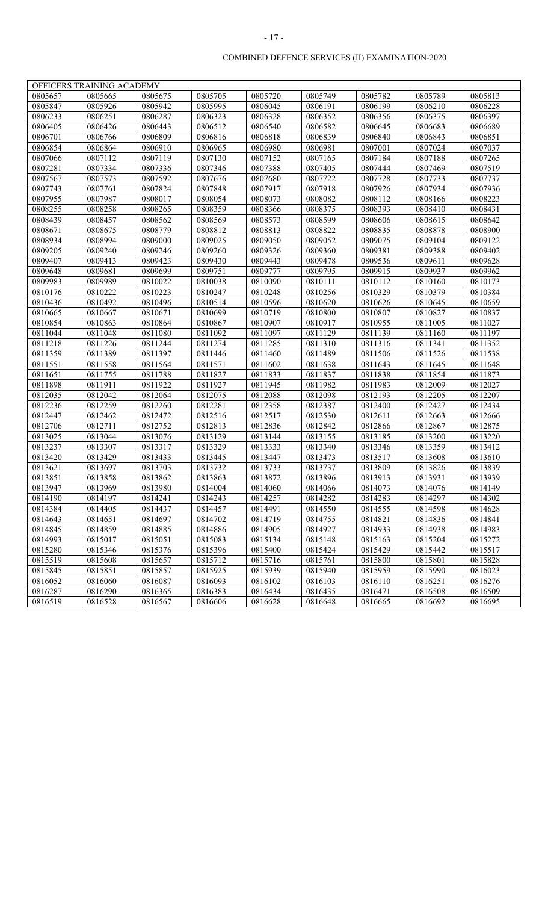COMBINED DEFENCE SERVICES (II) EXAMINATION-2020

| OFFICERS TRAINING ACADEMY | | | | | | | | |
|---|---|---|---|---|---|---|---|---|
| 0805657 | 0805665 | 0805675 | 0805705 | 0805720 | 0805749 | 0805782 | 0805789 | 0805813 |
| 0805847 | 0805926 | 0805942 | 0805995 | 0806045 | 0806191 | 0806199 | 0806210 | 0806228 |
| 0806233 | 0806251 | 0806287 | 0806323 | 0806328 | 0806352 | 0806356 | 0806375 | 0806397 |
| 0806405 | 0806426 | 0806443 | 0806512 | 0806540 | 0806582 | 0806645 | 0806683 | 0806689 |
| 0806701 | 0806766 | 0806809 | 0806816 | 0806818 | 0806839 | 0806840 | 0806843 | 0806851 |
| 0806854 | 0806864 | 0806910 | 0806965 | 0806980 | 0806981 | 0807001 | 0807024 | 0807037 |
| 0807066 | 0807112 | 0807119 | 0807130 | 0807152 | 0807165 | 0807184 | 0807188 | 0807265 |
| 0807281 | 0807334 | 0807336 | 0807346 | 0807388 | 0807405 | 0807444 | 0807469 | 0807519 |
| 0807567 | 0807573 | 0807592 | 0807676 | 0807680 | 0807722 | 0807728 | 0807733 | 0807737 |
| 0807743 | 0807761 | 0807824 | 0807848 | 0807917 | 0807918 | 0807926 | 0807934 | 0807936 |
| 0807955 | 0807987 | 0808017 | 0808054 | 0808073 | 0808082 | 0808112 | 0808166 | 0808223 |
| 0808255 | 0808258 | 0808265 | 0808359 | 0808366 | 0808375 | 0808393 | 0808410 | 0808431 |
| 0808439 | 0808457 | 0808562 | 0808569 | 0808573 | 0808599 | 0808606 | 0808615 | 0808642 |
| 0808671 | 0808675 | 0808779 | 0808812 | 0808813 | 0808822 | 0808835 | 0808878 | 0808900 |
| 0808934 | 0808994 | 0809000 | 0809025 | 0809050 | 0809052 | 0809075 | 0809104 | 0809122 |
| 0809205 | 0809240 | 0809246 | 0809260 | 0809326 | 0809360 | 0809381 | 0809388 | 0809402 |
| 0809407 | 0809413 | 0809423 | 0809430 | 0809443 | 0809478 | 0809536 | 0809611 | 0809628 |
| 0809648 | 0809681 | 0809699 | 0809751 | 0809777 | 0809795 | 0809915 | 0809937 | 0809962 |
| 0809983 | 0809989 | 0810022 | 0810038 | 0810090 | 0810111 | 0810112 | 0810160 | 0810173 |
| 0810176 | 0810222 | 0810223 | 0810247 | 0810248 | 0810256 | 0810329 | 0810379 | 0810384 |
| 0810436 | 0810492 | 0810496 | 0810514 | 0810596 | 0810620 | 0810626 | 0810645 | 0810659 |
| 0810665 | 0810667 | 0810671 | 0810699 | 0810719 | 0810800 | 0810807 | 0810827 | 0810837 |
| 0810854 | 0810863 | 0810864 | 0810867 | 0810907 | 0810917 | 0810955 | 0811005 | 0811027 |
| 0811044 | 0811048 | 0811080 | 0811092 | 0811097 | 0811129 | 0811139 | 0811160 | 0811197 |
| 0811218 | 0811226 | 0811244 | 0811274 | 0811285 | 0811310 | 0811316 | 0811341 | 0811352 |
| 0811359 | 0811389 | 0811397 | 0811446 | 0811460 | 0811489 | 0811506 | 0811526 | 0811538 |
| 0811551 | 0811558 | 0811564 | 0811571 | 0811602 | 0811638 | 0811643 | 0811645 | 0811648 |
| 0811651 | 0811755 | 0811788 | 0811827 | 0811833 | 0811837 | 0811838 | 0811854 | 0811873 |
| 0811898 | 0811911 | 0811922 | 0811927 | 0811945 | 0811982 | 0811983 | 0812009 | 0812027 |
| 0812035 | 0812042 | 0812064 | 0812075 | 0812088 | 0812098 | 0812193 | 0812205 | 0812207 |
| 0812236 | 0812259 | 0812260 | 0812281 | 0812358 | 0812387 | 0812400 | 0812427 | 0812434 |
| 0812447 | 0812462 | 0812472 | 0812516 | 0812517 | 0812530 | 0812611 | 0812663 | 0812666 |
| 0812706 | 0812711 | 0812752 | 0812813 | 0812836 | 0812842 | 0812866 | 0812867 | 0812875 |
| 0813025 | 0813044 | 0813076 | 0813129 | 0813144 | 0813155 | 0813185 | 0813200 | 0813220 |
| 0813237 | 0813307 | 0813317 | 0813329 | 0813333 | 0813340 | 0813346 | 0813359 | 0813412 |
| 0813420 | 0813429 | 0813433 | 0813445 | 0813447 | 0813473 | 0813517 | 0813608 | 0813610 |
| 0813621 | 0813697 | 0813703 | 0813732 | 0813733 | 0813737 | 0813809 | 0813826 | 0813839 |
| 0813851 | 0813858 | 0813862 | 0813863 | 0813872 | 0813896 | 0813913 | 0813931 | 0813939 |
| 0813947 | 0813969 | 0813980 | 0814004 | 0814060 | 0814066 | 0814073 | 0814076 | 0814149 |
| 0814190 | 0814197 | 0814241 | 0814243 | 0814257 | 0814282 | 0814283 | 0814297 | 0814302 |
| 0814384 | 0814405 | 0814437 | 0814457 | 0814491 | 0814550 | 0814555 | 0814598 | 0814628 |
| 0814643 | 0814651 | 0814697 | 0814702 | 0814719 | 0814755 | 0814821 | 0814836 | 0814841 |
| 0814845 | 0814859 | 0814885 | 0814886 | 0814905 | 0814927 | 0814933 | 0814938 | 0814983 |
| 0814993 | 0815017 | 0815051 | 0815083 | 0815134 | 0815148 | 0815163 | 0815204 | 0815272 |
| 0815280 | 0815346 | 0815376 | 0815396 | 0815400 | 0815424 | 0815429 | 0815442 | 0815517 |
| 0815519 | 0815608 | 0815657 | 0815712 | 0815716 | 0815761 | 0815800 | 0815801 | 0815828 |
| 0815845 | 0815851 | 0815857 | 0815925 | 0815939 | 0815940 | 0815959 | 0815990 | 0816023 |
| 0816052 | 0816060 | 0816087 | 0816093 | 0816102 | 0816103 | 0816110 | 0816251 | 0816276 |
| 0816287 | 0816290 | 0816365 | 0816383 | 0816434 | 0816435 | 0816471 | 0816508 | 0816509 |
| 0816519 | 0816528 | 0816567 | 0816606 | 0816628 | 0816648 | 0816665 | 0816692 | 0816695 |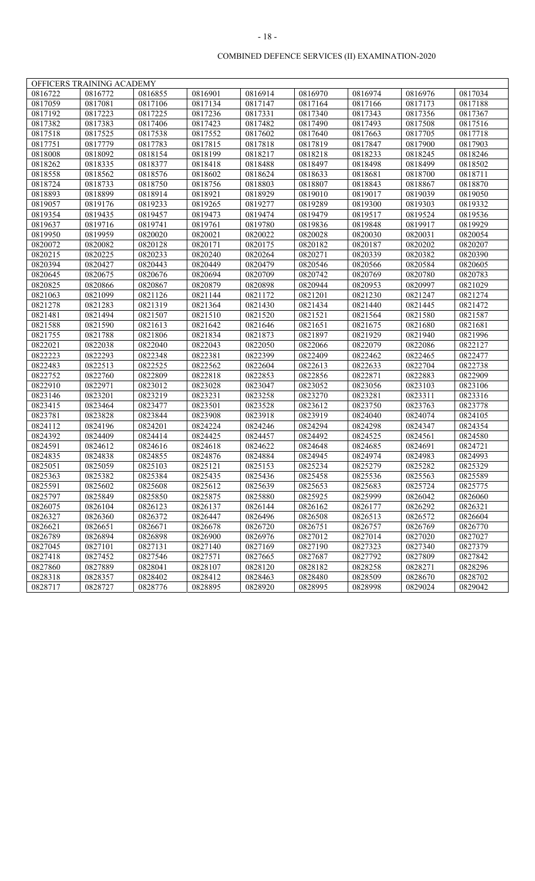COMBINED DEFENCE SERVICES (II) EXAMINATION-2020

| OFFICERS TRAINING ACADEMY | | | | | | | | |
|---|---|---|---|---|---|---|---|---|
| 0816722 | 0816772 | 0816855 | 0816901 | 0816914 | 0816970 | 0816974 | 0816976 | 0817034 |
| 0817059 | 0817081 | 0817106 | 0817134 | 0817147 | 0817164 | 0817166 | 0817173 | 0817188 |
| 0817192 | 0817223 | 0817225 | 0817236 | 0817331 | 0817340 | 0817343 | 0817356 | 0817367 |
| 0817382 | 0817383 | 0817406 | 0817423 | 0817482 | 0817490 | 0817493 | 0817508 | 0817516 |
| 0817518 | 0817525 | 0817538 | 0817552 | 0817602 | 0817640 | 0817663 | 0817705 | 0817718 |
| 0817751 | 0817779 | 0817783 | 0817815 | 0817818 | 0817819 | 0817847 | 0817900 | 0817903 |
| 0818008 | 0818092 | 0818154 | 0818199 | 0818217 | 0818218 | 0818233 | 0818245 | 0818246 |
| 0818262 | 0818335 | 0818377 | 0818418 | 0818488 | 0818497 | 0818498 | 0818499 | 0818502 |
| 0818558 | 0818562 | 0818576 | 0818602 | 0818624 | 0818633 | 0818681 | 0818700 | 0818711 |
| 0818724 | 0818733 | 0818750 | 0818756 | 0818803 | 0818807 | 0818843 | 0818867 | 0818870 |
| 0818893 | 0818899 | 0818914 | 0818921 | 0818929 | 0819010 | 0819017 | 0819039 | 0819050 |
| 0819057 | 0819176 | 0819233 | 0819265 | 0819277 | 0819289 | 0819300 | 0819303 | 0819332 |
| 0819354 | 0819435 | 0819457 | 0819473 | 0819474 | 0819479 | 0819517 | 0819524 | 0819536 |
| 0819637 | 0819716 | 0819741 | 0819761 | 0819780 | 0819836 | 0819848 | 0819917 | 0819929 |
| 0819950 | 0819959 | 0820020 | 0820021 | 0820022 | 0820028 | 0820030 | 0820031 | 0820054 |
| 0820072 | 0820082 | 0820128 | 0820171 | 0820175 | 0820182 | 0820187 | 0820202 | 0820207 |
| 0820215 | 0820225 | 0820233 | 0820240 | 0820264 | 0820271 | 0820339 | 0820382 | 0820390 |
| 0820394 | 0820427 | 0820443 | 0820449 | 0820479 | 0820546 | 0820566 | 0820584 | 0820605 |
| 0820645 | 0820675 | 0820676 | 0820694 | 0820709 | 0820742 | 0820769 | 0820780 | 0820783 |
| 0820825 | 0820866 | 0820867 | 0820879 | 0820898 | 0820944 | 0820953 | 0820997 | 0821029 |
| 0821063 | 0821099 | 0821126 | 0821144 | 0821172 | 0821201 | 0821230 | 0821247 | 0821274 |
| 0821278 | 0821283 | 0821319 | 0821364 | 0821430 | 0821434 | 0821440 | 0821445 | 0821472 |
| 0821481 | 0821494 | 0821507 | 0821510 | 0821520 | 0821521 | 0821564 | 0821580 | 0821587 |
| 0821588 | 0821590 | 0821613 | 0821642 | 0821646 | 0821651 | 0821675 | 0821680 | 0821681 |
| 0821755 | 0821788 | 0821806 | 0821834 | 0821873 | 0821897 | 0821929 | 0821940 | 0821996 |
| 0822021 | 0822038 | 0822040 | 0822043 | 0822050 | 0822066 | 0822079 | 0822086 | 0822127 |
| 0822223 | 0822293 | 0822348 | 0822381 | 0822399 | 0822409 | 0822462 | 0822465 | 0822477 |
| 0822483 | 0822513 | 0822525 | 0822562 | 0822604 | 0822613 | 0822633 | 0822704 | 0822738 |
| 0822752 | 0822760 | 0822809 | 0822818 | 0822853 | 0822856 | 0822871 | 0822883 | 0822909 |
| 0822910 | 0822971 | 0823012 | 0823028 | 0823047 | 0823052 | 0823056 | 0823103 | 0823106 |
| 0823146 | 0823201 | 0823219 | 0823231 | 0823258 | 0823270 | 0823281 | 0823311 | 0823316 |
| 0823415 | 0823464 | 0823477 | 0823501 | 0823528 | 0823612 | 0823750 | 0823763 | 0823778 |
| 0823781 | 0823828 | 0823844 | 0823908 | 0823918 | 0823919 | 0824040 | 0824074 | 0824105 |
| 0824112 | 0824196 | 0824201 | 0824224 | 0824246 | 0824294 | 0824298 | 0824347 | 0824354 |
| 0824392 | 0824409 | 0824414 | 0824425 | 0824457 | 0824492 | 0824525 | 0824561 | 0824580 |
| 0824591 | 0824612 | 0824616 | 0824618 | 0824622 | 0824648 | 0824685 | 0824691 | 0824721 |
| 0824835 | 0824838 | 0824855 | 0824876 | 0824884 | 0824945 | 0824974 | 0824983 | 0824993 |
| 0825051 | 0825059 | 0825103 | 0825121 | 0825153 | 0825234 | 0825279 | 0825282 | 0825329 |
| 0825363 | 0825382 | 0825384 | 0825435 | 0825436 | 0825458 | 0825536 | 0825563 | 0825589 |
| 0825591 | 0825602 | 0825608 | 0825612 | 0825639 | 0825653 | 0825683 | 0825724 | 0825775 |
| 0825797 | 0825849 | 0825850 | 0825875 | 0825880 | 0825925 | 0825999 | 0826042 | 0826060 |
| 0826075 | 0826104 | 0826123 | 0826137 | 0826144 | 0826162 | 0826177 | 0826292 | 0826321 |
| 0826327 | 0826360 | 0826372 | 0826447 | 0826496 | 0826508 | 0826513 | 0826572 | 0826604 |
| 0826621 | 0826651 | 0826671 | 0826678 | 0826720 | 0826751 | 0826757 | 0826769 | 0826770 |
| 0826789 | 0826894 | 0826898 | 0826900 | 0826976 | 0827012 | 0827014 | 0827020 | 0827027 |
| 0827045 | 0827101 | 0827131 | 0827140 | 0827169 | 0827190 | 0827323 | 0827340 | 0827379 |
| 0827418 | 0827452 | 0827546 | 0827571 | 0827665 | 0827687 | 0827792 | 0827809 | 0827842 |
| 0827860 | 0827889 | 0828041 | 0828107 | 0828120 | 0828182 | 0828258 | 0828271 | 0828296 |
| 0828318 | 0828357 | 0828402 | 0828412 | 0828463 | 0828480 | 0828509 | 0828670 | 0828702 |
| 0828717 | 0828727 | 0828776 | 0828895 | 0828920 | 0828995 | 0828998 | 0829024 | 0829042 |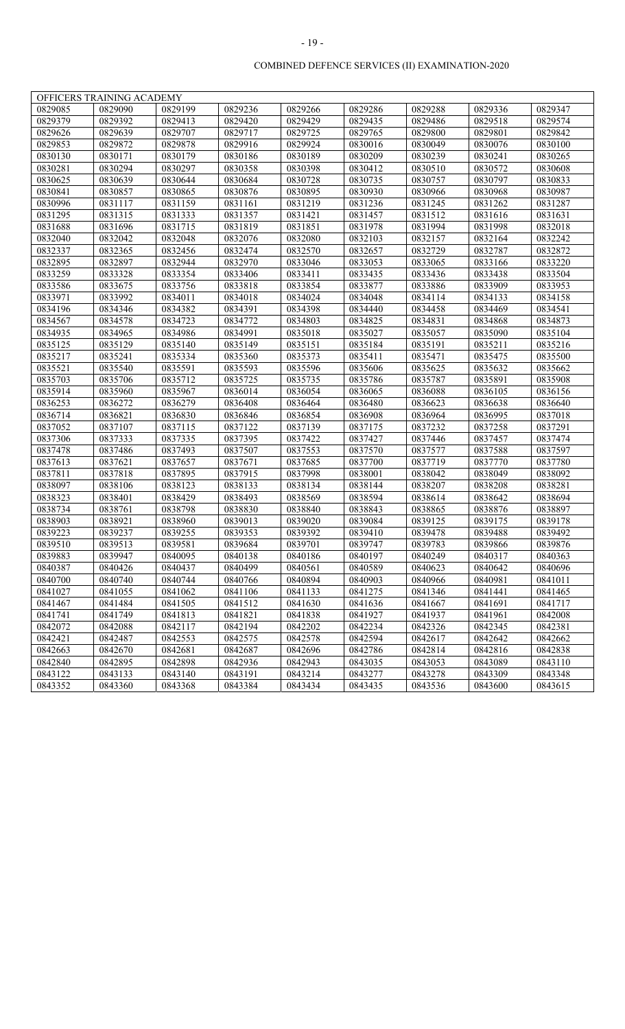COMBINED DEFENCE SERVICES (II) EXAMINATION-2020

| OFFICERS TRAINING ACADEMY | | | | | | | | |
|---|---|---|---|---|---|---|---|---|
| 0829085 | 0829090 | 0829199 | 0829236 | 0829266 | 0829286 | 0829288 | 0829336 | 0829347 |
| 0829379 | 0829392 | 0829413 | 0829420 | 0829429 | 0829435 | 0829486 | 0829518 | 0829574 |
| 0829626 | 0829639 | 0829707 | 0829717 | 0829725 | 0829765 | 0829800 | 0829801 | 0829842 |
| 0829853 | 0829872 | 0829878 | 0829916 | 0829924 | 0830016 | 0830049 | 0830076 | 0830100 |
| 0830130 | 0830171 | 0830179 | 0830186 | 0830189 | 0830209 | 0830239 | 0830241 | 0830265 |
| 0830281 | 0830294 | 0830297 | 0830358 | 0830398 | 0830412 | 0830510 | 0830572 | 0830608 |
| 0830625 | 0830639 | 0830644 | 0830684 | 0830728 | 0830735 | 0830757 | 0830797 | 0830833 |
| 0830841 | 0830857 | 0830865 | 0830876 | 0830895 | 0830930 | 0830966 | 0830968 | 0830987 |
| 0830996 | 0831117 | 0831159 | 0831161 | 0831219 | 0831236 | 0831245 | 0831262 | 0831287 |
| 0831295 | 0831315 | 0831333 | 0831357 | 0831421 | 0831457 | 0831512 | 0831616 | 0831631 |
| 0831688 | 0831696 | 0831715 | 0831819 | 0831851 | 0831978 | 0831994 | 0831998 | 0832018 |
| 0832040 | 0832042 | 0832048 | 0832076 | 0832080 | 0832103 | 0832157 | 0832164 | 0832242 |
| 0832337 | 0832365 | 0832456 | 0832474 | 0832570 | 0832657 | 0832729 | 0832787 | 0832872 |
| 0832895 | 0832897 | 0832944 | 0832970 | 0833046 | 0833053 | 0833065 | 0833166 | 0833220 |
| 0833259 | 0833328 | 0833354 | 0833406 | 0833411 | 0833435 | 0833436 | 0833438 | 0833504 |
| 0833586 | 0833675 | 0833756 | 0833818 | 0833854 | 0833877 | 0833886 | 0833909 | 0833953 |
| 0833971 | 0833992 | 0834011 | 0834018 | 0834024 | 0834048 | 0834114 | 0834133 | 0834158 |
| 0834196 | 0834346 | 0834382 | 0834391 | 0834398 | 0834440 | 0834458 | 0834469 | 0834541 |
| 0834567 | 0834578 | 0834723 | 0834772 | 0834803 | 0834825 | 0834831 | 0834868 | 0834873 |
| 0834935 | 0834965 | 0834986 | 0834991 | 0835018 | 0835027 | 0835057 | 0835090 | 0835104 |
| 0835125 | 0835129 | 0835140 | 0835149 | 0835151 | 0835184 | 0835191 | 0835211 | 0835216 |
| 0835217 | 0835241 | 0835334 | 0835360 | 0835373 | 0835411 | 0835471 | 0835475 | 0835500 |
| 0835521 | 0835540 | 0835591 | 0835593 | 0835596 | 0835606 | 0835625 | 0835632 | 0835662 |
| 0835703 | 0835706 | 0835712 | 0835725 | 0835735 | 0835786 | 0835787 | 0835891 | 0835908 |
| 0835914 | 0835960 | 0835967 | 0836014 | 0836054 | 0836065 | 0836088 | 0836105 | 0836156 |
| 0836253 | 0836272 | 0836279 | 0836408 | 0836464 | 0836480 | 0836623 | 0836638 | 0836640 |
| 0836714 | 0836821 | 0836830 | 0836846 | 0836854 | 0836908 | 0836964 | 0836995 | 0837018 |
| 0837052 | 0837107 | 0837115 | 0837122 | 0837139 | 0837175 | 0837232 | 0837258 | 0837291 |
| 0837306 | 0837333 | 0837335 | 0837395 | 0837422 | 0837427 | 0837446 | 0837457 | 0837474 |
| 0837478 | 0837486 | 0837493 | 0837507 | 0837553 | 0837570 | 0837577 | 0837588 | 0837597 |
| 0837613 | 0837621 | 0837657 | 0837671 | 0837685 | 0837700 | 0837719 | 0837770 | 0837780 |
| 0837811 | 0837818 | 0837895 | 0837915 | 0837998 | 0838001 | 0838042 | 0838049 | 0838092 |
| 0838097 | 0838106 | 0838123 | 0838133 | 0838134 | 0838144 | 0838207 | 0838208 | 0838281 |
| 0838323 | 0838401 | 0838429 | 0838493 | 0838569 | 0838594 | 0838614 | 0838642 | 0838694 |
| 0838734 | 0838761 | 0838798 | 0838830 | 0838840 | 0838843 | 0838865 | 0838876 | 0838897 |
| 0838903 | 0838921 | 0838960 | 0839013 | 0839020 | 0839084 | 0839125 | 0839175 | 0839178 |
| 0839223 | 0839237 | 0839255 | 0839353 | 0839392 | 0839410 | 0839478 | 0839488 | 0839492 |
| 0839510 | 0839513 | 0839581 | 0839684 | 0839701 | 0839747 | 0839783 | 0839866 | 0839876 |
| 0839883 | 0839947 | 0840095 | 0840138 | 0840186 | 0840197 | 0840249 | 0840317 | 0840363 |
| 0840387 | 0840426 | 0840437 | 0840499 | 0840561 | 0840589 | 0840623 | 0840642 | 0840696 |
| 0840700 | 0840740 | 0840744 | 0840766 | 0840894 | 0840903 | 0840966 | 0840981 | 0841011 |
| 0841027 | 0841055 | 0841062 | 0841106 | 0841133 | 0841275 | 0841346 | 0841441 | 0841465 |
| 0841467 | 0841484 | 0841505 | 0841512 | 0841630 | 0841636 | 0841667 | 0841691 | 0841717 |
| 0841741 | 0841749 | 0841813 | 0841821 | 0841838 | 0841927 | 0841937 | 0841961 | 0842008 |
| 0842072 | 0842088 | 0842117 | 0842194 | 0842202 | 0842234 | 0842326 | 0842345 | 0842381 |
| 0842421 | 0842487 | 0842553 | 0842575 | 0842578 | 0842594 | 0842617 | 0842642 | 0842662 |
| 0842663 | 0842670 | 0842681 | 0842687 | 0842696 | 0842786 | 0842814 | 0842816 | 0842838 |
| 0842840 | 0842895 | 0842898 | 0842936 | 0842943 | 0843035 | 0843053 | 0843089 | 0843110 |
| 0843122 | 0843133 | 0843140 | 0843191 | 0843214 | 0843277 | 0843278 | 0843309 | 0843348 |
| 0843352 | 0843360 | 0843368 | 0843384 | 0843434 | 0843435 | 0843536 | 0843600 | 0843615 |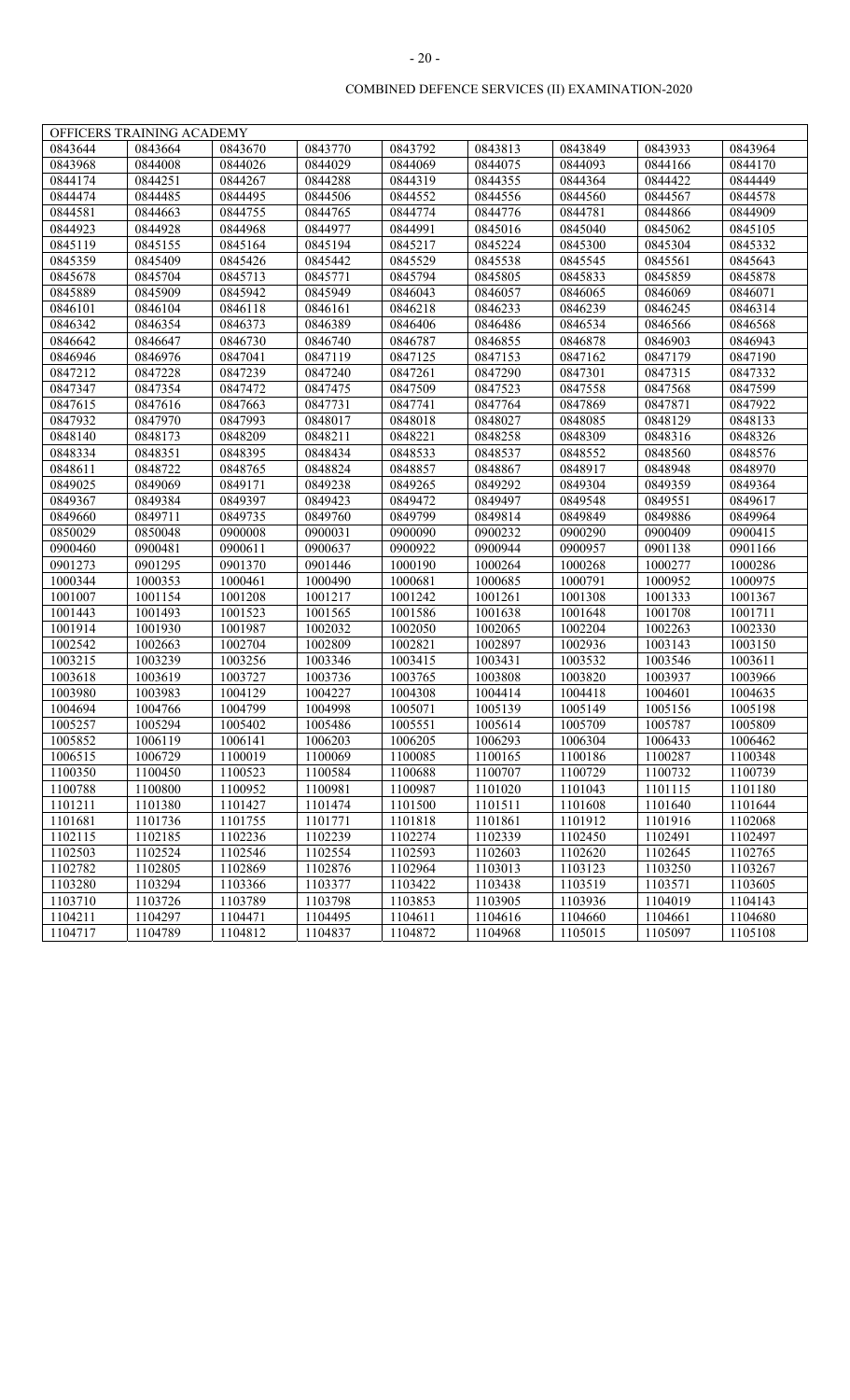COMBINED DEFENCE SERVICES (II) EXAMINATION-2020

| OFFICERS TRAINING ACADEMY | | | | | | | | |
|---|---|---|---|---|---|---|---|---|
| 0843644 | 0843664 | 0843670 | 0843770 | 0843792 | 0843813 | 0843849 | 0843933 | 0843964 |
| 0843968 | 0844008 | 0844026 | 0844029 | 0844069 | 0844075 | 0844093 | 0844166 | 0844170 |
| 0844174 | 0844251 | 0844267 | 0844288 | 0844319 | 0844355 | 0844364 | 0844422 | 0844449 |
| 0844474 | 0844485 | 0844495 | 0844506 | 0844552 | 0844556 | 0844560 | 0844567 | 0844578 |
| 0844581 | 0844663 | 0844755 | 0844765 | 0844774 | 0844776 | 0844781 | 0844866 | 0844909 |
| 0844923 | 0844928 | 0844968 | 0844977 | 0844991 | 0845016 | 0845040 | 0845062 | 0845105 |
| 0845119 | 0845155 | 0845164 | 0845194 | 0845217 | 0845224 | 0845300 | 0845304 | 0845332 |
| 0845359 | 0845409 | 0845426 | 0845442 | 0845529 | 0845538 | 0845545 | 0845561 | 0845643 |
| 0845678 | 0845704 | 0845713 | 0845771 | 0845794 | 0845805 | 0845833 | 0845859 | 0845878 |
| 0845889 | 0845909 | 0845942 | 0845949 | 0846043 | 0846057 | 0846065 | 0846069 | 0846071 |
| 0846101 | 0846104 | 0846118 | 0846161 | 0846218 | 0846233 | 0846239 | 0846245 | 0846314 |
| 0846342 | 0846354 | 0846373 | 0846389 | 0846406 | 0846486 | 0846534 | 0846566 | 0846568 |
| 0846642 | 0846647 | 0846730 | 0846740 | 0846787 | 0846855 | 0846878 | 0846903 | 0846943 |
| 0846946 | 0846976 | 0847041 | 0847119 | 0847125 | 0847153 | 0847162 | 0847179 | 0847190 |
| 0847212 | 0847228 | 0847239 | 0847240 | 0847261 | 0847290 | 0847301 | 0847315 | 0847332 |
| 0847347 | 0847354 | 0847472 | 0847475 | 0847509 | 0847523 | 0847558 | 0847568 | 0847599 |
| 0847615 | 0847616 | 0847663 | 0847731 | 0847741 | 0847764 | 0847869 | 0847871 | 0847922 |
| 0847932 | 0847970 | 0847993 | 0848017 | 0848018 | 0848027 | 0848085 | 0848129 | 0848133 |
| 0848140 | 0848173 | 0848209 | 0848211 | 0848221 | 0848258 | 0848309 | 0848316 | 0848326 |
| 0848334 | 0848351 | 0848395 | 0848434 | 0848533 | 0848537 | 0848552 | 0848560 | 0848576 |
| 0848611 | 0848722 | 0848765 | 0848824 | 0848857 | 0848867 | 0848917 | 0848948 | 0848970 |
| 0849025 | 0849069 | 0849171 | 0849238 | 0849265 | 0849292 | 0849304 | 0849359 | 0849364 |
| 0849367 | 0849384 | 0849397 | 0849423 | 0849472 | 0849497 | 0849548 | 0849551 | 0849617 |
| 0849660 | 0849711 | 0849735 | 0849760 | 0849799 | 0849814 | 0849849 | 0849886 | 0849964 |
| 0850029 | 0850048 | 0900008 | 0900031 | 0900090 | 0900232 | 0900290 | 0900409 | 0900415 |
| 0900460 | 0900481 | 0900611 | 0900637 | 0900922 | 0900944 | 0900957 | 0901138 | 0901166 |
| 0901273 | 0901295 | 0901370 | 0901446 | 1000190 | 1000264 | 1000268 | 1000277 | 1000286 |
| 1000344 | 1000353 | 1000461 | 1000490 | 1000681 | 1000685 | 1000791 | 1000952 | 1000975 |
| 1001007 | 1001154 | 1001208 | 1001217 | 1001242 | 1001261 | 1001308 | 1001333 | 1001367 |
| 1001443 | 1001493 | 1001523 | 1001565 | 1001586 | 1001638 | 1001648 | 1001708 | 1001711 |
| 1001914 | 1001930 | 1001987 | 1002032 | 1002050 | 1002065 | 1002204 | 1002263 | 1002330 |
| 1002542 | 1002663 | 1002704 | 1002809 | 1002821 | 1002897 | 1002936 | 1003143 | 1003150 |
| 1003215 | 1003239 | 1003256 | 1003346 | 1003415 | 1003431 | 1003532 | 1003546 | 1003611 |
| 1003618 | 1003619 | 1003727 | 1003736 | 1003765 | 1003808 | 1003820 | 1003937 | 1003966 |
| 1003980 | 1003983 | 1004129 | 1004227 | 1004308 | 1004414 | 1004418 | 1004601 | 1004635 |
| 1004694 | 1004766 | 1004799 | 1004998 | 1005071 | 1005139 | 1005149 | 1005156 | 1005198 |
| 1005257 | 1005294 | 1005402 | 1005486 | 1005551 | 1005614 | 1005709 | 1005787 | 1005809 |
| 1005852 | 1006119 | 1006141 | 1006203 | 1006205 | 1006293 | 1006304 | 1006433 | 1006462 |
| 1006515 | 1006729 | 1100019 | 1100069 | 1100085 | 1100165 | 1100186 | 1100287 | 1100348 |
| 1100350 | 1100450 | 1100523 | 1100584 | 1100688 | 1100707 | 1100729 | 1100732 | 1100739 |
| 1100788 | 1100800 | 1100952 | 1100981 | 1100987 | 1101020 | 1101043 | 1101115 | 1101180 |
| 1101211 | 1101380 | 1101427 | 1101474 | 1101500 | 1101511 | 1101608 | 1101640 | 1101644 |
| 1101681 | 1101736 | 1101755 | 1101771 | 1101818 | 1101861 | 1101912 | 1101916 | 1102068 |
| 1102115 | 1102185 | 1102236 | 1102239 | 1102274 | 1102339 | 1102450 | 1102491 | 1102497 |
| 1102503 | 1102524 | 1102546 | 1102554 | 1102593 | 1102603 | 1102620 | 1102645 | 1102765 |
| 1102782 | 1102805 | 1102869 | 1102876 | 1102964 | 1103013 | 1103123 | 1103250 | 1103267 |
| 1103280 | 1103294 | 1103366 | 1103377 | 1103422 | 1103438 | 1103519 | 1103571 | 1103605 |
| 1103710 | 1103726 | 1103789 | 1103798 | 1103853 | 1103905 | 1103936 | 1104019 | 1104143 |
| 1104211 | 1104297 | 1104471 | 1104495 | 1104611 | 1104616 | 1104660 | 1104661 | 1104680 |
| 1104717 | 1104789 | 1104812 | 1104837 | 1104872 | 1104968 | 1105015 | 1105097 | 1105108 |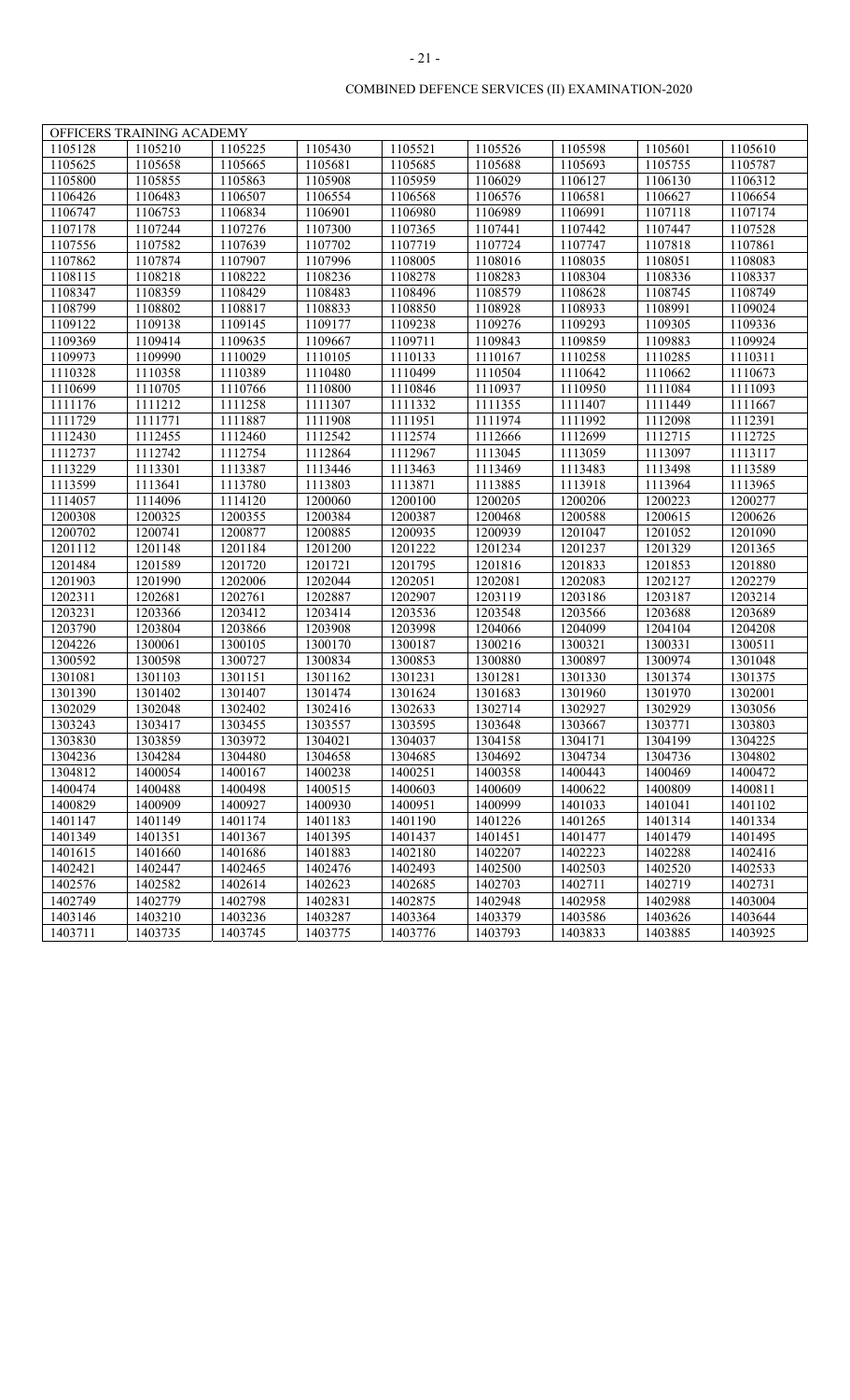COMBINED DEFENCE SERVICES (II) EXAMINATION-2020

| OFFICERS TRAINING ACADEMY | | | | | | | | |
|---|---|---|---|---|---|---|---|---|
| 1105128 | 1105210 | 1105225 | 1105430 | 1105521 | 1105526 | 1105598 | 1105601 | 1105610 |
| 1105625 | 1105658 | 1105665 | 1105681 | 1105685 | 1105688 | 1105693 | 1105755 | 1105787 |
| 1105800 | 1105855 | 1105863 | 1105908 | 1105959 | 1106029 | 1106127 | 1106130 | 1106312 |
| 1106426 | 1106483 | 1106507 | 1106554 | 1106568 | 1106576 | 1106581 | 1106627 | 1106654 |
| 1106747 | 1106753 | 1106834 | 1106901 | 1106980 | 1106989 | 1106991 | 1107118 | 1107174 |
| 1107178 | 1107244 | 1107276 | 1107300 | 1107365 | 1107441 | 1107442 | 1107447 | 1107528 |
| 1107556 | 1107582 | 1107639 | 1107702 | 1107719 | 1107724 | 1107747 | 1107818 | 1107861 |
| 1107862 | 1107874 | 1107907 | 1107996 | 1108005 | 1108016 | 1108035 | 1108051 | 1108083 |
| 1108115 | 1108218 | 1108222 | 1108236 | 1108278 | 1108283 | 1108304 | 1108336 | 1108337 |
| 1108347 | 1108359 | 1108429 | 1108483 | 1108496 | 1108579 | 1108628 | 1108745 | 1108749 |
| 1108799 | 1108802 | 1108817 | 1108833 | 1108850 | 1108928 | 1108933 | 1108991 | 1109024 |
| 1109122 | 1109138 | 1109145 | 1109177 | 1109238 | 1109276 | 1109293 | 1109305 | 1109336 |
| 1109369 | 1109414 | 1109635 | 1109667 | 1109711 | 1109843 | 1109859 | 1109883 | 1109924 |
| 1109973 | 1109990 | 1110029 | 1110105 | 1110133 | 1110167 | 1110258 | 1110285 | 1110311 |
| 1110328 | 1110358 | 1110389 | 1110480 | 1110499 | 1110504 | 1110642 | 1110662 | 1110673 |
| 1110699 | 1110705 | 1110766 | 1110800 | 1110846 | 1110937 | 1110950 | 1111084 | 1111093 |
| 1111176 | 1111212 | 1111258 | 1111307 | 1111332 | 1111355 | 1111407 | 1111449 | 1111667 |
| 1111729 | 1111771 | 1111887 | 1111908 | 1111951 | 1111974 | 1111992 | 1112098 | 1112391 |
| 1112430 | 1112455 | 1112460 | 1112542 | 1112574 | 1112666 | 1112699 | 1112715 | 1112725 |
| 1112737 | 1112742 | 1112754 | 1112864 | 1112967 | 1113045 | 1113059 | 1113097 | 1113117 |
| 1113229 | 1113301 | 1113387 | 1113446 | 1113463 | 1113469 | 1113483 | 1113498 | 1113589 |
| 1113599 | 1113641 | 1113780 | 1113803 | 1113871 | 1113885 | 1113918 | 1113964 | 1113965 |
| 1114057 | 1114096 | 1114120 | 1200060 | 1200100 | 1200205 | 1200206 | 1200223 | 1200277 |
| 1200308 | 1200325 | 1200355 | 1200384 | 1200387 | 1200468 | 1200588 | 1200615 | 1200626 |
| 1200702 | 1200741 | 1200877 | 1200885 | 1200935 | 1200939 | 1201047 | 1201052 | 1201090 |
| 1201112 | 1201148 | 1201184 | 1201200 | 1201222 | 1201234 | 1201237 | 1201329 | 1201365 |
| 1201484 | 1201589 | 1201720 | 1201721 | 1201795 | 1201816 | 1201833 | 1201853 | 1201880 |
| 1201903 | 1201990 | 1202006 | 1202044 | 1202051 | 1202081 | 1202083 | 1202127 | 1202279 |
| 1202311 | 1202681 | 1202761 | 1202887 | 1202907 | 1203119 | 1203186 | 1203187 | 1203214 |
| 1203231 | 1203366 | 1203412 | 1203414 | 1203536 | 1203548 | 1203566 | 1203688 | 1203689 |
| 1203790 | 1203804 | 1203866 | 1203908 | 1203998 | 1204066 | 1204099 | 1204104 | 1204208 |
| 1204226 | 1300061 | 1300105 | 1300170 | 1300187 | 1300216 | 1300321 | 1300331 | 1300511 |
| 1300592 | 1300598 | 1300727 | 1300834 | 1300853 | 1300880 | 1300897 | 1300974 | 1301048 |
| 1301081 | 1301103 | 1301151 | 1301162 | 1301231 | 1301281 | 1301330 | 1301374 | 1301375 |
| 1301390 | 1301402 | 1301407 | 1301474 | 1301624 | 1301683 | 1301960 | 1301970 | 1302001 |
| 1302029 | 1302048 | 1302402 | 1302416 | 1302633 | 1302714 | 1302927 | 1302929 | 1303056 |
| 1303243 | 1303417 | 1303455 | 1303557 | 1303595 | 1303648 | 1303667 | 1303771 | 1303803 |
| 1303830 | 1303859 | 1303972 | 1304021 | 1304037 | 1304158 | 1304171 | 1304199 | 1304225 |
| 1304236 | 1304284 | 1304480 | 1304658 | 1304685 | 1304692 | 1304734 | 1304736 | 1304802 |
| 1304812 | 1400054 | 1400167 | 1400238 | 1400251 | 1400358 | 1400443 | 1400469 | 1400472 |
| 1400474 | 1400488 | 1400498 | 1400515 | 1400603 | 1400609 | 1400622 | 1400809 | 1400811 |
| 1400829 | 1400909 | 1400927 | 1400930 | 1400951 | 1400999 | 1401033 | 1401041 | 1401102 |
| 1401147 | 1401149 | 1401174 | 1401183 | 1401190 | 1401226 | 1401265 | 1401314 | 1401334 |
| 1401349 | 1401351 | 1401367 | 1401395 | 1401437 | 1401451 | 1401477 | 1401479 | 1401495 |
| 1401615 | 1401660 | 1401686 | 1401883 | 1402180 | 1402207 | 1402223 | 1402288 | 1402416 |
| 1402421 | 1402447 | 1402465 | 1402476 | 1402493 | 1402500 | 1402503 | 1402520 | 1402533 |
| 1402576 | 1402582 | 1402614 | 1402623 | 1402685 | 1402703 | 1402711 | 1402719 | 1402731 |
| 1402749 | 1402779 | 1402798 | 1402831 | 1402875 | 1402948 | 1402958 | 1402988 | 1403004 |
| 1403146 | 1403210 | 1403236 | 1403287 | 1403364 | 1403379 | 1403586 | 1403626 | 1403644 |
| 1403711 | 1403735 | 1403745 | 1403775 | 1403776 | 1403793 | 1403833 | 1403885 | 1403925 |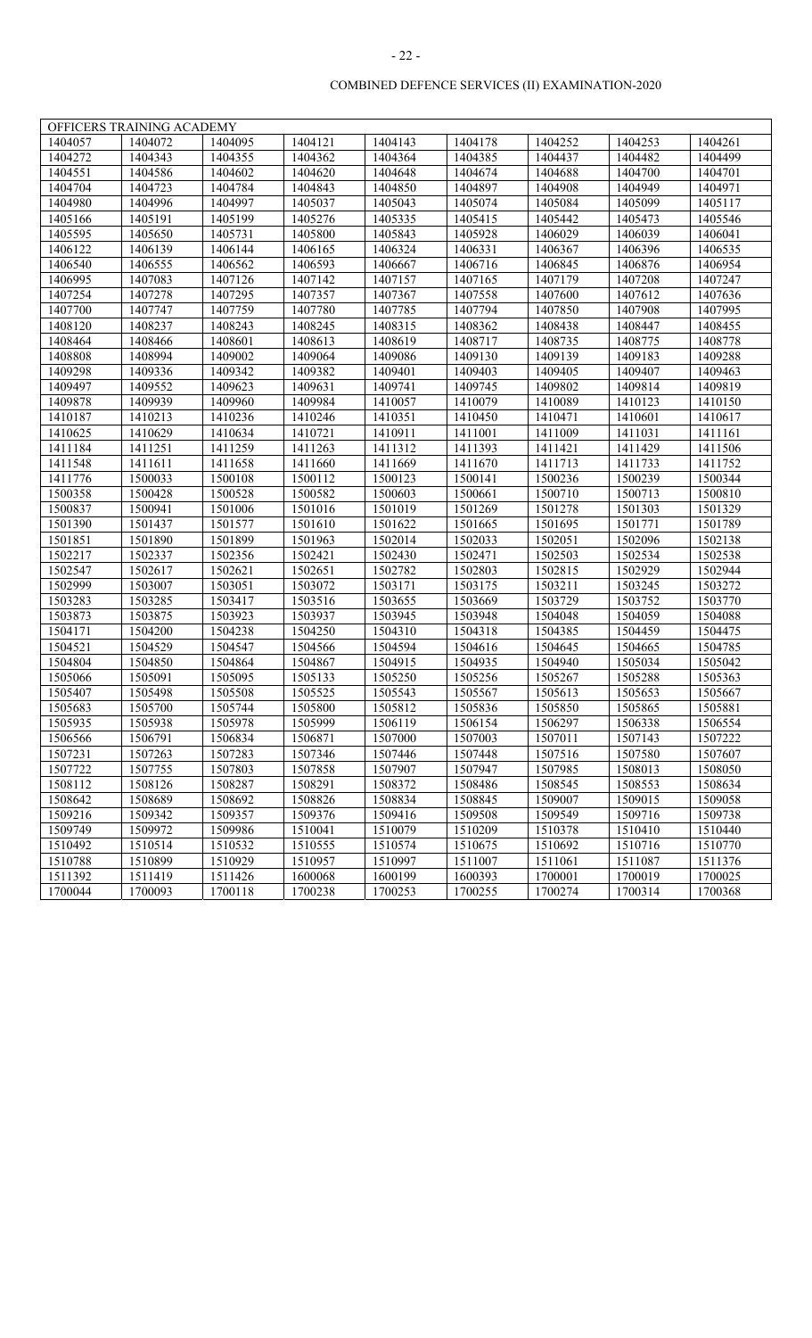COMBINED DEFENCE SERVICES (II) EXAMINATION-2020

| OFFICERS TRAINING ACADEMY | | | | | | | | |
|---|---|---|---|---|---|---|---|---|
| 1404057 | 1404072 | 1404095 | 1404121 | 1404143 | 1404178 | 1404252 | 1404253 | 1404261 |
| 1404272 | 1404343 | 1404355 | 1404362 | 1404364 | 1404385 | 1404437 | 1404482 | 1404499 |
| 1404551 | 1404586 | 1404602 | 1404620 | 1404648 | 1404674 | 1404688 | 1404700 | 1404701 |
| 1404704 | 1404723 | 1404784 | 1404843 | 1404850 | 1404897 | 1404908 | 1404949 | 1404971 |
| 1404980 | 1404996 | 1404997 | 1405037 | 1405043 | 1405074 | 1405084 | 1405099 | 1405117 |
| 1405166 | 1405191 | 1405199 | 1405276 | 1405335 | 1405415 | 1405442 | 1405473 | 1405546 |
| 1405595 | 1405650 | 1405731 | 1405800 | 1405843 | 1405928 | 1406029 | 1406039 | 1406041 |
| 1406122 | 1406139 | 1406144 | 1406165 | 1406324 | 1406331 | 1406367 | 1406396 | 1406535 |
| 1406540 | 1406555 | 1406562 | 1406593 | 1406667 | 1406716 | 1406845 | 1406876 | 1406954 |
| 1406995 | 1407083 | 1407126 | 1407142 | 1407157 | 1407165 | 1407179 | 1407208 | 1407247 |
| 1407254 | 1407278 | 1407295 | 1407357 | 1407367 | 1407558 | 1407600 | 1407612 | 1407636 |
| 1407700 | 1407747 | 1407759 | 1407780 | 1407785 | 1407794 | 1407850 | 1407908 | 1407995 |
| 1408120 | 1408237 | 1408243 | 1408245 | 1408315 | 1408362 | 1408438 | 1408447 | 1408455 |
| 1408464 | 1408466 | 1408601 | 1408613 | 1408619 | 1408717 | 1408735 | 1408775 | 1408778 |
| 1408808 | 1408994 | 1409002 | 1409064 | 1409086 | 1409130 | 1409139 | 1409183 | 1409288 |
| 1409298 | 1409336 | 1409342 | 1409382 | 1409401 | 1409403 | 1409405 | 1409407 | 1409463 |
| 1409497 | 1409552 | 1409623 | 1409631 | 1409741 | 1409745 | 1409802 | 1409814 | 1409819 |
| 1409878 | 1409939 | 1409960 | 1409984 | 1410057 | 1410079 | 1410089 | 1410123 | 1410150 |
| 1410187 | 1410213 | 1410236 | 1410246 | 1410351 | 1410450 | 1410471 | 1410601 | 1410617 |
| 1410625 | 1410629 | 1410634 | 1410721 | 1410911 | 1411001 | 1411009 | 1411031 | 1411161 |
| 1411184 | 1411251 | 1411259 | 1411263 | 1411312 | 1411393 | 1411421 | 1411429 | 1411506 |
| 1411548 | 1411611 | 1411658 | 1411660 | 1411669 | 1411670 | 1411713 | 1411733 | 1411752 |
| 1411776 | 1500033 | 1500108 | 1500112 | 1500123 | 1500141 | 1500236 | 1500239 | 1500344 |
| 1500358 | 1500428 | 1500528 | 1500582 | 1500603 | 1500661 | 1500710 | 1500713 | 1500810 |
| 1500837 | 1500941 | 1501006 | 1501016 | 1501019 | 1501269 | 1501278 | 1501303 | 1501329 |
| 1501390 | 1501437 | 1501577 | 1501610 | 1501622 | 1501665 | 1501695 | 1501771 | 1501789 |
| 1501851 | 1501890 | 1501899 | 1501963 | 1502014 | 1502033 | 1502051 | 1502096 | 1502138 |
| 1502217 | 1502337 | 1502356 | 1502421 | 1502430 | 1502471 | 1502503 | 1502534 | 1502538 |
| 1502547 | 1502617 | 1502621 | 1502651 | 1502782 | 1502803 | 1502815 | 1502929 | 1502944 |
| 1502999 | 1503007 | 1503051 | 1503072 | 1503171 | 1503175 | 1503211 | 1503245 | 1503272 |
| 1503283 | 1503285 | 1503417 | 1503516 | 1503655 | 1503669 | 1503729 | 1503752 | 1503770 |
| 1503873 | 1503875 | 1503923 | 1503937 | 1503945 | 1503948 | 1504048 | 1504059 | 1504088 |
| 1504171 | 1504200 | 1504238 | 1504250 | 1504310 | 1504318 | 1504385 | 1504459 | 1504475 |
| 1504521 | 1504529 | 1504547 | 1504566 | 1504594 | 1504616 | 1504645 | 1504665 | 1504785 |
| 1504804 | 1504850 | 1504864 | 1504867 | 1504915 | 1504935 | 1504940 | 1505034 | 1505042 |
| 1505066 | 1505091 | 1505095 | 1505133 | 1505250 | 1505256 | 1505267 | 1505288 | 1505363 |
| 1505407 | 1505498 | 1505508 | 1505525 | 1505543 | 1505567 | 1505613 | 1505653 | 1505667 |
| 1505683 | 1505700 | 1505744 | 1505800 | 1505812 | 1505836 | 1505850 | 1505865 | 1505881 |
| 1505935 | 1505938 | 1505978 | 1505999 | 1506119 | 1506154 | 1506297 | 1506338 | 1506554 |
| 1506566 | 1506791 | 1506834 | 1506871 | 1507000 | 1507003 | 1507011 | 1507143 | 1507222 |
| 1507231 | 1507263 | 1507283 | 1507346 | 1507446 | 1507448 | 1507516 | 1507580 | 1507607 |
| 1507722 | 1507755 | 1507803 | 1507858 | 1507907 | 1507947 | 1507985 | 1508013 | 1508050 |
| 1508112 | 1508126 | 1508287 | 1508291 | 1508372 | 1508486 | 1508545 | 1508553 | 1508634 |
| 1508642 | 1508689 | 1508692 | 1508826 | 1508834 | 1508845 | 1509007 | 1509015 | 1509058 |
| 1509216 | 1509342 | 1509357 | 1509376 | 1509416 | 1509508 | 1509549 | 1509716 | 1509738 |
| 1509749 | 1509972 | 1509986 | 1510041 | 1510079 | 1510209 | 1510378 | 1510410 | 1510440 |
| 1510492 | 1510514 | 1510532 | 1510555 | 1510574 | 1510675 | 1510692 | 1510716 | 1510770 |
| 1510788 | 1510899 | 1510929 | 1510957 | 1510997 | 1511007 | 1511061 | 1511087 | 1511376 |
| 1511392 | 1511419 | 1511426 | 1600068 | 1600199 | 1600393 | 1700001 | 1700019 | 1700025 |
| 1700044 | 1700093 | 1700118 | 1700238 | 1700253 | 1700255 | 1700274 | 1700314 | 1700368 |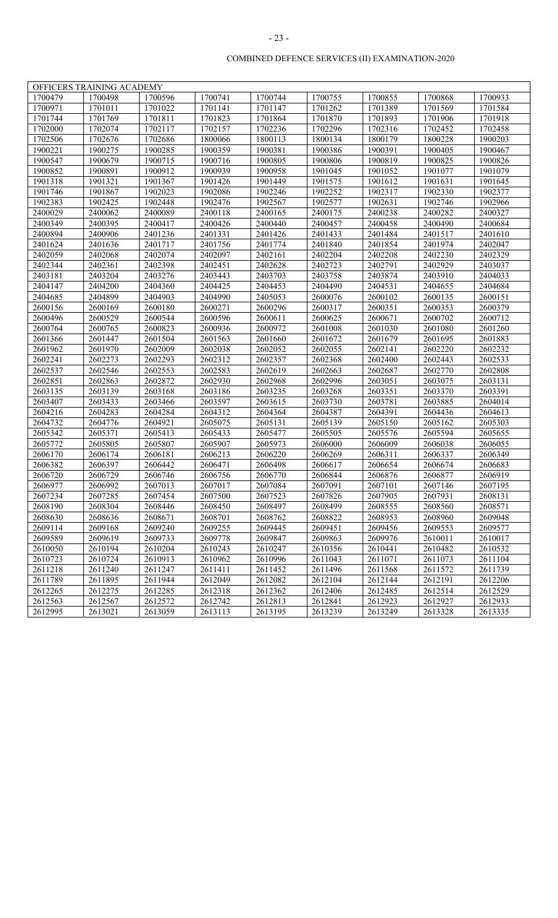COMBINED DEFENCE SERVICES (II) EXAMINATION-2020

| OFFICERS TRAINING ACADEMY | | | | | | | | |
|---|---|---|---|---|---|---|---|---|
| 1700479 | 1700498 | 1700596 | 1700741 | 1700744 | 1700755 | 1700855 | 1700868 | 1700933 |
| 1700971 | 1701011 | 1701022 | 1701141 | 1701147 | 1701262 | 1701389 | 1701569 | 1701584 |
| 1701744 | 1701769 | 1701811 | 1701823 | 1701864 | 1701870 | 1701893 | 1701906 | 1701918 |
| 1702000 | 1702074 | 1702117 | 1702157 | 1702236 | 1702296 | 1702316 | 1702452 | 1702458 |
| 1702506 | 1702676 | 1702686 | 1800066 | 1800113 | 1800134 | 1800179 | 1800228 | 1900203 |
| 1900221 | 1900275 | 1900285 | 1900359 | 1900381 | 1900386 | 1900391 | 1900405 | 1900467 |
| 1900547 | 1900679 | 1900715 | 1900716 | 1900805 | 1900806 | 1900819 | 1900825 | 1900826 |
| 1900852 | 1900891 | 1900912 | 1900939 | 1900958 | 1901045 | 1901052 | 1901077 | 1901079 |
| 1901318 | 1901321 | 1901367 | 1901426 | 1901449 | 1901575 | 1901612 | 1901631 | 1901645 |
| 1901746 | 1901867 | 1902023 | 1902086 | 1902246 | 1902252 | 1902317 | 1902330 | 1902377 |
| 1902383 | 1902425 | 1902448 | 1902476 | 1902567 | 1902577 | 1902631 | 1902746 | 1902966 |
| 2400029 | 2400062 | 2400089 | 2400118 | 2400165 | 2400175 | 2400238 | 2400282 | 2400327 |
| 2400349 | 2400395 | 2400417 | 2400426 | 2400440 | 2400457 | 2400458 | 2400490 | 2400684 |
| 2400894 | 2400906 | 2401236 | 2401331 | 2401426 | 2401433 | 2401484 | 2401517 | 2401610 |
| 2401624 | 2401636 | 2401717 | 2401756 | 2401774 | 2401840 | 2401854 | 2401974 | 2402047 |
| 2402059 | 2402068 | 2402074 | 2402097 | 2402161 | 2402204 | 2402208 | 2402230 | 2402329 |
| 2402344 | 2402361 | 2402398 | 2402451 | 2402628 | 2402723 | 2402791 | 2402929 | 2403037 |
| 2403181 | 2403204 | 2403276 | 2403443 | 2403703 | 2403758 | 2403874 | 2403910 | 2404033 |
| 2404147 | 2404200 | 2404360 | 2404425 | 2404453 | 2404490 | 2404531 | 2404655 | 2404684 |
| 2404685 | 2404899 | 2404903 | 2404990 | 2405053 | 2600076 | 2600102 | 2600135 | 2600151 |
| 2600156 | 2600169 | 2600180 | 2600271 | 2600296 | 2600317 | 2600351 | 2600353 | 2600379 |
| 2600496 | 2600529 | 2600544 | 2600596 | 2600611 | 2600625 | 2600671 | 2600702 | 2600712 |
| 2600764 | 2600765 | 2600823 | 2600936 | 2600972 | 2601008 | 2601030 | 2601080 | 2601260 |
| 2601366 | 2601447 | 2601504 | 2601563 | 2601660 | 2601672 | 2601679 | 2601695 | 2601883 |
| 2601962 | 2601970 | 2602009 | 2602038 | 2602052 | 2602055 | 2602141 | 2602220 | 2602232 |
| 2602241 | 2602273 | 2602293 | 2602312 | 2602357 | 2602368 | 2602400 | 2602443 | 2602533 |
| 2602537 | 2602546 | 2602553 | 2602583 | 2602619 | 2602663 | 2602687 | 2602770 | 2602808 |
| 2602851 | 2602863 | 2602872 | 2602930 | 2602968 | 2602996 | 2603051 | 2603075 | 2603131 |
| 2603135 | 2603139 | 2603168 | 2603186 | 2603235 | 2603268 | 2603351 | 2603370 | 2603391 |
| 2603407 | 2603433 | 2603466 | 2603597 | 2603615 | 2603730 | 2603781 | 2603885 | 2604014 |
| 2604216 | 2604283 | 2604284 | 2604312 | 2604364 | 2604387 | 2604391 | 2604436 | 2604613 |
| 2604732 | 2604776 | 2604921 | 2605075 | 2605131 | 2605139 | 2605150 | 2605162 | 2605303 |
| 2605342 | 2605371 | 2605413 | 2605433 | 2605477 | 2605505 | 2605576 | 2605594 | 2605655 |
| 2605772 | 2605805 | 2605807 | 2605907 | 2605973 | 2606000 | 2606009 | 2606038 | 2606055 |
| 2606170 | 2606174 | 2606181 | 2606213 | 2606220 | 2606269 | 2606311 | 2606337 | 2606349 |
| 2606382 | 2606397 | 2606442 | 2606471 | 2606498 | 2606617 | 2606654 | 2606674 | 2606683 |
| 2606720 | 2606729 | 2606746 | 2606756 | 2606770 | 2606844 | 2606876 | 2606877 | 2606919 |
| 2606977 | 2606992 | 2607013 | 2607017 | 2607084 | 2607091 | 2607101 | 2607146 | 2607195 |
| 2607234 | 2607285 | 2607454 | 2607500 | 2607523 | 2607826 | 2607905 | 2607931 | 2608131 |
| 2608190 | 2608304 | 2608446 | 2608450 | 2608497 | 2608499 | 2608555 | 2608560 | 2608571 |
| 2608630 | 2608636 | 2608671 | 2608701 | 2608762 | 2608822 | 2608953 | 2608960 | 2609048 |
| 2609114 | 2609168 | 2609240 | 2609255 | 2609445 | 2609451 | 2609456 | 2609553 | 2609577 |
| 2609589 | 2609619 | 2609733 | 2609778 | 2609847 | 2609863 | 2609976 | 2610011 | 2610017 |
| 2610050 | 2610194 | 2610204 | 2610243 | 2610247 | 2610356 | 2610441 | 2610482 | 2610532 |
| 2610723 | 2610724 | 2610913 | 2610962 | 2610996 | 2611043 | 2611071 | 2611073 | 2611104 |
| 2611218 | 2611240 | 2611247 | 2611411 | 2611452 | 2611496 | 2611568 | 2611572 | 2611739 |
| 2611789 | 2611895 | 2611944 | 2612049 | 2612082 | 2612104 | 2612144 | 2612191 | 2612206 |
| 2612265 | 2612275 | 2612285 | 2612318 | 2612362 | 2612406 | 2612485 | 2612514 | 2612529 |
| 2612563 | 2612567 | 2612572 | 2612742 | 2612813 | 2612841 | 2612923 | 2612927 | 2612933 |
| 2612995 | 2613021 | 2613059 | 2613113 | 2613195 | 2613239 | 2613249 | 2613328 | 2613335 |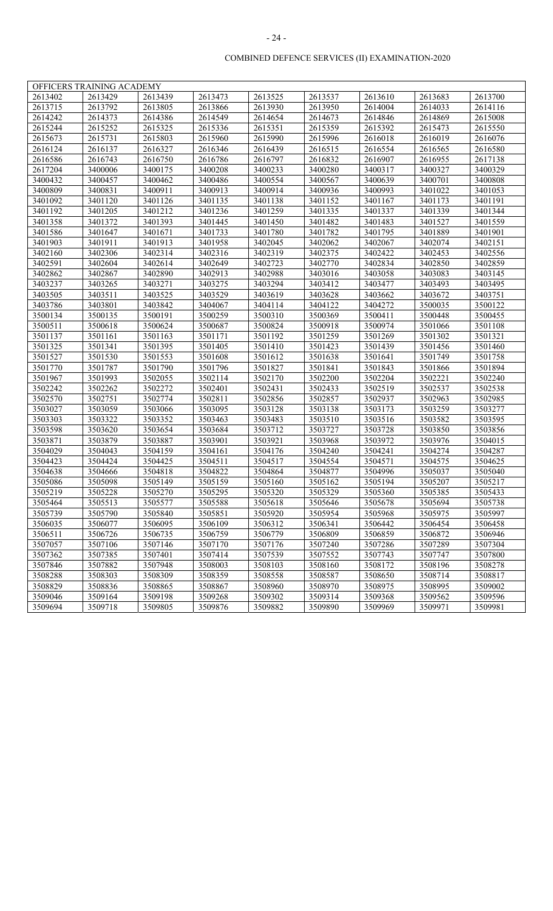COMBINED DEFENCE SERVICES (II) EXAMINATION-2020

| OFFICERS TRAINING ACADEMY | | | | | | | | |
|---|---|---|---|---|---|---|---|---|
| 2613402 | 2613429 | 2613439 | 2613473 | 2613525 | 2613537 | 2613610 | 2613683 | 2613700 |
| 2613715 | 2613792 | 2613805 | 2613866 | 2613930 | 2613950 | 2614004 | 2614033 | 2614116 |
| 2614242 | 2614373 | 2614386 | 2614549 | 2614654 | 2614673 | 2614846 | 2614869 | 2615008 |
| 2615244 | 2615252 | 2615325 | 2615336 | 2615351 | 2615359 | 2615392 | 2615473 | 2615550 |
| 2615673 | 2615731 | 2615803 | 2615960 | 2615990 | 2615996 | 2616018 | 2616019 | 2616076 |
| 2616124 | 2616137 | 2616327 | 2616346 | 2616439 | 2616515 | 2616554 | 2616565 | 2616580 |
| 2616586 | 2616743 | 2616750 | 2616786 | 2616797 | 2616832 | 2616907 | 2616955 | 2617138 |
| 2617204 | 3400006 | 3400175 | 3400208 | 3400233 | 3400280 | 3400317 | 3400327 | 3400329 |
| 3400432 | 3400457 | 3400462 | 3400486 | 3400554 | 3400567 | 3400639 | 3400701 | 3400808 |
| 3400809 | 3400831 | 3400911 | 3400913 | 3400914 | 3400936 | 3400993 | 3401022 | 3401053 |
| 3401092 | 3401120 | 3401126 | 3401135 | 3401138 | 3401152 | 3401167 | 3401173 | 3401191 |
| 3401192 | 3401205 | 3401212 | 3401236 | 3401259 | 3401335 | 3401337 | 3401339 | 3401344 |
| 3401358 | 3401372 | 3401393 | 3401445 | 3401450 | 3401482 | 3401483 | 3401527 | 3401559 |
| 3401586 | 3401647 | 3401671 | 3401733 | 3401780 | 3401782 | 3401795 | 3401889 | 3401901 |
| 3401903 | 3401911 | 3401913 | 3401958 | 3402045 | 3402062 | 3402067 | 3402074 | 3402151 |
| 3402160 | 3402306 | 3402314 | 3402316 | 3402319 | 3402375 | 3402422 | 3402453 | 3402556 |
| 3402591 | 3402604 | 3402614 | 3402649 | 3402723 | 3402770 | 3402834 | 3402850 | 3402859 |
| 3402862 | 3402867 | 3402890 | 3402913 | 3402988 | 3403016 | 3403058 | 3403083 | 3403145 |
| 3403237 | 3403265 | 3403271 | 3403275 | 3403294 | 3403412 | 3403477 | 3403493 | 3403495 |
| 3403505 | 3403511 | 3403525 | 3403529 | 3403619 | 3403628 | 3403662 | 3403672 | 3403751 |
| 3403786 | 3403801 | 3403842 | 3404067 | 3404114 | 3404122 | 3404272 | 3500035 | 3500122 |
| 3500134 | 3500135 | 3500191 | 3500259 | 3500310 | 3500369 | 3500411 | 3500448 | 3500455 |
| 3500511 | 3500618 | 3500624 | 3500687 | 3500824 | 3500918 | 3500974 | 3501066 | 3501108 |
| 3501137 | 3501161 | 3501163 | 3501171 | 3501192 | 3501259 | 3501269 | 3501302 | 3501321 |
| 3501325 | 3501341 | 3501395 | 3501405 | 3501410 | 3501423 | 3501439 | 3501456 | 3501460 |
| 3501527 | 3501530 | 3501553 | 3501608 | 3501612 | 3501638 | 3501641 | 3501749 | 3501758 |
| 3501770 | 3501787 | 3501790 | 3501796 | 3501827 | 3501841 | 3501843 | 3501866 | 3501894 |
| 3501967 | 3501993 | 3502055 | 3502114 | 3502170 | 3502200 | 3502204 | 3502221 | 3502240 |
| 3502242 | 3502262 | 3502272 | 3502401 | 3502431 | 3502433 | 3502519 | 3502537 | 3502538 |
| 3502570 | 3502751 | 3502774 | 3502811 | 3502856 | 3502857 | 3502937 | 3502963 | 3502985 |
| 3503027 | 3503059 | 3503066 | 3503095 | 3503128 | 3503138 | 3503173 | 3503259 | 3503277 |
| 3503303 | 3503322 | 3503352 | 3503463 | 3503483 | 3503510 | 3503516 | 3503582 | 3503595 |
| 3503598 | 3503620 | 3503654 | 3503684 | 3503712 | 3503727 | 3503728 | 3503850 | 3503856 |
| 3503871 | 3503879 | 3503887 | 3503901 | 3503921 | 3503968 | 3503972 | 3503976 | 3504015 |
| 3504029 | 3504043 | 3504159 | 3504161 | 3504176 | 3504240 | 3504241 | 3504274 | 3504287 |
| 3504423 | 3504424 | 3504425 | 3504511 | 3504517 | 3504554 | 3504571 | 3504575 | 3504625 |
| 3504638 | 3504666 | 3504818 | 3504822 | 3504864 | 3504877 | 3504996 | 3505037 | 3505040 |
| 3505086 | 3505098 | 3505149 | 3505159 | 3505160 | 3505162 | 3505194 | 3505207 | 3505217 |
| 3505219 | 3505228 | 3505270 | 3505295 | 3505320 | 3505329 | 3505360 | 3505385 | 3505433 |
| 3505464 | 3505513 | 3505577 | 3505588 | 3505618 | 3505646 | 3505678 | 3505694 | 3505738 |
| 3505739 | 3505790 | 3505840 | 3505851 | 3505920 | 3505954 | 3505968 | 3505975 | 3505997 |
| 3506035 | 3506077 | 3506095 | 3506109 | 3506312 | 3506341 | 3506442 | 3506454 | 3506458 |
| 3506511 | 3506726 | 3506735 | 3506759 | 3506779 | 3506809 | 3506859 | 3506872 | 3506946 |
| 3507057 | 3507106 | 3507146 | 3507170 | 3507176 | 3507240 | 3507286 | 3507289 | 3507304 |
| 3507362 | 3507385 | 3507401 | 3507414 | 3507539 | 3507552 | 3507743 | 3507747 | 3507800 |
| 3507846 | 3507882 | 3507948 | 3508003 | 3508103 | 3508160 | 3508172 | 3508196 | 3508278 |
| 3508288 | 3508303 | 3508309 | 3508359 | 3508558 | 3508587 | 3508650 | 3508714 | 3508817 |
| 3508829 | 3508836 | 3508865 | 3508867 | 3508960 | 3508970 | 3508975 | 3508995 | 3509002 |
| 3509046 | 3509164 | 3509198 | 3509268 | 3509302 | 3509314 | 3509368 | 3509562 | 3509596 |
| 3509694 | 3509718 | 3509805 | 3509876 | 3509882 | 3509890 | 3509969 | 3509971 | 3509981 |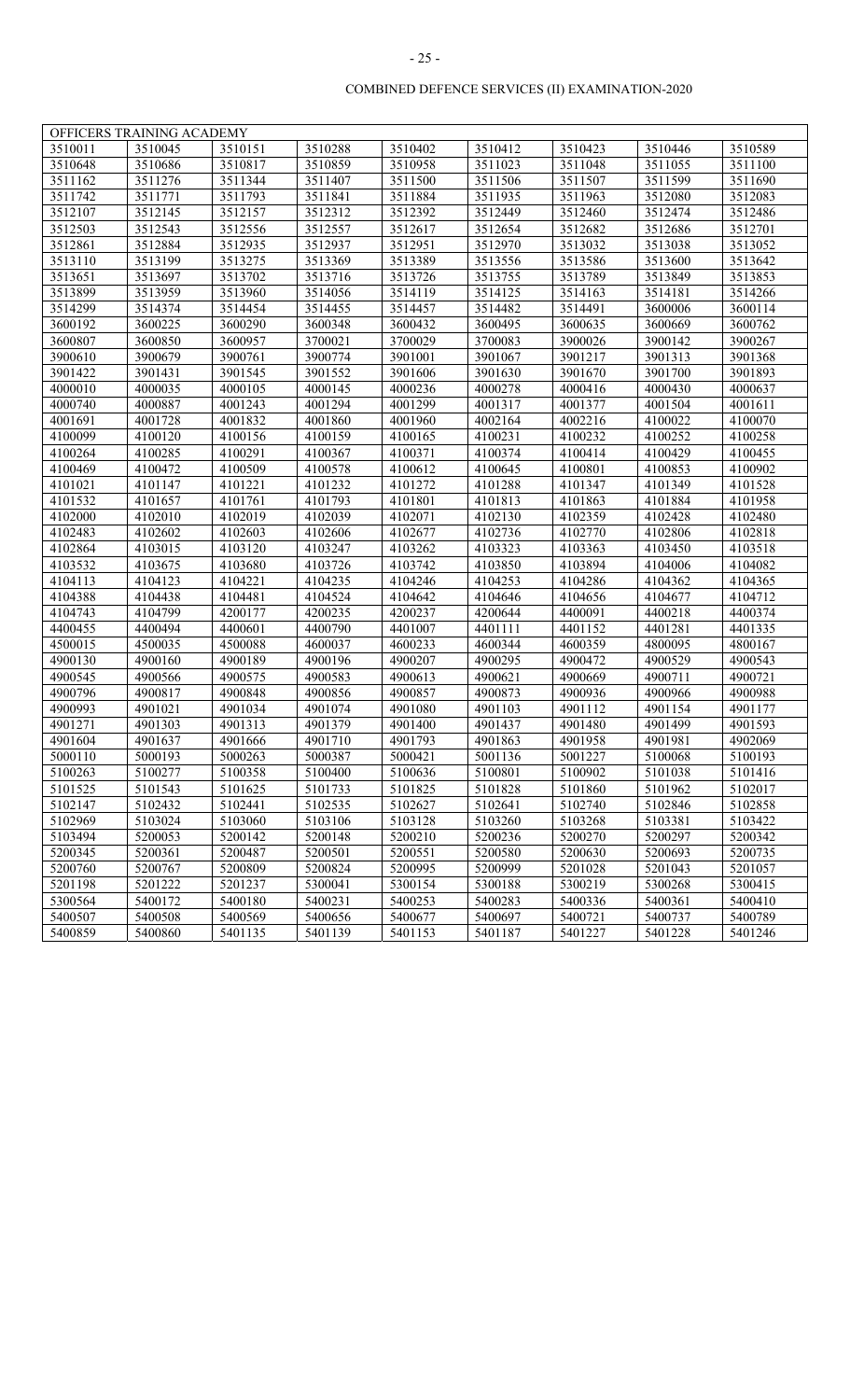COMBINED DEFENCE SERVICES (II) EXAMINATION-2020

| OFFICERS TRAINING ACADEMY | | | | | | | | |
|---|---|---|---|---|---|---|---|---|
| 3510011 | 3510045 | 3510151 | 3510288 | 3510402 | 3510412 | 3510423 | 3510446 | 3510589 |
| 3510648 | 3510686 | 3510817 | 3510859 | 3510958 | 3511023 | 3511048 | 3511055 | 3511100 |
| 3511162 | 3511276 | 3511344 | 3511407 | 3511500 | 3511506 | 3511507 | 3511599 | 3511690 |
| 3511742 | 3511771 | 3511793 | 3511841 | 3511884 | 3511935 | 3511963 | 3512080 | 3512083 |
| 3512107 | 3512145 | 3512157 | 3512312 | 3512392 | 3512449 | 3512460 | 3512474 | 3512486 |
| 3512503 | 3512543 | 3512556 | 3512557 | 3512617 | 3512654 | 3512682 | 3512686 | 3512701 |
| 3512861 | 3512884 | 3512935 | 3512937 | 3512951 | 3512970 | 3513032 | 3513038 | 3513052 |
| 3513110 | 3513199 | 3513275 | 3513369 | 3513389 | 3513556 | 3513586 | 3513600 | 3513642 |
| 3513651 | 3513697 | 3513702 | 3513716 | 3513726 | 3513755 | 3513789 | 3513849 | 3513853 |
| 3513899 | 3513959 | 3513960 | 3514056 | 3514119 | 3514125 | 3514163 | 3514181 | 3514266 |
| 3514299 | 3514374 | 3514454 | 3514455 | 3514457 | 3514482 | 3514491 | 3600006 | 3600114 |
| 3600192 | 3600225 | 3600290 | 3600348 | 3600432 | 3600495 | 3600635 | 3600669 | 3600762 |
| 3600807 | 3600850 | 3600957 | 3700021 | 3700029 | 3700083 | 3900026 | 3900142 | 3900267 |
| 3900610 | 3900679 | 3900761 | 3900774 | 3901001 | 3901067 | 3901217 | 3901313 | 3901368 |
| 3901422 | 3901431 | 3901545 | 3901552 | 3901606 | 3901630 | 3901670 | 3901700 | 3901893 |
| 4000010 | 4000035 | 4000105 | 4000145 | 4000236 | 4000278 | 4000416 | 4000430 | 4000637 |
| 4000740 | 4000887 | 4001243 | 4001294 | 4001299 | 4001317 | 4001377 | 4001504 | 4001611 |
| 4001691 | 4001728 | 4001832 | 4001860 | 4001960 | 4002164 | 4002216 | 4100022 | 4100070 |
| 4100099 | 4100120 | 4100156 | 4100159 | 4100165 | 4100231 | 4100232 | 4100252 | 4100258 |
| 4100264 | 4100285 | 4100291 | 4100367 | 4100371 | 4100374 | 4100414 | 4100429 | 4100455 |
| 4100469 | 4100472 | 4100509 | 4100578 | 4100612 | 4100645 | 4100801 | 4100853 | 4100902 |
| 4101021 | 4101147 | 4101221 | 4101232 | 4101272 | 4101288 | 4101347 | 4101349 | 4101528 |
| 4101532 | 4101657 | 4101761 | 4101793 | 4101801 | 4101813 | 4101863 | 4101884 | 4101958 |
| 4102000 | 4102010 | 4102019 | 4102039 | 4102071 | 4102130 | 4102359 | 4102428 | 4102480 |
| 4102483 | 4102602 | 4102603 | 4102606 | 4102677 | 4102736 | 4102770 | 4102806 | 4102818 |
| 4102864 | 4103015 | 4103120 | 4103247 | 4103262 | 4103323 | 4103363 | 4103450 | 4103518 |
| 4103532 | 4103675 | 4103680 | 4103726 | 4103742 | 4103850 | 4103894 | 4104006 | 4104082 |
| 4104113 | 4104123 | 4104221 | 4104235 | 4104246 | 4104253 | 4104286 | 4104362 | 4104365 |
| 4104388 | 4104438 | 4104481 | 4104524 | 4104642 | 4104646 | 4104656 | 4104677 | 4104712 |
| 4104743 | 4104799 | 4200177 | 4200235 | 4200237 | 4200644 | 4400091 | 4400218 | 4400374 |
| 4400455 | 4400494 | 4400601 | 4400790 | 4401007 | 4401111 | 4401152 | 4401281 | 4401335 |
| 4500015 | 4500035 | 4500088 | 4600037 | 4600233 | 4600344 | 4600359 | 4800095 | 4800167 |
| 4900130 | 4900160 | 4900189 | 4900196 | 4900207 | 4900295 | 4900472 | 4900529 | 4900543 |
| 4900545 | 4900566 | 4900575 | 4900583 | 4900613 | 4900621 | 4900669 | 4900711 | 4900721 |
| 4900796 | 4900817 | 4900848 | 4900856 | 4900857 | 4900873 | 4900936 | 4900966 | 4900988 |
| 4900993 | 4901021 | 4901034 | 4901074 | 4901080 | 4901103 | 4901112 | 4901154 | 4901177 |
| 4901271 | 4901303 | 4901313 | 4901379 | 4901400 | 4901437 | 4901480 | 4901499 | 4901593 |
| 4901604 | 4901637 | 4901666 | 4901710 | 4901793 | 4901863 | 4901958 | 4901981 | 4902069 |
| 5000110 | 5000193 | 5000263 | 5000387 | 5000421 | 5001136 | 5001227 | 5100068 | 5100193 |
| 5100263 | 5100277 | 5100358 | 5100400 | 5100636 | 5100801 | 5100902 | 5101038 | 5101416 |
| 5101525 | 5101543 | 5101625 | 5101733 | 5101825 | 5101828 | 5101860 | 5101962 | 5102017 |
| 5102147 | 5102432 | 5102441 | 5102535 | 5102627 | 5102641 | 5102740 | 5102846 | 5102858 |
| 5102969 | 5103024 | 5103060 | 5103106 | 5103128 | 5103260 | 5103268 | 5103381 | 5103422 |
| 5103494 | 5200053 | 5200142 | 5200148 | 5200210 | 5200236 | 5200270 | 5200297 | 5200342 |
| 5200345 | 5200361 | 5200487 | 5200501 | 5200551 | 5200580 | 5200630 | 5200693 | 5200735 |
| 5200760 | 5200767 | 5200809 | 5200824 | 5200995 | 5200999 | 5201028 | 5201043 | 5201057 |
| 5201198 | 5201222 | 5201237 | 5300041 | 5300154 | 5300188 | 5300219 | 5300268 | 5300415 |
| 5300564 | 5400172 | 5400180 | 5400231 | 5400253 | 5400283 | 5400336 | 5400361 | 5400410 |
| 5400507 | 5400508 | 5400569 | 5400656 | 5400677 | 5400697 | 5400721 | 5400737 | 5400789 |
| 5400859 | 5400860 | 5401135 | 5401139 | 5401153 | 5401187 | 5401227 | 5401228 | 5401246 |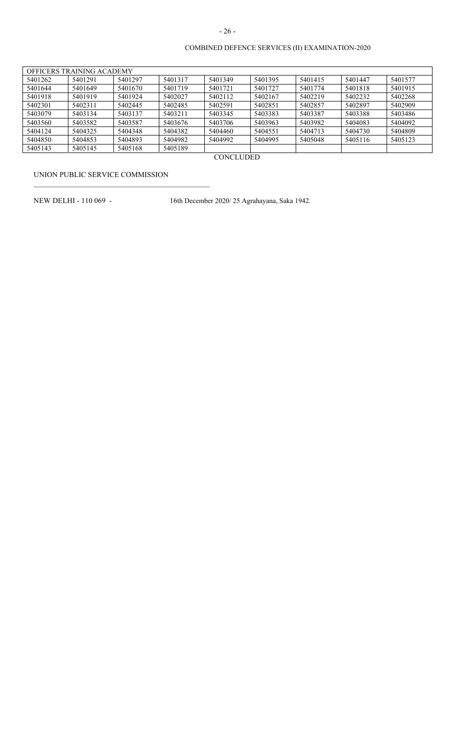COMBINED DEFENCE SERVICES (II) EXAMINATION-2020

| OFFICERS TRAINING ACADEMY | | | | | | | | |
|---|---|---|---|---|---|---|---|---|
| 5401262 | 5401291 | 5401297 | 5401317 | 5401349 | 5401395 | 5401415 | 5401447 | 5401577 |
| 5401644 | 5401649 | 5401670 | 5401719 | 5401721 | 5401727 | 5401774 | 5401818 | 5401915 |
| 5401918 | 5401919 | 5401924 | 5402027 | 5402112 | 5402167 | 5402219 | 5402232 | 5402268 |
| 5402301 | 5402311 | 5402445 | 5402485 | 5402591 | 5402851 | 5402857 | 5402897 | 5402909 |
| 5403079 | 5403134 | 5403137 | 5403211 | 5403345 | 5403383 | 5403387 | 5403388 | 5403486 |
| 5403560 | 5403582 | 5403587 | 5403676 | 5403706 | 5403963 | 5403982 | 5404083 | 5404092 |
| 5404124 | 5404325 | 5404348 | 5404382 | 5404460 | 5404551 | 5404713 | 5404730 | 5404809 |
| 5404850 | 5404853 | 5404893 | 5404982 | 5404992 | 5404995 | 5405048 | 5405116 | 5405123 |
| 5405143 | 5405145 | 5405168 | 5405189 | | | | | |

CONCLUDED

UNION PUBLIC SERVICE COMMISSION

NEW DELHI - 110 069 - 16th December 2020/ 25 Agrahayana, Saka 1942.